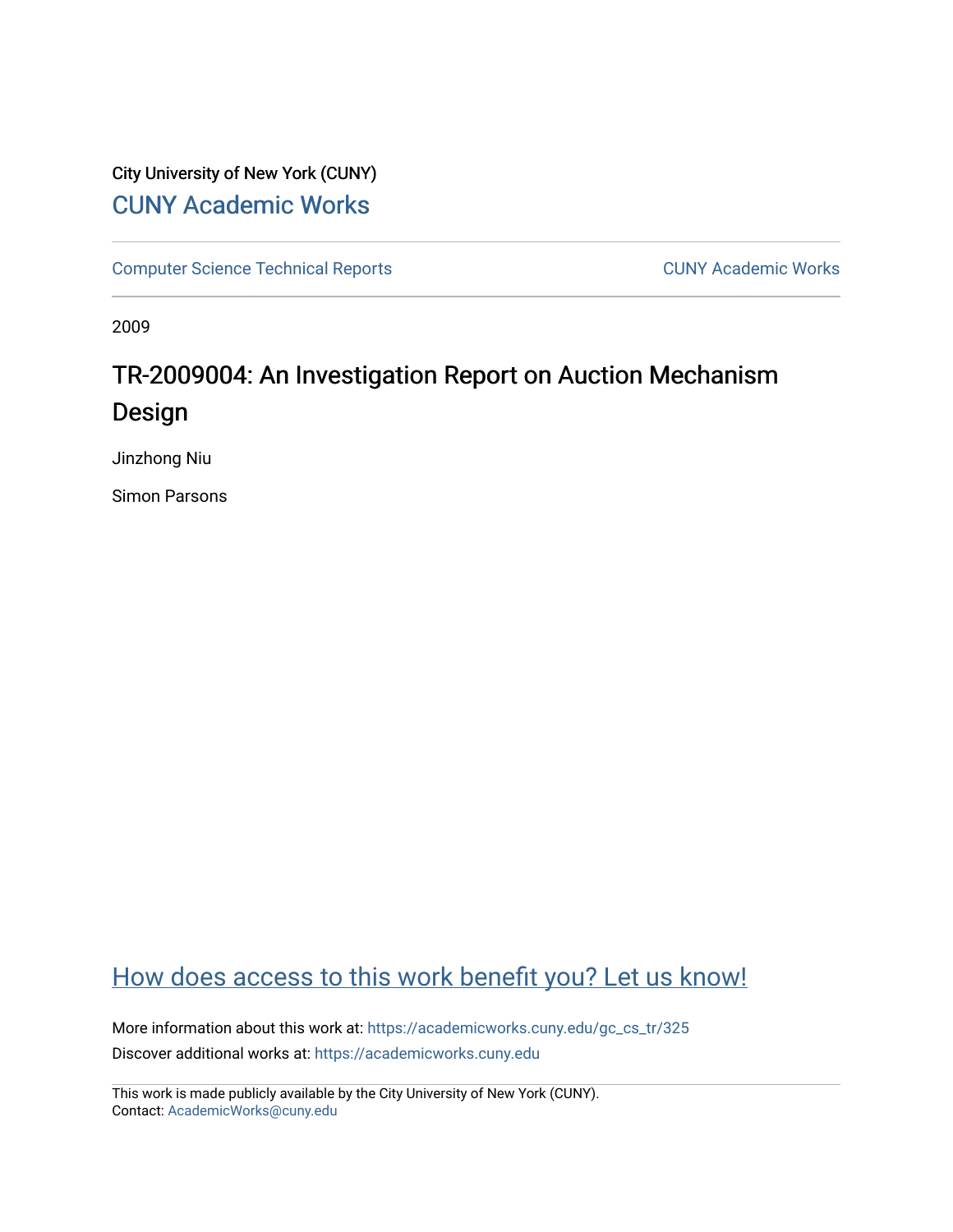City University of New York (CUNY)

CUNY Academic Works

Computer Science Technical Reports | CUNY Academic Works

2009

# TR-2009004: An Investigation Report on Auction Mechanism Design

Jinzhong Niu

Simon Parsons

How does access to this work benefit you? Let us know!

More information about this work at: https://academicworks.cuny.edu/gc_cs_tr/325

Discover additional works at: https://academicworks.cuny.edu

This work is made publicly available by the City University of New York (CUNY).
Contact: AcademicWorks@cuny.edu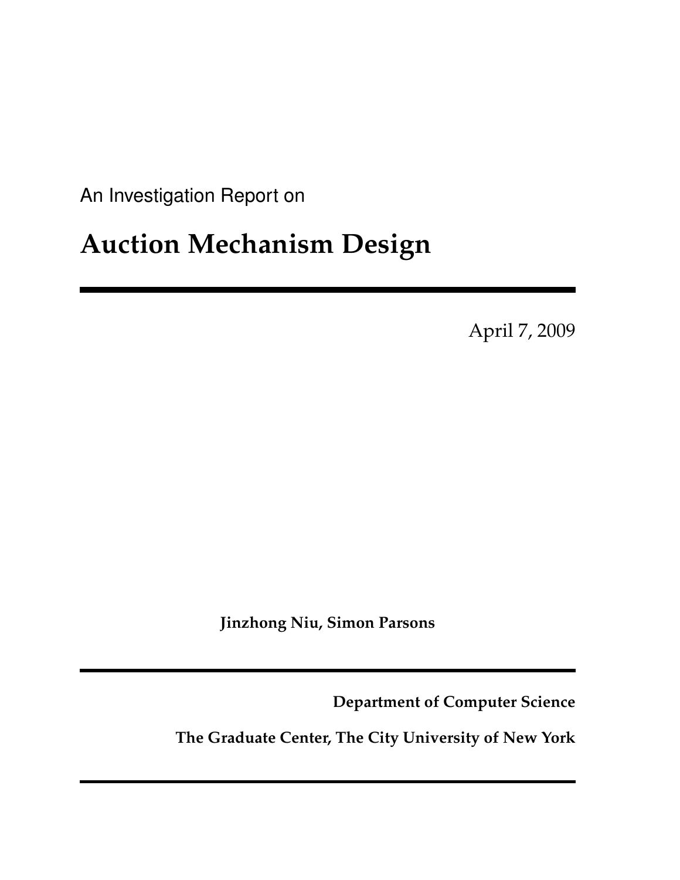An Investigation Report on

# Auction Mechanism Design

April 7, 2009

**Jinzhong Niu, Simon Parsons**

**Department of Computer Science**

**The Graduate Center, The City University of New York**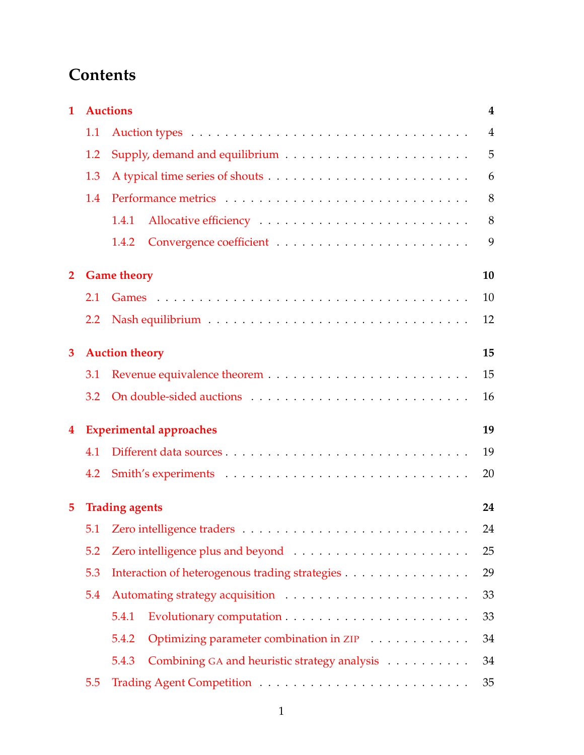# Contents

**1 Auctions** — 4

- 1.1 Auction types — 4
- 1.2 Supply, demand and equilibrium — 5
- 1.3 A typical time series of shouts — 6
- 1.4 Performance metrics — 8
  - 1.4.1 Allocative efficiency — 8
  - 1.4.2 Convergence coefficient — 9

**2 Game theory** — 10

- 2.1 Games — 10
- 2.2 Nash equilibrium — 12

**3 Auction theory** — 15

- 3.1 Revenue equivalence theorem — 15
- 3.2 On double-sided auctions — 16

**4 Experimental approaches** — 19

- 4.1 Different data sources — 19
- 4.2 Smith's experiments — 20

**5 Trading agents** — 24

- 5.1 Zero intelligence traders — 24
- 5.2 Zero intelligence plus and beyond — 25
- 5.3 Interaction of heterogenous trading strategies — 29
- 5.4 Automating strategy acquisition — 33
  - 5.4.1 Evolutionary computation — 33
  - 5.4.2 Optimizing parameter combination in ZIP — 34
  - 5.4.3 Combining GA and heuristic strategy analysis — 34
- 5.5 Trading Agent Competition — 35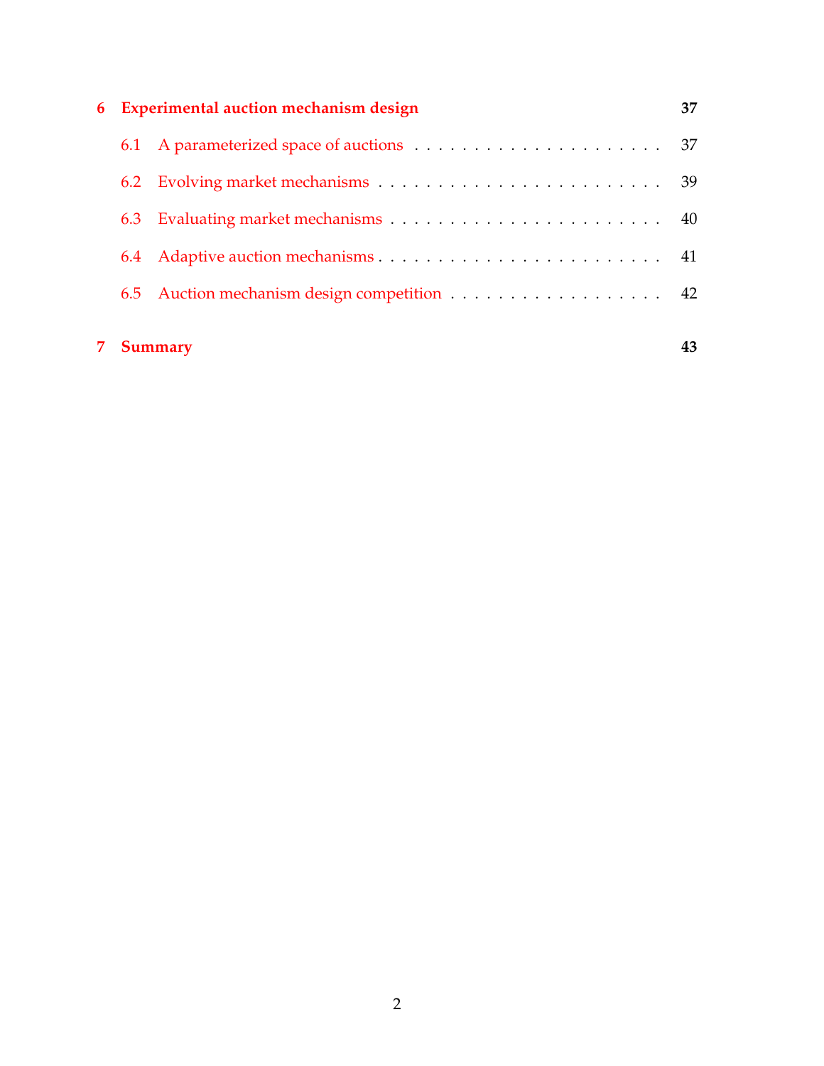**6 Experimental auction mechanism design** **37**

6.1 A parameterized space of auctions . . . . . . . . . . . . . . . . . . . . . . 37

6.2 Evolving market mechanisms . . . . . . . . . . . . . . . . . . . . . . . . 39

6.3 Evaluating market mechanisms . . . . . . . . . . . . . . . . . . . . . . . 40

6.4 Adaptive auction mechanisms . . . . . . . . . . . . . . . . . . . . . . . . 41

6.5 Auction mechanism design competition . . . . . . . . . . . . . . . . . . 42

**7 Summary** **43**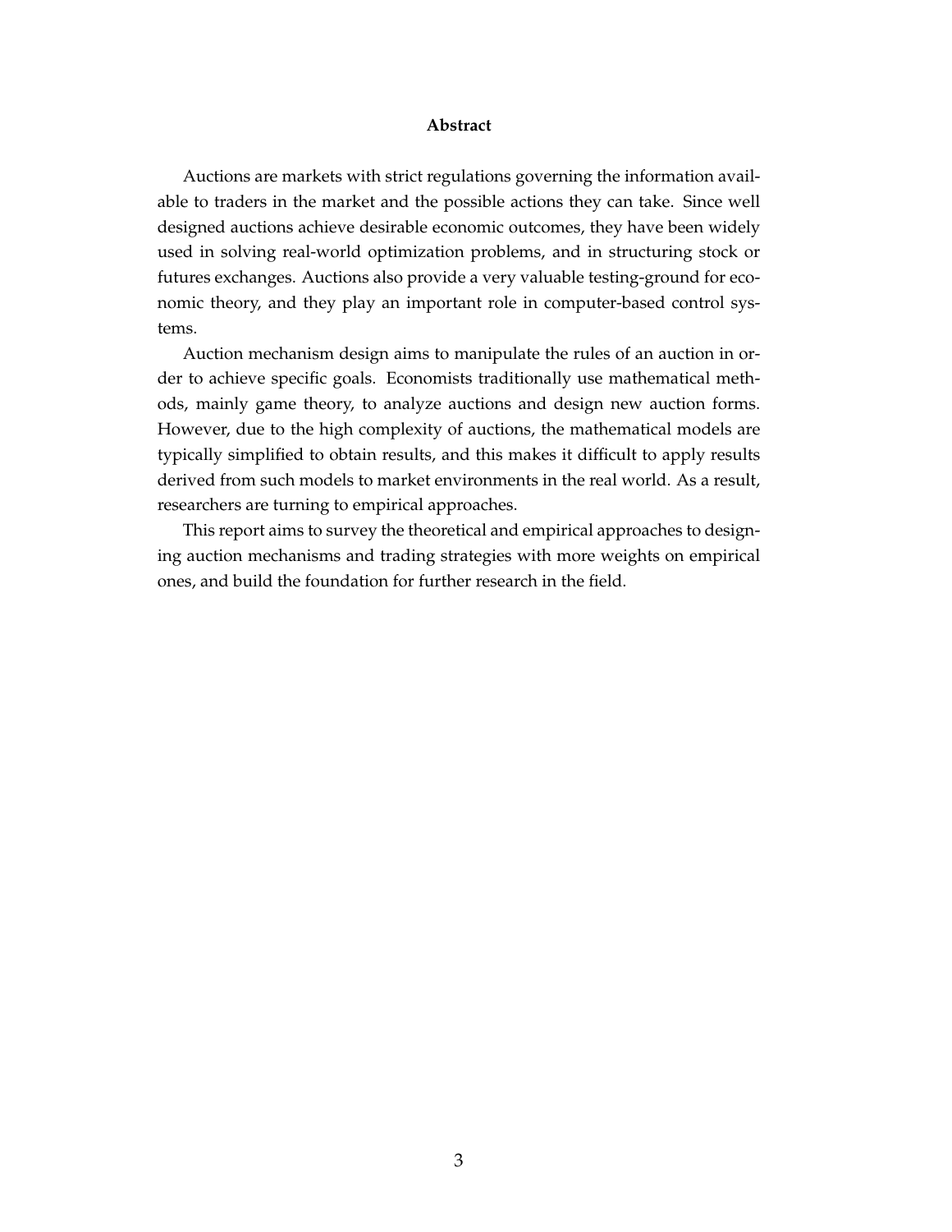## Abstract

Auctions are markets with strict regulations governing the information available to traders in the market and the possible actions they can take. Since well designed auctions achieve desirable economic outcomes, they have been widely used in solving real-world optimization problems, and in structuring stock or futures exchanges. Auctions also provide a very valuable testing-ground for economic theory, and they play an important role in computer-based control systems.

Auction mechanism design aims to manipulate the rules of an auction in order to achieve specific goals. Economists traditionally use mathematical methods, mainly game theory, to analyze auctions and design new auction forms. However, due to the high complexity of auctions, the mathematical models are typically simplified to obtain results, and this makes it difficult to apply results derived from such models to market environments in the real world. As a result, researchers are turning to empirical approaches.

This report aims to survey the theoretical and empirical approaches to designing auction mechanisms and trading strategies with more weights on empirical ones, and build the foundation for further research in the field.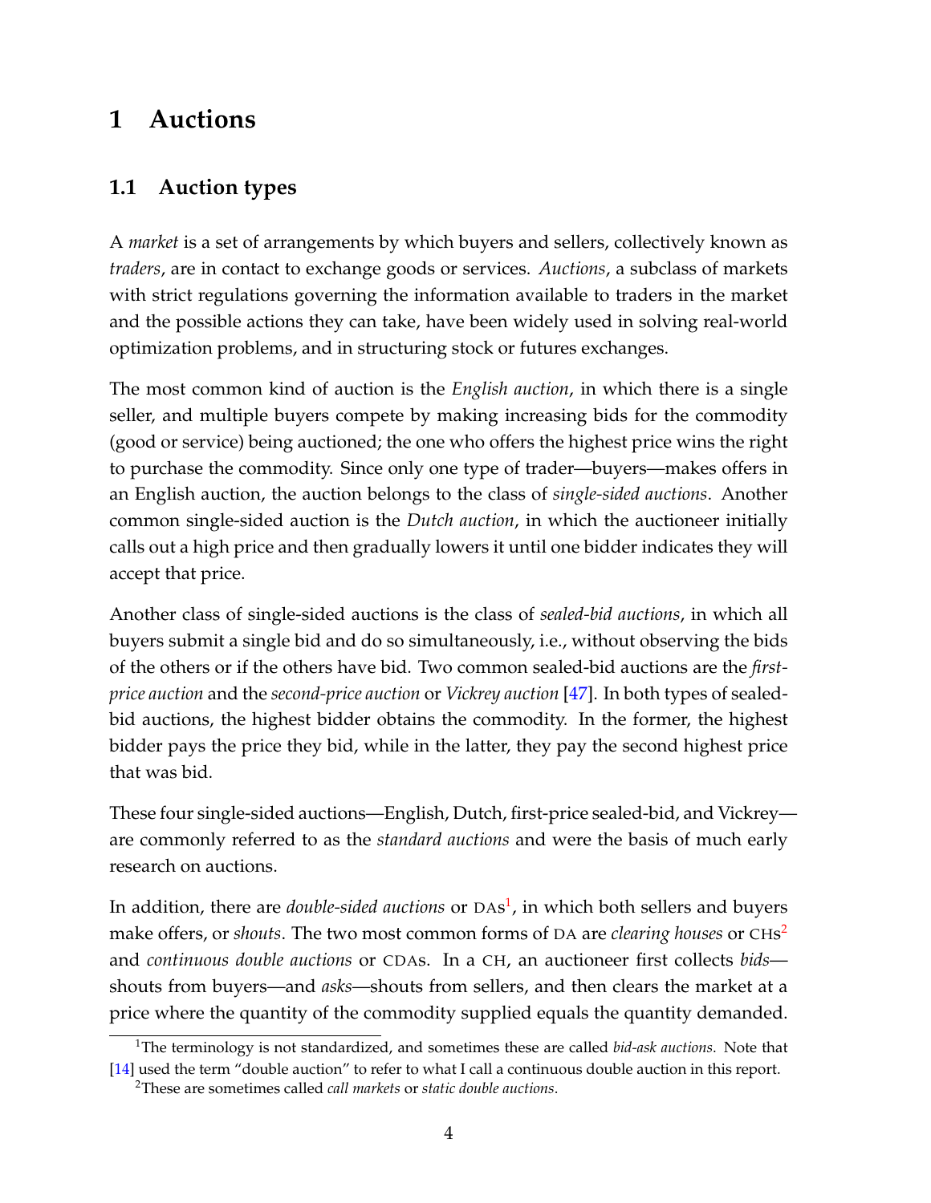# 1 Auctions

## 1.1 Auction types

A *market* is a set of arrangements by which buyers and sellers, collectively known as *traders*, are in contact to exchange goods or services. *Auctions*, a subclass of markets with strict regulations governing the information available to traders in the market and the possible actions they can take, have been widely used in solving real-world optimization problems, and in structuring stock or futures exchanges.

The most common kind of auction is the *English auction*, in which there is a single seller, and multiple buyers compete by making increasing bids for the commodity (good or service) being auctioned; the one who offers the highest price wins the right to purchase the commodity. Since only one type of trader—buyers—makes offers in an English auction, the auction belongs to the class of *single-sided auctions*. Another common single-sided auction is the *Dutch auction*, in which the auctioneer initially calls out a high price and then gradually lowers it until one bidder indicates they will accept that price.

Another class of single-sided auctions is the class of *sealed-bid auctions*, in which all buyers submit a single bid and do so simultaneously, i.e., without observing the bids of the others or if the others have bid. Two common sealed-bid auctions are the *first-price auction* and the *second-price auction* or *Vickrey auction* [47]. In both types of sealed-bid auctions, the highest bidder obtains the commodity. In the former, the highest bidder pays the price they bid, while in the latter, they pay the second highest price that was bid.

These four single-sided auctions—English, Dutch, first-price sealed-bid, and Vickrey—are commonly referred to as the *standard auctions* and were the basis of much early research on auctions.

In addition, there are *double-sided auctions* or DAs[1], in which both sellers and buyers make offers, or *shouts*. The two most common forms of DA are *clearing houses* or CHs[2] and *continuous double auctions* or CDAs. In a CH, an auctioneer first collects *bids*—shouts from buyers—and *asks*—shouts from sellers, and then clears the market at a price where the quantity of the commodity supplied equals the quantity demanded.

[1] The terminology is not standardized, and sometimes these are called *bid-ask auctions*. Note that [14] used the term "double auction" to refer to what I call a continuous double auction in this report.

[2] These are sometimes called *call markets* or *static double auctions*.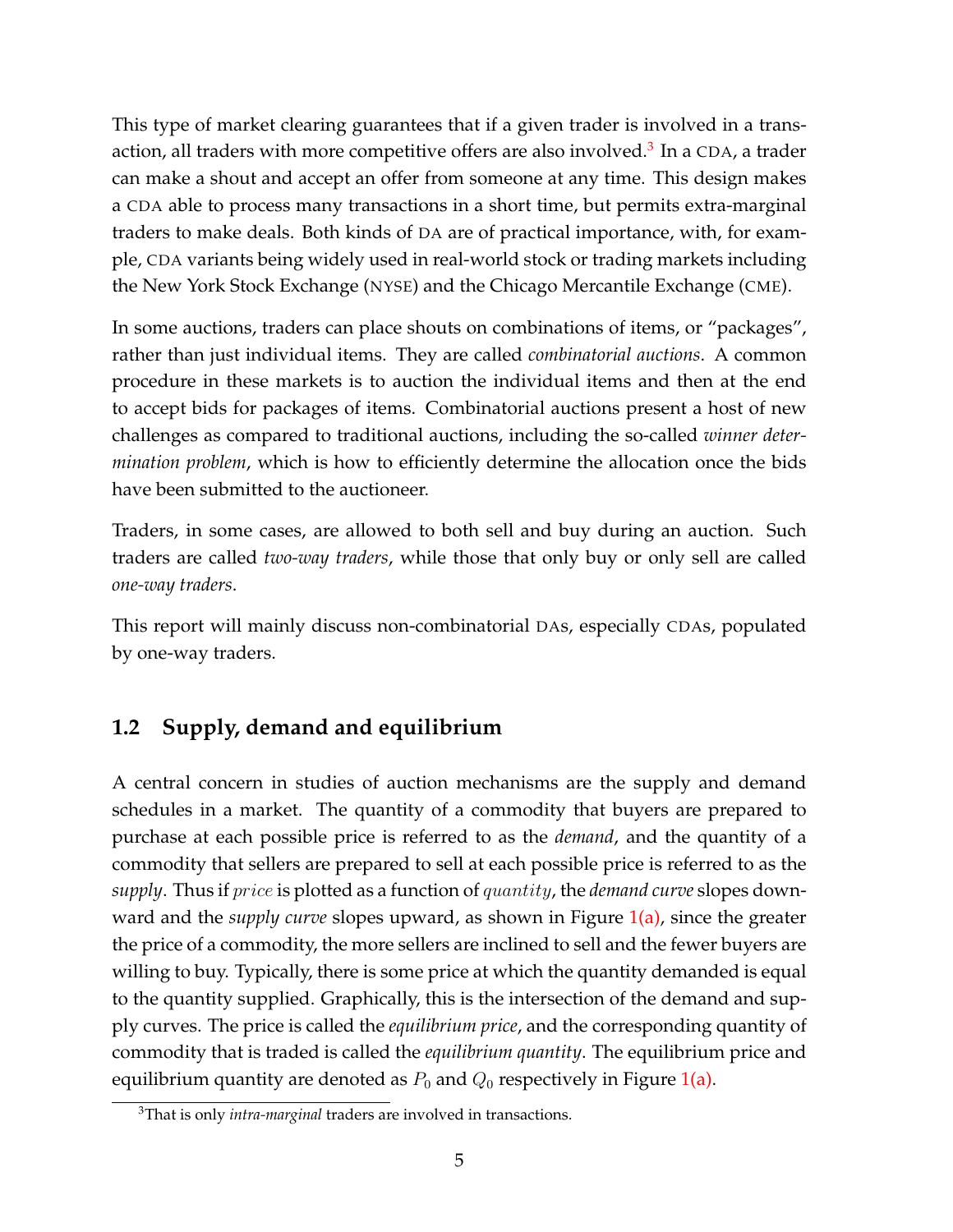This type of market clearing guarantees that if a given trader is involved in a transaction, all traders with more competitive offers are also involved.[3] In a CDA, a trader can make a shout and accept an offer from someone at any time. This design makes a CDA able to process many transactions in a short time, but permits extra-marginal traders to make deals. Both kinds of DA are of practical importance, with, for example, CDA variants being widely used in real-world stock or trading markets including the New York Stock Exchange (NYSE) and the Chicago Mercantile Exchange (CME).

In some auctions, traders can place shouts on combinations of items, or "packages", rather than just individual items. They are called *combinatorial auctions*. A common procedure in these markets is to auction the individual items and then at the end to accept bids for packages of items. Combinatorial auctions present a host of new challenges as compared to traditional auctions, including the so-called *winner determination problem*, which is how to efficiently determine the allocation once the bids have been submitted to the auctioneer.

Traders, in some cases, are allowed to both sell and buy during an auction. Such traders are called *two-way traders*, while those that only buy or only sell are called *one-way traders*.

This report will mainly discuss non-combinatorial DAs, especially CDAs, populated by one-way traders.

## 1.2 Supply, demand and equilibrium

A central concern in studies of auction mechanisms are the supply and demand schedules in a market. The quantity of a commodity that buyers are prepared to purchase at each possible price is referred to as the *demand*, and the quantity of a commodity that sellers are prepared to sell at each possible price is referred to as the *supply*. Thus if $price$ is plotted as a function of $quantity$, the *demand curve* slopes downward and the *supply curve* slopes upward, as shown in Figure 1(a), since the greater the price of a commodity, the more sellers are inclined to sell and the fewer buyers are willing to buy. Typically, there is some price at which the quantity demanded is equal to the quantity supplied. Graphically, this is the intersection of the demand and supply curves. The price is called the *equilibrium price*, and the corresponding quantity of commodity that is traded is called the *equilibrium quantity*. The equilibrium price and equilibrium quantity are denoted as $P_0$ and $Q_0$ respectively in Figure 1(a).

[3] That is only *intra-marginal* traders are involved in transactions.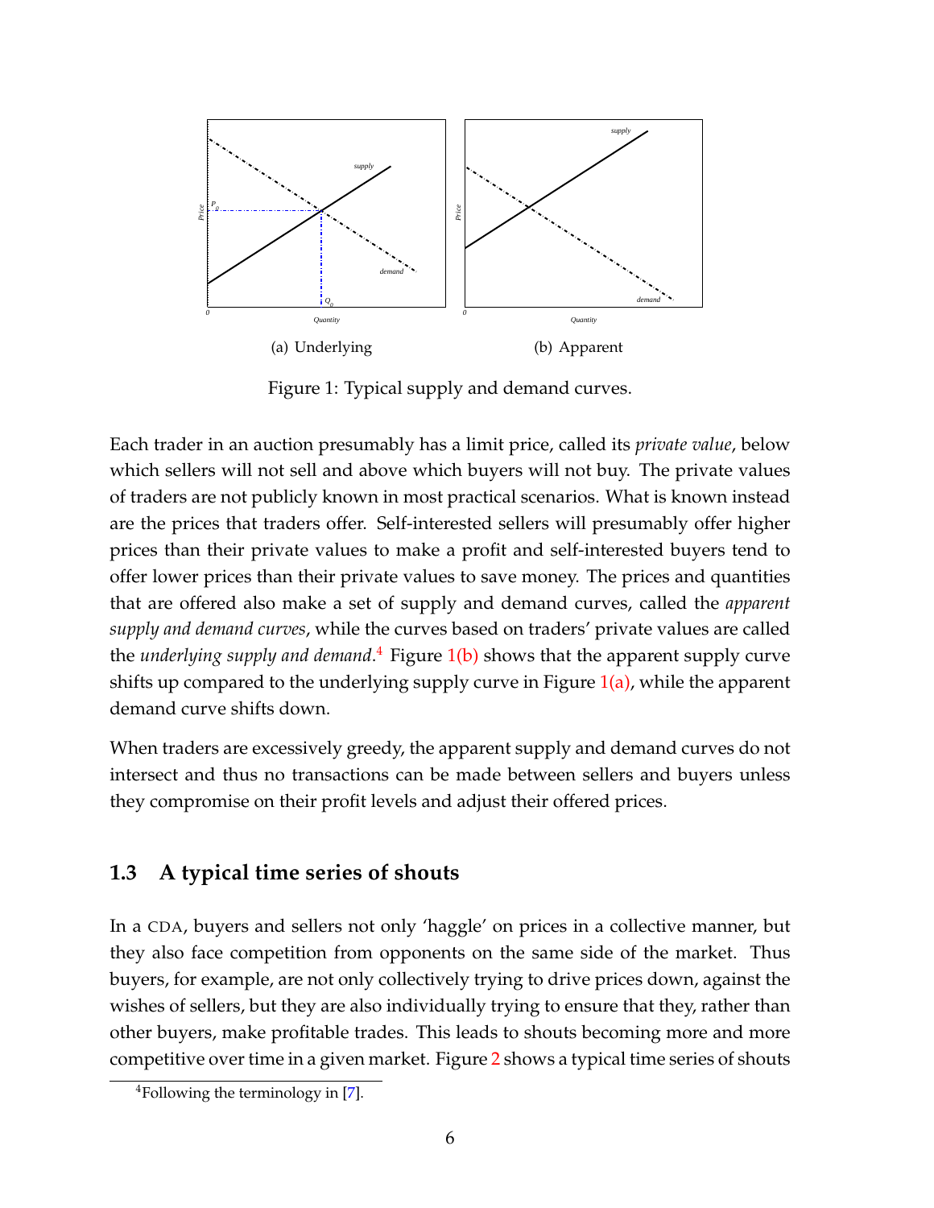(a) Underlying

(b) Apparent

Figure 1: Typical supply and demand curves.

Each trader in an auction presumably has a limit price, called its *private value*, below which sellers will not sell and above which buyers will not buy. The private values of traders are not publicly known in most practical scenarios. What is known instead are the prices that traders offer. Self-interested sellers will presumably offer higher prices than their private values to make a profit and self-interested buyers tend to offer lower prices than their private values to save money. The prices and quantities that are offered also make a set of supply and demand curves, called the *apparent supply and demand curves*, while the curves based on traders' private values are called the *underlying supply and demand*.[4] Figure 1(b) shows that the apparent supply curve shifts up compared to the underlying supply curve in Figure 1(a), while the apparent demand curve shifts down.

When traders are excessively greedy, the apparent supply and demand curves do not intersect and thus no transactions can be made between sellers and buyers unless they compromise on their profit levels and adjust their offered prices.

### 1.3 A typical time series of shouts

In a CDA, buyers and sellers not only 'haggle' on prices in a collective manner, but they also face competition from opponents on the same side of the market. Thus buyers, for example, are not only collectively trying to drive prices down, against the wishes of sellers, but they are also individually trying to ensure that they, rather than other buyers, make profitable trades. This leads to shouts becoming more and more competitive over time in a given market. Figure 2 shows a typical time series of shouts

[4] Following the terminology in [7].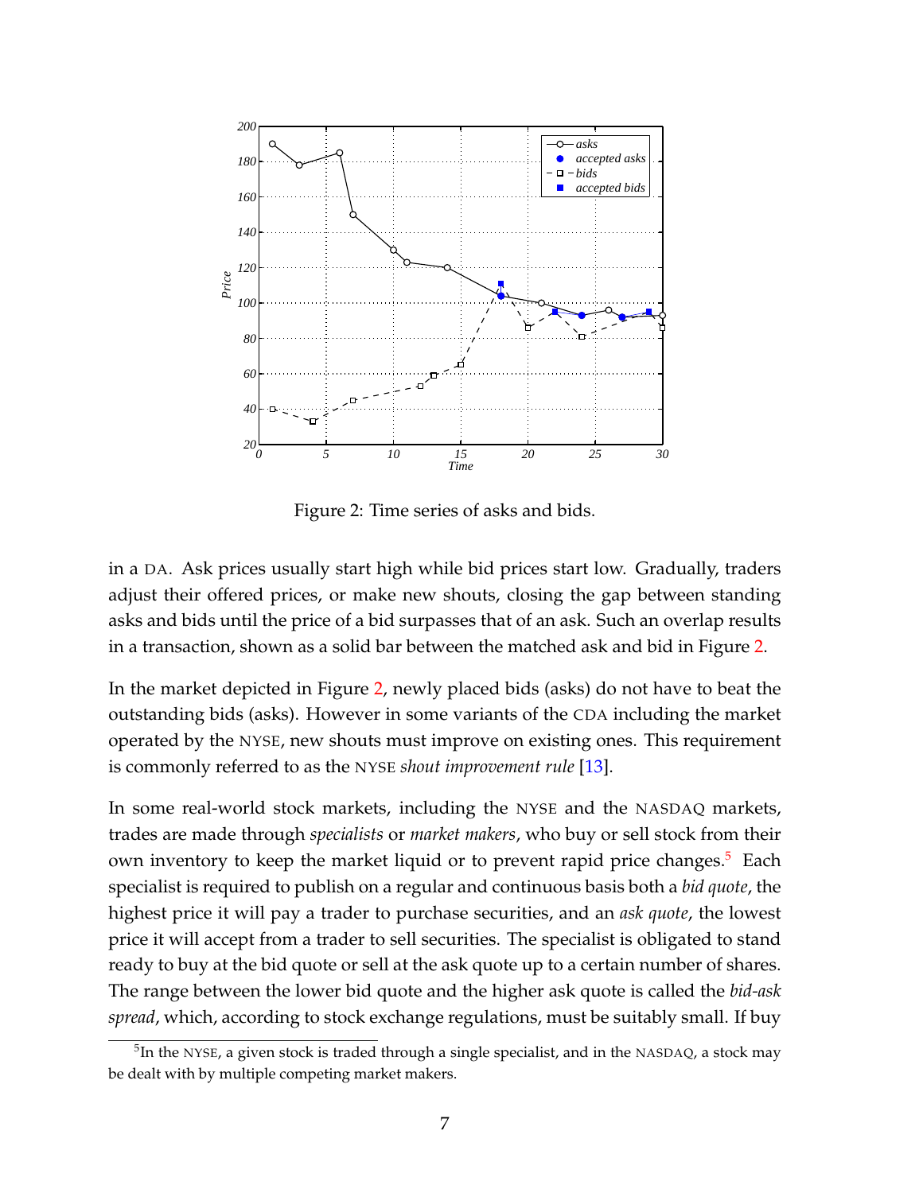Figure 2: Time series of asks and bids.

in a DA. Ask prices usually start high while bid prices start low. Gradually, traders adjust their offered prices, or make new shouts, closing the gap between standing asks and bids until the price of a bid surpasses that of an ask. Such an overlap results in a transaction, shown as a solid bar between the matched ask and bid in Figure 2.

In the market depicted in Figure 2, newly placed bids (asks) do not have to beat the outstanding bids (asks). However in some variants of the CDA including the market operated by the NYSE, new shouts must improve on existing ones. This requirement is commonly referred to as the NYSE *shout improvement rule* [13].

In some real-world stock markets, including the NYSE and the NASDAQ markets, trades are made through *specialists* or *market makers*, who buy or sell stock from their own inventory to keep the market liquid or to prevent rapid price changes.[5] Each specialist is required to publish on a regular and continuous basis both a *bid quote*, the highest price it will pay a trader to purchase securities, and an *ask quote*, the lowest price it will accept from a trader to sell securities. The specialist is obligated to stand ready to buy at the bid quote or sell at the ask quote up to a certain number of shares. The range between the lower bid quote and the higher ask quote is called the *bid-ask spread*, which, according to stock exchange regulations, must be suitably small. If buy

[5] In the NYSE, a given stock is traded through a single specialist, and in the NASDAQ, a stock may be dealt with by multiple competing market makers.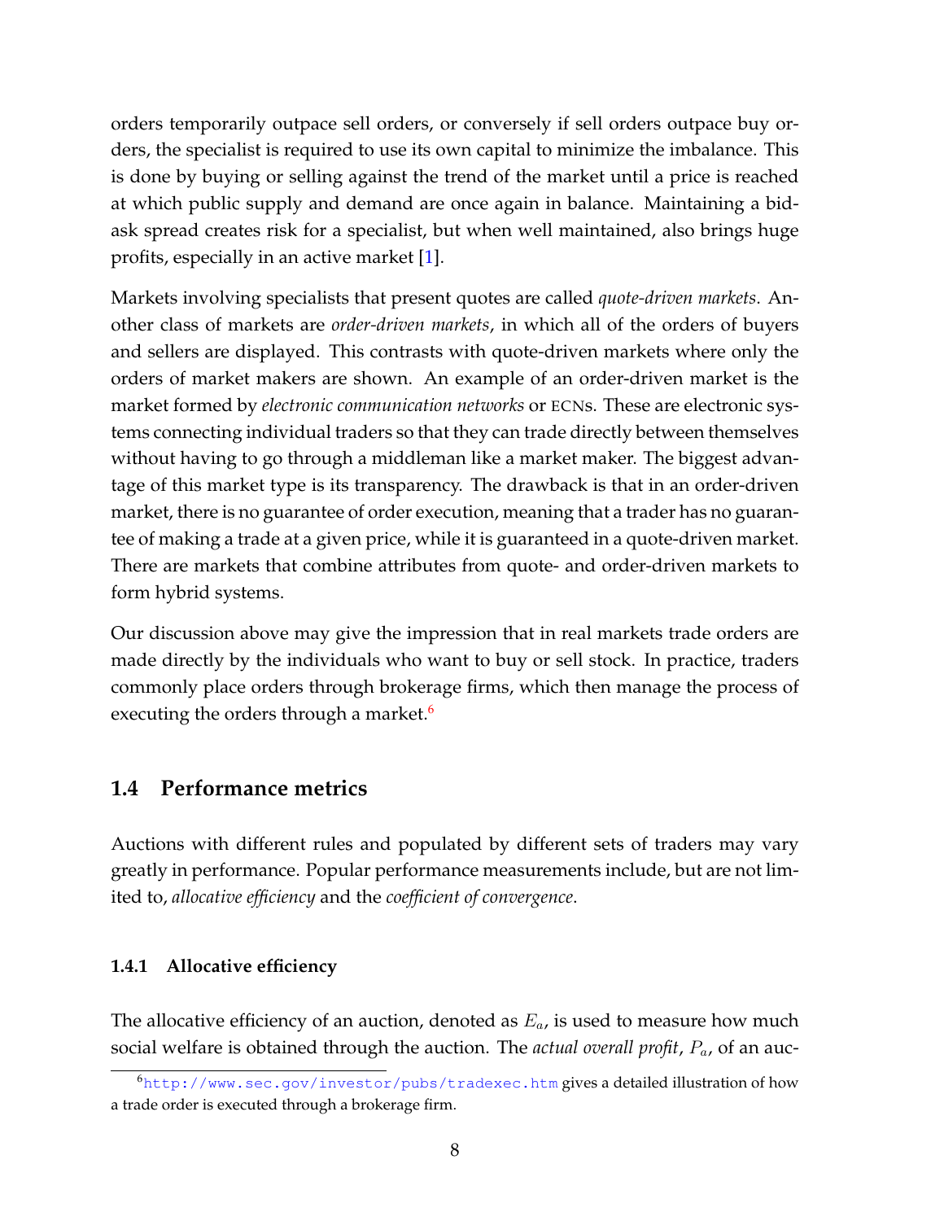orders temporarily outpace sell orders, or conversely if sell orders outpace buy orders, the specialist is required to use its own capital to minimize the imbalance. This is done by buying or selling against the trend of the market until a price is reached at which public supply and demand are once again in balance. Maintaining a bid-ask spread creates risk for a specialist, but when well maintained, also brings huge profits, especially in an active market [1].

Markets involving specialists that present quotes are called *quote-driven markets*. Another class of markets are *order-driven markets*, in which all of the orders of buyers and sellers are displayed. This contrasts with quote-driven markets where only the orders of market makers are shown. An example of an order-driven market is the market formed by *electronic communication networks* or ECNs. These are electronic systems connecting individual traders so that they can trade directly between themselves without having to go through a middleman like a market maker. The biggest advantage of this market type is its transparency. The drawback is that in an order-driven market, there is no guarantee of order execution, meaning that a trader has no guarantee of making a trade at a given price, while it is guaranteed in a quote-driven market. There are markets that combine attributes from quote- and order-driven markets to form hybrid systems.

Our discussion above may give the impression that in real markets trade orders are made directly by the individuals who want to buy or sell stock. In practice, traders commonly place orders through brokerage firms, which then manage the process of executing the orders through a market.[6]

## 1.4 Performance metrics

Auctions with different rules and populated by different sets of traders may vary greatly in performance. Popular performance measurements include, but are not limited to, *allocative efficiency* and the *coefficient of convergence*.

### 1.4.1 Allocative efficiency

The allocative efficiency of an auction, denoted as $E_a$, is used to measure how much social welfare is obtained through the auction. The *actual overall profit*, $P_a$, of an auc-

[6] http://www.sec.gov/investor/pubs/tradexec.htm gives a detailed illustration of how a trade order is executed through a brokerage firm.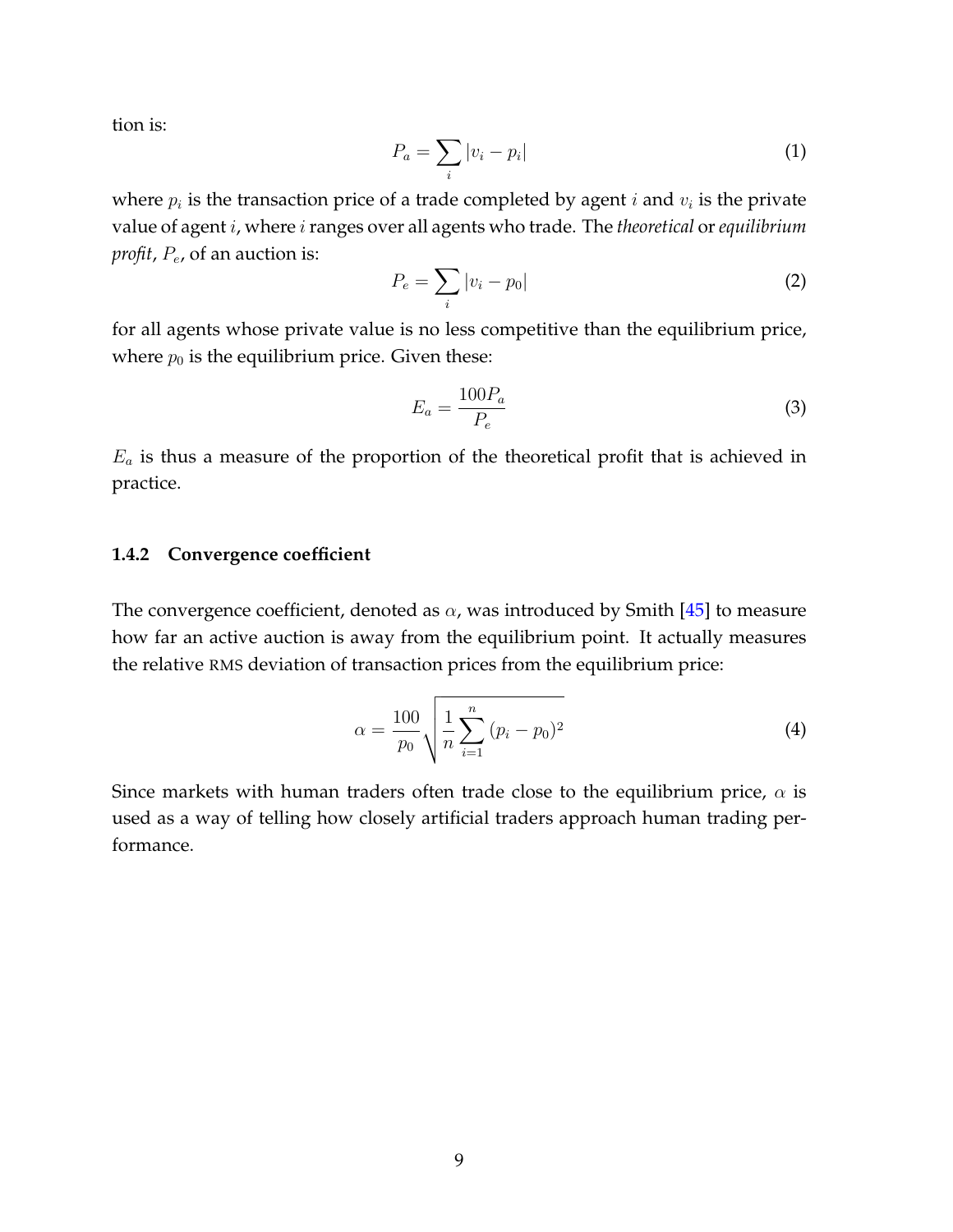tion is:

$$P_a = \sum_i |v_i - p_i| \tag{1}$$

where $p_i$ is the transaction price of a trade completed by agent $i$ and $v_i$ is the private value of agent $i$, where $i$ ranges over all agents who trade. The *theoretical* or *equilibrium profit*, $P_e$, of an auction is:

$$P_e = \sum_i |v_i - p_0| \tag{2}$$

for all agents whose private value is no less competitive than the equilibrium price, where $p_0$ is the equilibrium price. Given these:

$$E_a = \frac{100 P_a}{P_e} \tag{3}$$

$E_a$ is thus a measure of the proportion of the theoretical profit that is achieved in practice.

### 1.4.2 Convergence coefficient

The convergence coefficient, denoted as $\alpha$, was introduced by Smith [45] to measure how far an active auction is away from the equilibrium point. It actually measures the relative RMS deviation of transaction prices from the equilibrium price:

$$\alpha = \frac{100}{p_0} \sqrt{\frac{1}{n} \sum_{i=1}^{n} (p_i - p_0)^2} \tag{4}$$

Since markets with human traders often trade close to the equilibrium price, $\alpha$ is used as a way of telling how closely artificial traders approach human trading performance.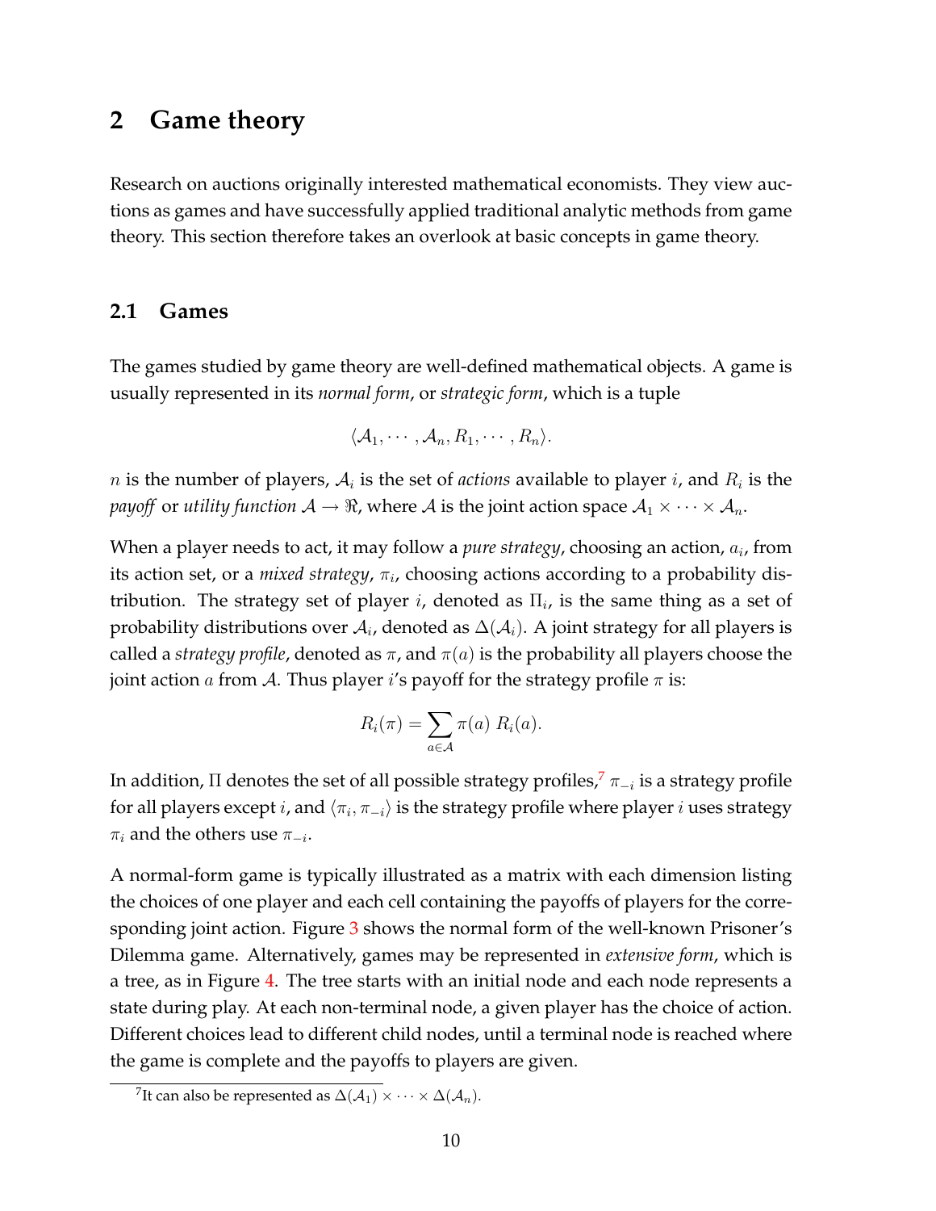# 2 Game theory

Research on auctions originally interested mathematical economists. They view auctions as games and have successfully applied traditional analytic methods from game theory. This section therefore takes an overlook at basic concepts in game theory.

## 2.1 Games

The games studied by game theory are well-defined mathematical objects. A game is usually represented in its *normal form*, or *strategic form*, which is a tuple

$$\langle \mathcal{A}_1, \cdots, \mathcal{A}_n, R_1, \cdots, R_n \rangle.$$

$n$ is the number of players, $\mathcal{A}_i$ is the set of *actions* available to player $i$, and $R_i$ is the *payoff* or *utility function* $\mathcal{A} \rightarrow \Re$, where $\mathcal{A}$ is the joint action space $\mathcal{A}_1 \times \cdots \times \mathcal{A}_n$.

When a player needs to act, it may follow a *pure strategy*, choosing an action, $a_i$, from its action set, or a *mixed strategy*, $\pi_i$, choosing actions according to a probability distribution. The strategy set of player $i$, denoted as $\Pi_i$, is the same thing as a set of probability distributions over $\mathcal{A}_i$, denoted as $\Delta(\mathcal{A}_i)$. A joint strategy for all players is called a *strategy profile*, denoted as $\pi$, and $\pi(a)$ is the probability all players choose the joint action $a$ from $\mathcal{A}$. Thus player $i$'s payoff for the strategy profile $\pi$ is:

$$R_i(\pi) = \sum_{a \in \mathcal{A}} \pi(a) \; R_i(a).$$

In addition, $\Pi$ denotes the set of all possible strategy profiles,[7] $\pi_{-i}$ is a strategy profile for all players except $i$, and $\langle \pi_i, \pi_{-i} \rangle$ is the strategy profile where player $i$ uses strategy $\pi_i$ and the others use $\pi_{-i}$.

A normal-form game is typically illustrated as a matrix with each dimension listing the choices of one player and each cell containing the payoffs of players for the corresponding joint action. Figure 3 shows the normal form of the well-known Prisoner's Dilemma game. Alternatively, games may be represented in *extensive form*, which is a tree, as in Figure 4. The tree starts with an initial node and each node represents a state during play. At each non-terminal node, a given player has the choice of action. Different choices lead to different child nodes, until a terminal node is reached where the game is complete and the payoffs to players are given.

[7] It can also be represented as $\Delta(\mathcal{A}_1) \times \cdots \times \Delta(\mathcal{A}_n)$.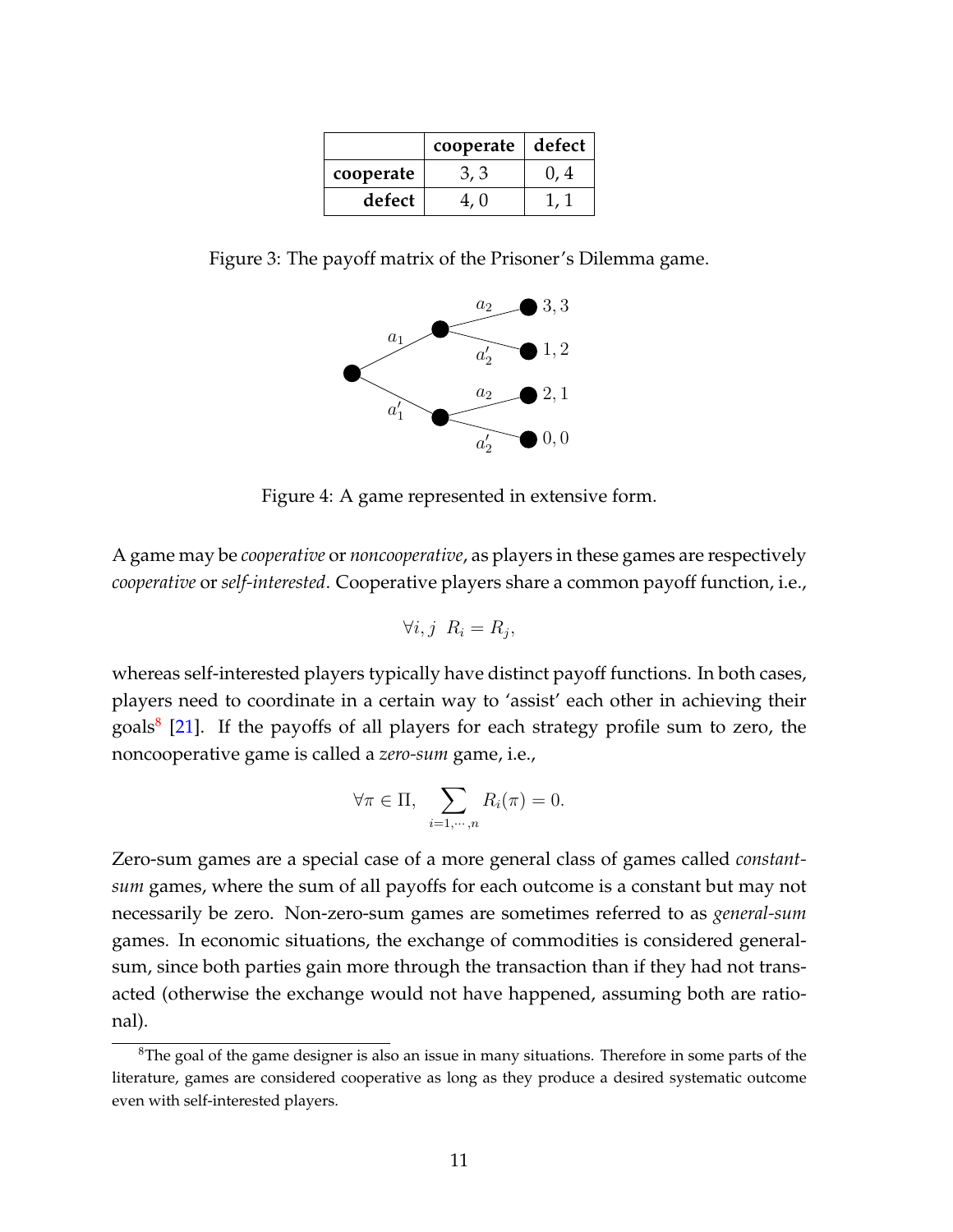|  | **cooperate** | **defect** |
|---|---|---|
| **cooperate** | 3, 3 | 0, 4 |
| **defect** | 4, 0 | 1, 1 |

Figure 3: The payoff matrix of the Prisoner's Dilemma game.

Figure 4: A game represented in extensive form.

A game may be *cooperative* or *noncooperative*, as players in these games are respectively *cooperative* or *self-interested*. Cooperative players share a common payoff function, i.e.,

$$\forall i, j \;\; R_i = R_j,$$

whereas self-interested players typically have distinct payoff functions. In both cases, players need to coordinate in a certain way to 'assist' each other in achieving their goals[8] [21]. If the payoffs of all players for each strategy profile sum to zero, the noncooperative game is called a *zero-sum* game, i.e.,

$$\forall \pi \in \Pi, \sum_{i=1,\cdots,n} R_i(\pi) = 0.$$

Zero-sum games are a special case of a more general class of games called *constant-sum* games, where the sum of all payoffs for each outcome is a constant but may not necessarily be zero. Non-zero-sum games are sometimes referred to as *general-sum* games. In economic situations, the exchange of commodities is considered general-sum, since both parties gain more through the transaction than if they had not transacted (otherwise the exchange would not have happened, assuming both are rational).

[8] The goal of the game designer is also an issue in many situations. Therefore in some parts of the literature, games are considered cooperative as long as they produce a desired systematic outcome even with self-interested players.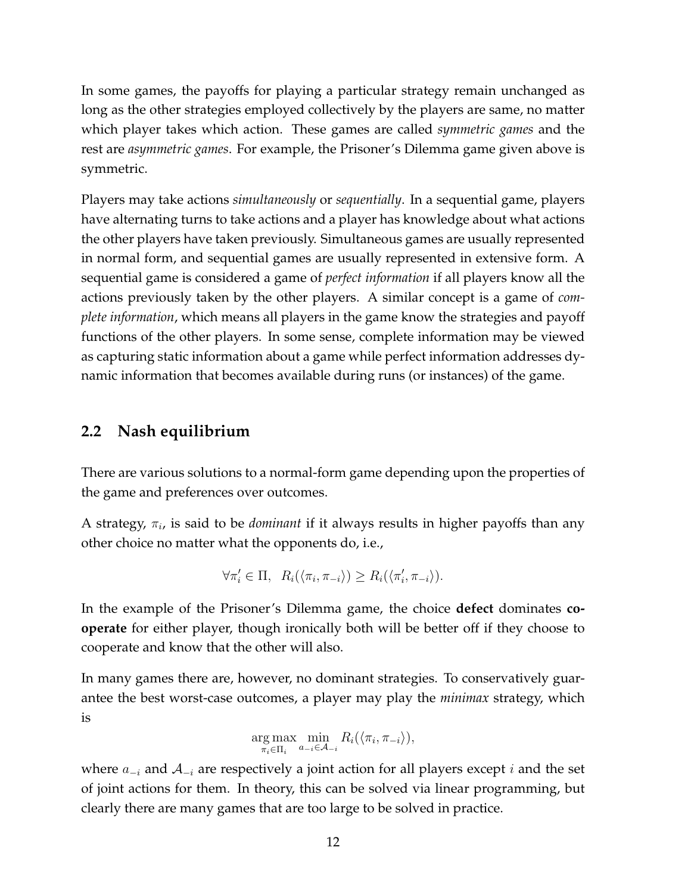In some games, the payoffs for playing a particular strategy remain unchanged as long as the other strategies employed collectively by the players are same, no matter which player takes which action. These games are called *symmetric games* and the rest are *asymmetric games*. For example, the Prisoner's Dilemma game given above is symmetric.

Players may take actions *simultaneously* or *sequentially*. In a sequential game, players have alternating turns to take actions and a player has knowledge about what actions the other players have taken previously. Simultaneous games are usually represented in normal form, and sequential games are usually represented in extensive form. A sequential game is considered a game of *perfect information* if all players know all the actions previously taken by the other players. A similar concept is a game of *complete information*, which means all players in the game know the strategies and payoff functions of the other players. In some sense, complete information may be viewed as capturing static information about a game while perfect information addresses dynamic information that becomes available during runs (or instances) of the game.

## 2.2 Nash equilibrium

There are various solutions to a normal-form game depending upon the properties of the game and preferences over outcomes.

A strategy, $\pi_i$, is said to be *dominant* if it always results in higher payoffs than any other choice no matter what the opponents do, i.e.,

$$\forall \pi_i' \in \Pi, \quad R_i(\langle \pi_i, \pi_{-i} \rangle) \geq R_i(\langle \pi_i', \pi_{-i} \rangle).$$

In the example of the Prisoner's Dilemma game, the choice **defect** dominates **cooperate** for either player, though ironically both will be better off if they choose to cooperate and know that the other will also.

In many games there are, however, no dominant strategies. To conservatively guarantee the best worst-case outcomes, a player may play the *minimax* strategy, which is

$$\operatorname*{arg\,max}_{\pi_i \in \Pi_i} \min_{a_{-i} \in \mathcal{A}_{-i}} R_i(\langle \pi_i, \pi_{-i} \rangle),$$

where $a_{-i}$ and $\mathcal{A}_{-i}$ are respectively a joint action for all players except $i$ and the set of joint actions for them. In theory, this can be solved via linear programming, but clearly there are many games that are too large to be solved in practice.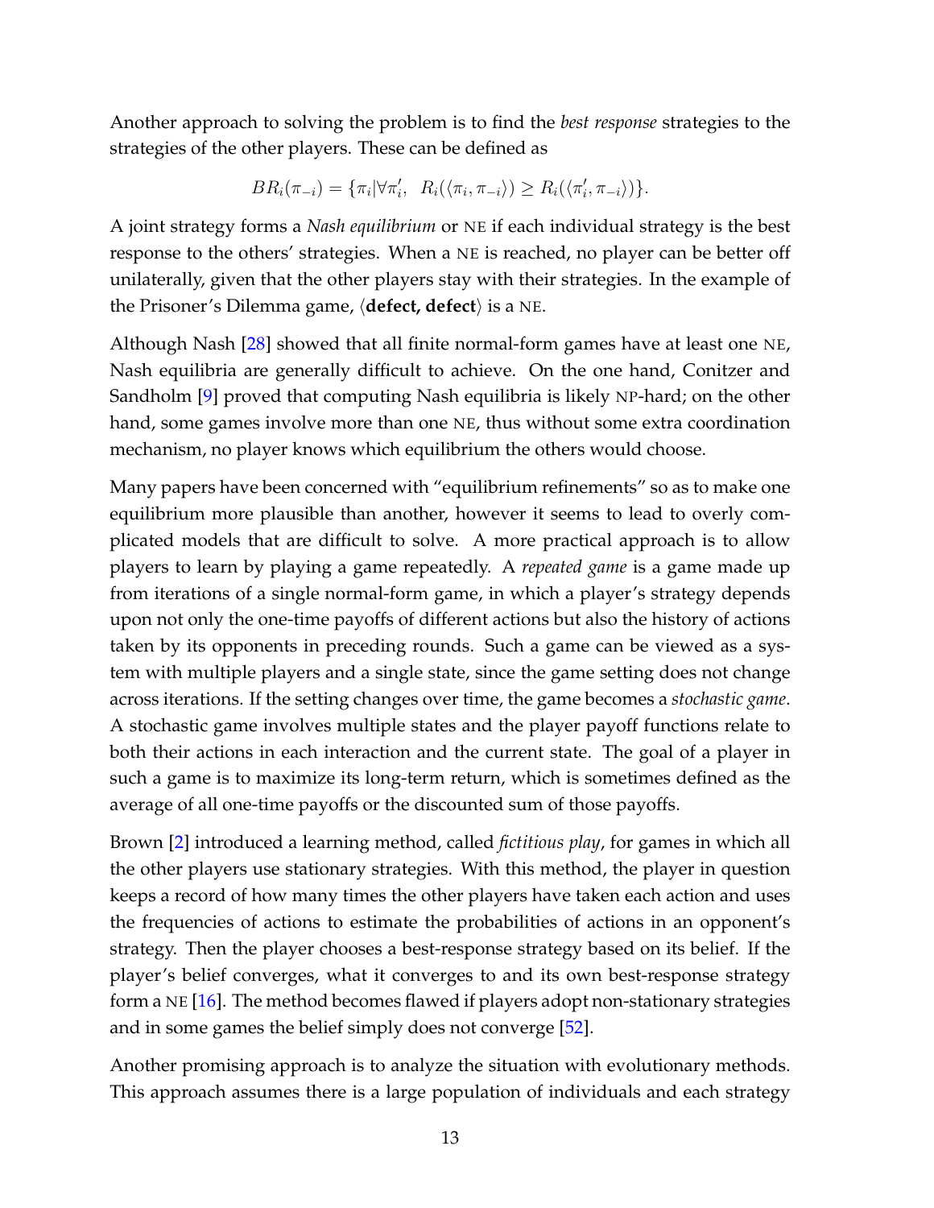Another approach to solving the problem is to find the *best response* strategies to the strategies of the other players. These can be defined as

$$BR_i(\pi_{-i}) = \{\pi_i | \forall \pi'_i, \;\; R_i(\langle \pi_i, \pi_{-i} \rangle) \geq R_i(\langle \pi'_i, \pi_{-i} \rangle)\}.$$

A joint strategy forms a *Nash equilibrium* or NE if each individual strategy is the best response to the others' strategies. When a NE is reached, no player can be better off unilaterally, given that the other players stay with their strategies. In the example of the Prisoner's Dilemma game, ⟨**defect, defect**⟩ is a NE.

Although Nash [28] showed that all finite normal-form games have at least one NE, Nash equilibria are generally difficult to achieve. On the one hand, Conitzer and Sandholm [9] proved that computing Nash equilibria is likely NP-hard; on the other hand, some games involve more than one NE, thus without some extra coordination mechanism, no player knows which equilibrium the others would choose.

Many papers have been concerned with "equilibrium refinements" so as to make one equilibrium more plausible than another, however it seems to lead to overly complicated models that are difficult to solve. A more practical approach is to allow players to learn by playing a game repeatedly. A *repeated game* is a game made up from iterations of a single normal-form game, in which a player's strategy depends upon not only the one-time payoffs of different actions but also the history of actions taken by its opponents in preceding rounds. Such a game can be viewed as a system with multiple players and a single state, since the game setting does not change across iterations. If the setting changes over time, the game becomes a *stochastic game*. A stochastic game involves multiple states and the player payoff functions relate to both their actions in each interaction and the current state. The goal of a player in such a game is to maximize its long-term return, which is sometimes defined as the average of all one-time payoffs or the discounted sum of those payoffs.

Brown [2] introduced a learning method, called *fictitious play*, for games in which all the other players use stationary strategies. With this method, the player in question keeps a record of how many times the other players have taken each action and uses the frequencies of actions to estimate the probabilities of actions in an opponent's strategy. Then the player chooses a best-response strategy based on its belief. If the player's belief converges, what it converges to and its own best-response strategy form a NE [16]. The method becomes flawed if players adopt non-stationary strategies and in some games the belief simply does not converge [52].

Another promising approach is to analyze the situation with evolutionary methods. This approach assumes there is a large population of individuals and each strategy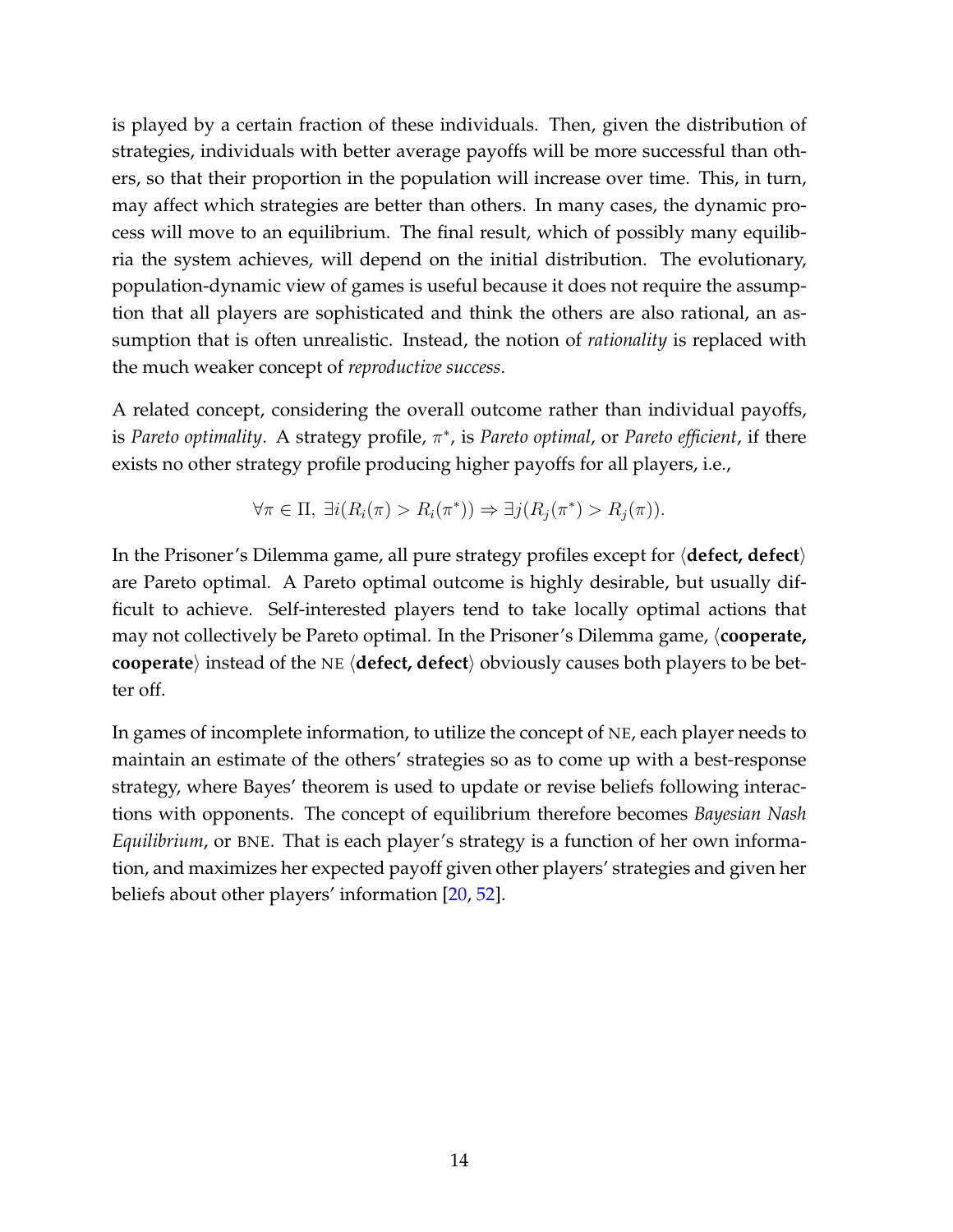is played by a certain fraction of these individuals. Then, given the distribution of strategies, individuals with better average payoffs will be more successful than others, so that their proportion in the population will increase over time. This, in turn, may affect which strategies are better than others. In many cases, the dynamic process will move to an equilibrium. The final result, which of possibly many equilibria the system achieves, will depend on the initial distribution. The evolutionary, population-dynamic view of games is useful because it does not require the assumption that all players are sophisticated and think the others are also rational, an assumption that is often unrealistic. Instead, the notion of *rationality* is replaced with the much weaker concept of *reproductive success*.

A related concept, considering the overall outcome rather than individual payoffs, is *Pareto optimality*. A strategy profile, $\pi^*$, is *Pareto optimal*, or *Pareto efficient*, if there exists no other strategy profile producing higher payoffs for all players, i.e.,

$$\forall \pi \in \Pi,\ \exists i(R_i(\pi) > R_i(\pi^*)) \Rightarrow \exists j(R_j(\pi^*) > R_j(\pi)).$$

In the Prisoner's Dilemma game, all pure strategy profiles except for $\langle$**defect, defect**$\rangle$ are Pareto optimal. A Pareto optimal outcome is highly desirable, but usually difficult to achieve. Self-interested players tend to take locally optimal actions that may not collectively be Pareto optimal. In the Prisoner's Dilemma game, $\langle$**cooperate, cooperate**$\rangle$ instead of the NE $\langle$**defect, defect**$\rangle$ obviously causes both players to be better off.

In games of incomplete information, to utilize the concept of NE, each player needs to maintain an estimate of the others' strategies so as to come up with a best-response strategy, where Bayes' theorem is used to update or revise beliefs following interactions with opponents. The concept of equilibrium therefore becomes *Bayesian Nash Equilibrium*, or BNE. That is each player's strategy is a function of her own information, and maximizes her expected payoff given other players' strategies and given her beliefs about other players' information [20, 52].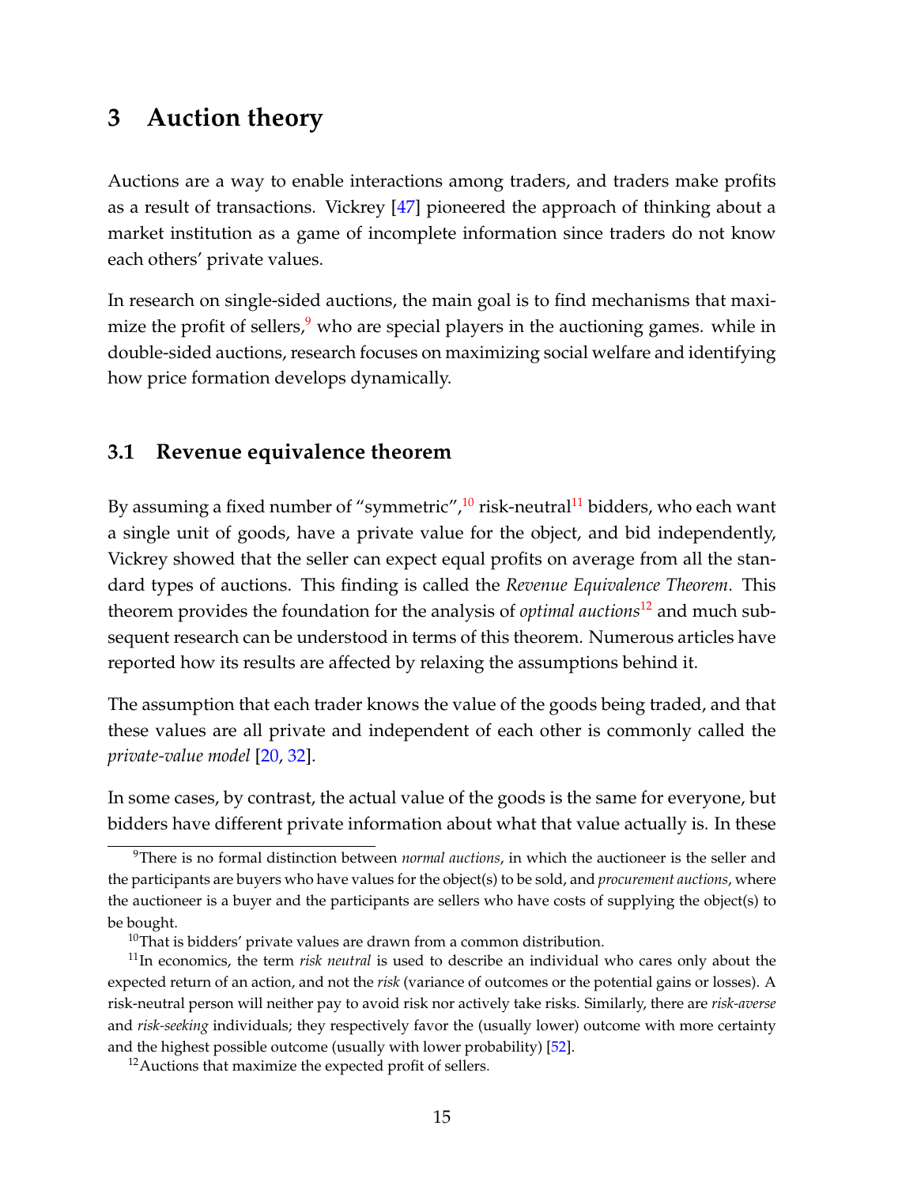# 3 Auction theory

Auctions are a way to enable interactions among traders, and traders make profits as a result of transactions. Vickrey [47] pioneered the approach of thinking about a market institution as a game of incomplete information since traders do not know each others' private values.

In research on single-sided auctions, the main goal is to find mechanisms that maximize the profit of sellers,[9] who are special players in the auctioning games. while in double-sided auctions, research focuses on maximizing social welfare and identifying how price formation develops dynamically.

## 3.1 Revenue equivalence theorem

By assuming a fixed number of "symmetric",[10] risk-neutral[11] bidders, who each want a single unit of goods, have a private value for the object, and bid independently, Vickrey showed that the seller can expect equal profits on average from all the standard types of auctions. This finding is called the *Revenue Equivalence Theorem*. This theorem provides the foundation for the analysis of *optimal auctions*[12] and much subsequent research can be understood in terms of this theorem. Numerous articles have reported how its results are affected by relaxing the assumptions behind it.

The assumption that each trader knows the value of the goods being traded, and that these values are all private and independent of each other is commonly called the *private-value model* [20, 32].

In some cases, by contrast, the actual value of the goods is the same for everyone, but bidders have different private information about what that value actually is. In these

[9] There is no formal distinction between *normal auctions*, in which the auctioneer is the seller and the participants are buyers who have values for the object(s) to be sold, and *procurement auctions*, where the auctioneer is a buyer and the participants are sellers who have costs of supplying the object(s) to be bought.

[10] That is bidders' private values are drawn from a common distribution.

[11] In economics, the term *risk neutral* is used to describe an individual who cares only about the expected return of an action, and not the *risk* (variance of outcomes or the potential gains or losses). A risk-neutral person will neither pay to avoid risk nor actively take risks. Similarly, there are *risk-averse* and *risk-seeking* individuals; they respectively favor the (usually lower) outcome with more certainty and the highest possible outcome (usually with lower probability) [52].

[12] Auctions that maximize the expected profit of sellers.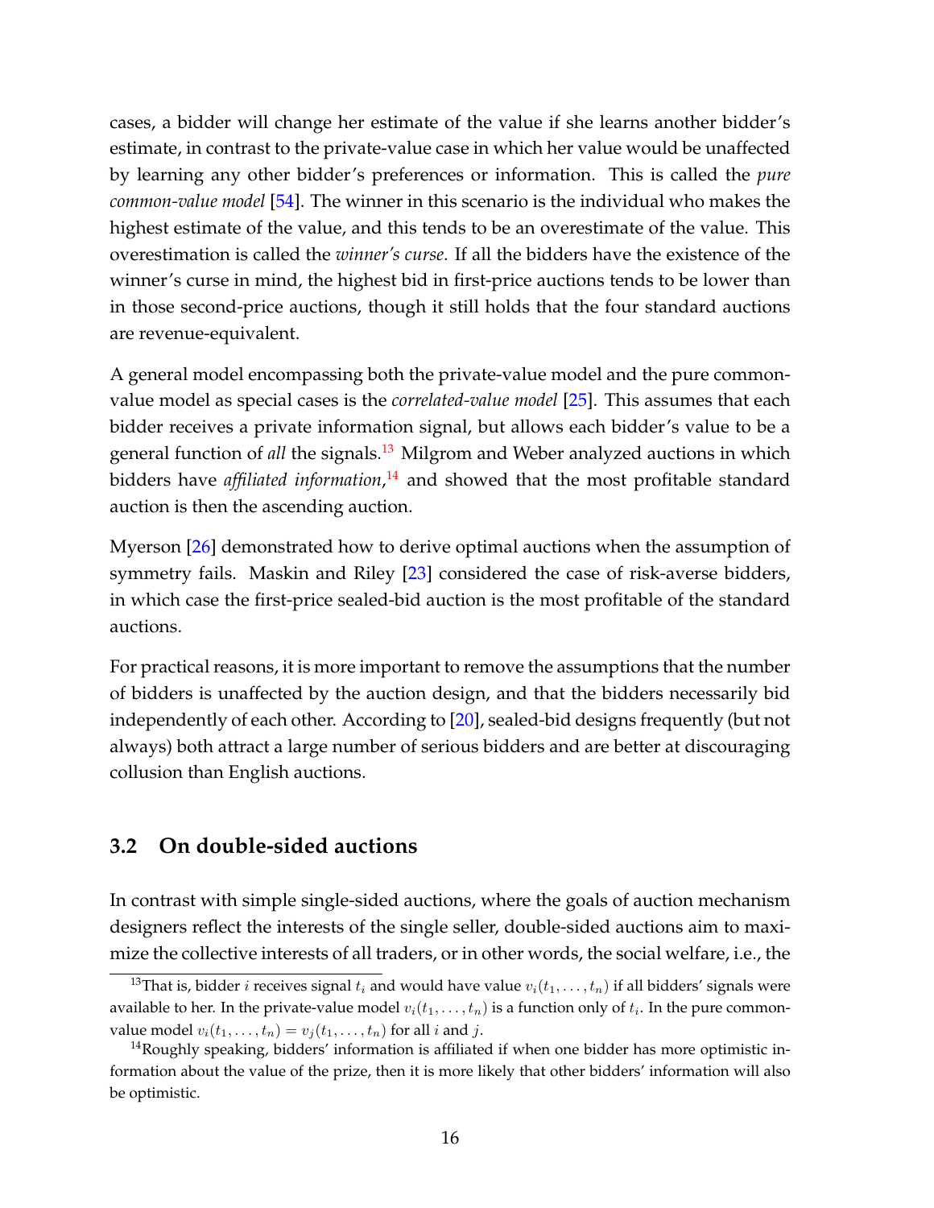cases, a bidder will change her estimate of the value if she learns another bidder's estimate, in contrast to the private-value case in which her value would be unaffected by learning any other bidder's preferences or information. This is called the *pure common-value model* [54]. The winner in this scenario is the individual who makes the highest estimate of the value, and this tends to be an overestimate of the value. This overestimation is called the *winner's curse*. If all the bidders have the existence of the winner's curse in mind, the highest bid in first-price auctions tends to be lower than in those second-price auctions, though it still holds that the four standard auctions are revenue-equivalent.

A general model encompassing both the private-value model and the pure common-value model as special cases is the *correlated-value model* [25]. This assumes that each bidder receives a private information signal, but allows each bidder's value to be a general function of *all* the signals.[13] Milgrom and Weber analyzed auctions in which bidders have *affiliated information*,[14] and showed that the most profitable standard auction is then the ascending auction.

Myerson [26] demonstrated how to derive optimal auctions when the assumption of symmetry fails. Maskin and Riley [23] considered the case of risk-averse bidders, in which case the first-price sealed-bid auction is the most profitable of the standard auctions.

For practical reasons, it is more important to remove the assumptions that the number of bidders is unaffected by the auction design, and that the bidders necessarily bid independently of each other. According to [20], sealed-bid designs frequently (but not always) both attract a large number of serious bidders and are better at discouraging collusion than English auctions.

## 3.2 On double-sided auctions

In contrast with simple single-sided auctions, where the goals of auction mechanism designers reflect the interests of the single seller, double-sided auctions aim to maximize the collective interests of all traders, or in other words, the social welfare, i.e., the

---

[13] That is, bidder $i$ receives signal $t_i$ and would have value $v_i(t_1, \ldots, t_n)$ if all bidders' signals were available to her. In the private-value model $v_i(t_1, \ldots, t_n)$ is a function only of $t_i$. In the pure common-value model $v_i(t_1, \ldots, t_n) = v_j(t_1, \ldots, t_n)$ for all $i$ and $j$.

[14] Roughly speaking, bidders' information is affiliated if when one bidder has more optimistic information about the value of the prize, then it is more likely that other bidders' information will also be optimistic.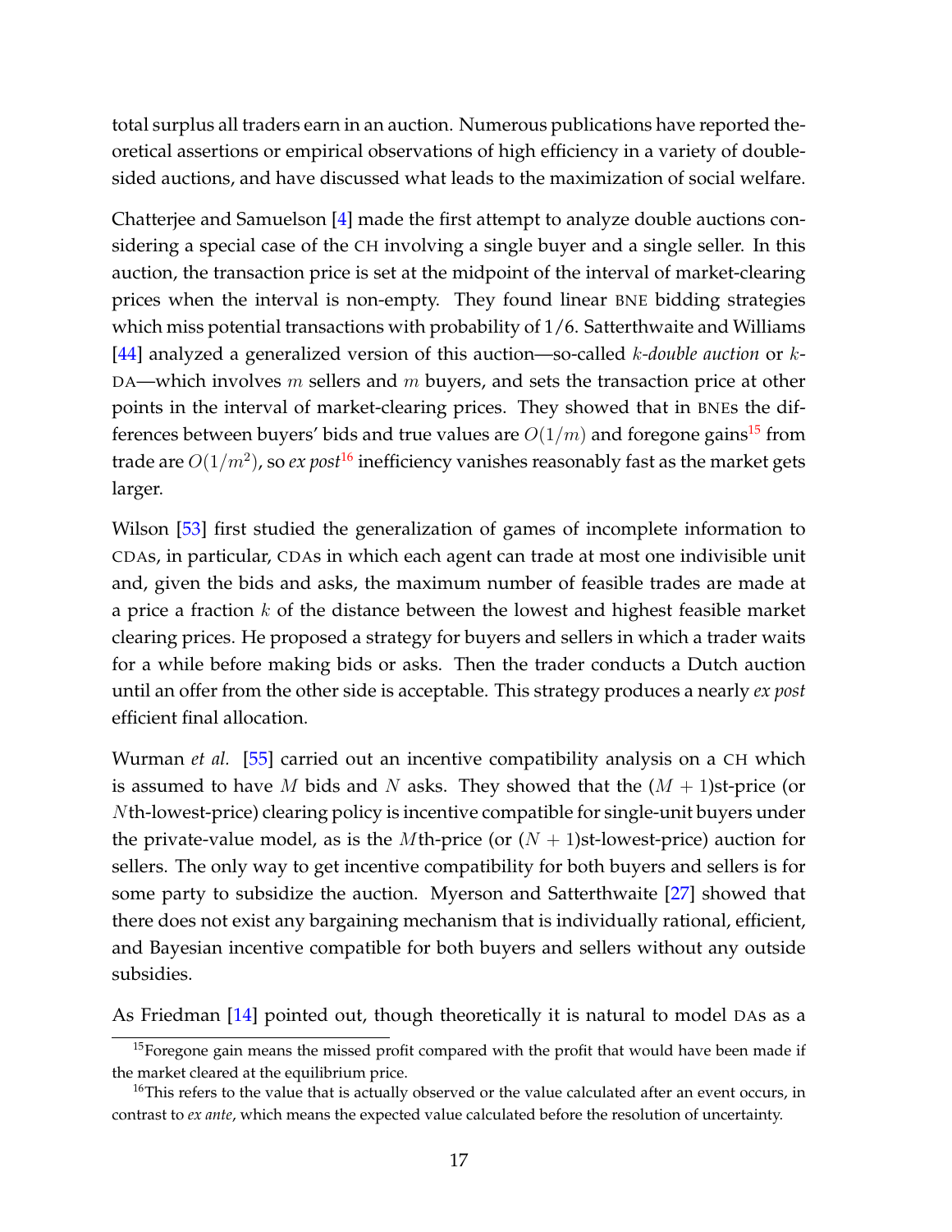total surplus all traders earn in an auction. Numerous publications have reported theoretical assertions or empirical observations of high efficiency in a variety of double-sided auctions, and have discussed what leads to the maximization of social welfare.

Chatterjee and Samuelson [4] made the first attempt to analyze double auctions considering a special case of the CH involving a single buyer and a single seller. In this auction, the transaction price is set at the midpoint of the interval of market-clearing prices when the interval is non-empty. They found linear BNE bidding strategies which miss potential transactions with probability of 1/6. Satterthwaite and Williams [44] analyzed a generalized version of this auction—so-called *$k$-double auction* or $k$-DA—which involves $m$ sellers and $m$ buyers, and sets the transaction price at other points in the interval of market-clearing prices. They showed that in BNEs the differences between buyers' bids and true values are $O(1/m)$ and foregone gains[15] from trade are $O(1/m^2)$, so *ex post*[16] inefficiency vanishes reasonably fast as the market gets larger.

Wilson [53] first studied the generalization of games of incomplete information to CDAs, in particular, CDAs in which each agent can trade at most one indivisible unit and, given the bids and asks, the maximum number of feasible trades are made at a price a fraction $k$ of the distance between the lowest and highest feasible market clearing prices. He proposed a strategy for buyers and sellers in which a trader waits for a while before making bids or asks. Then the trader conducts a Dutch auction until an offer from the other side is acceptable. This strategy produces a nearly *ex post* efficient final allocation.

Wurman *et al.* [55] carried out an incentive compatibility analysis on a CH which is assumed to have $M$ bids and $N$ asks. They showed that the $(M+1)$st-price (or $N$th-lowest-price) clearing policy is incentive compatible for single-unit buyers under the private-value model, as is the $M$th-price (or $(N+1)$st-lowest-price) auction for sellers. The only way to get incentive compatibility for both buyers and sellers is for some party to subsidize the auction. Myerson and Satterthwaite [27] showed that there does not exist any bargaining mechanism that is individually rational, efficient, and Bayesian incentive compatible for both buyers and sellers without any outside subsidies.

As Friedman [14] pointed out, though theoretically it is natural to model DAs as a

[15] Foregone gain means the missed profit compared with the profit that would have been made if the market cleared at the equilibrium price.

[16] This refers to the value that is actually observed or the value calculated after an event occurs, in contrast to *ex ante*, which means the expected value calculated before the resolution of uncertainty.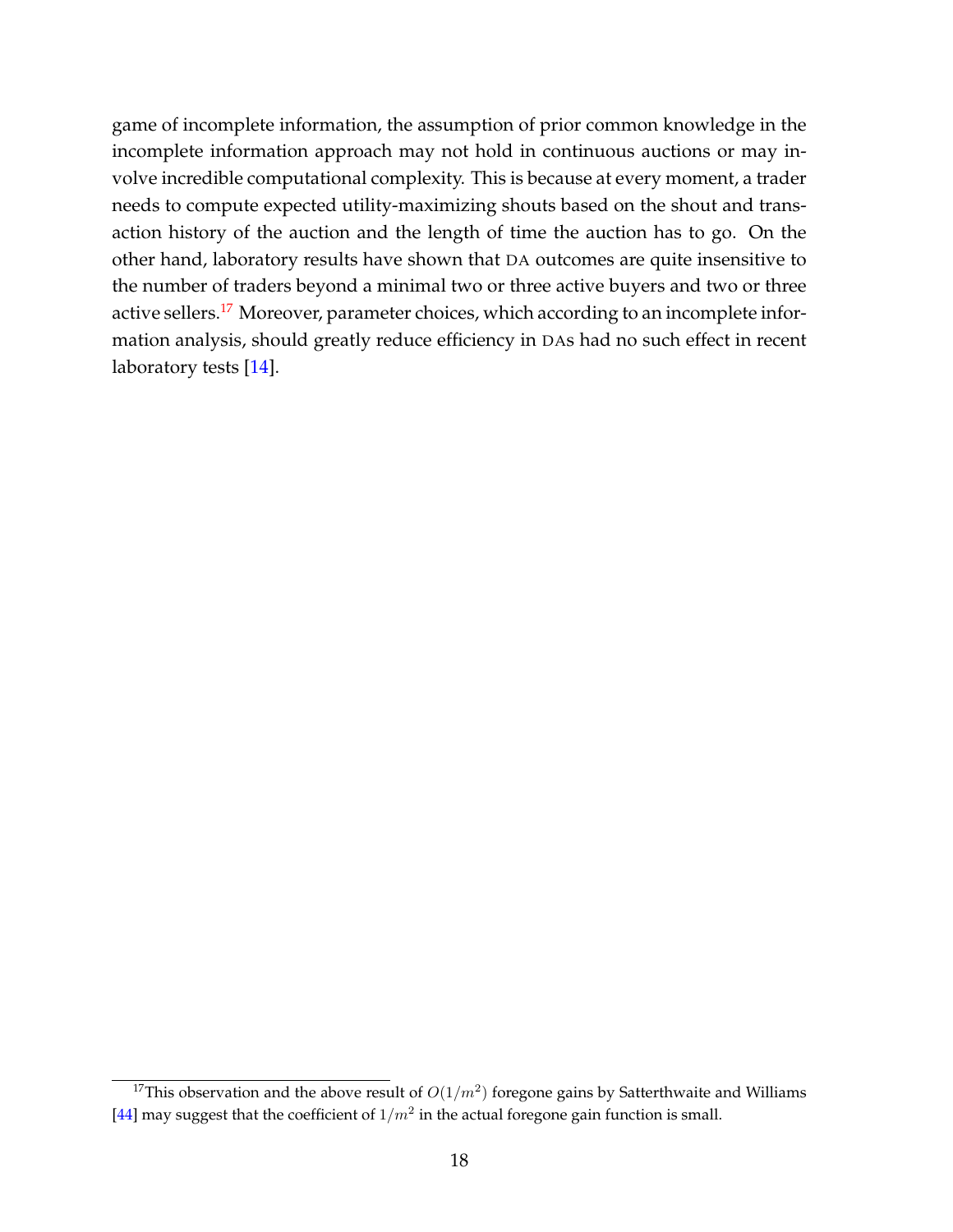game of incomplete information, the assumption of prior common knowledge in the incomplete information approach may not hold in continuous auctions or may involve incredible computational complexity. This is because at every moment, a trader needs to compute expected utility-maximizing shouts based on the shout and transaction history of the auction and the length of time the auction has to go. On the other hand, laboratory results have shown that DA outcomes are quite insensitive to the number of traders beyond a minimal two or three active buyers and two or three active sellers.[17] Moreover, parameter choices, which according to an incomplete information analysis, should greatly reduce efficiency in DAs had no such effect in recent laboratory tests [14].

[17] This observation and the above result of $O(1/m^2)$ foregone gains by Satterthwaite and Williams [44] may suggest that the coefficient of $1/m^2$ in the actual foregone gain function is small.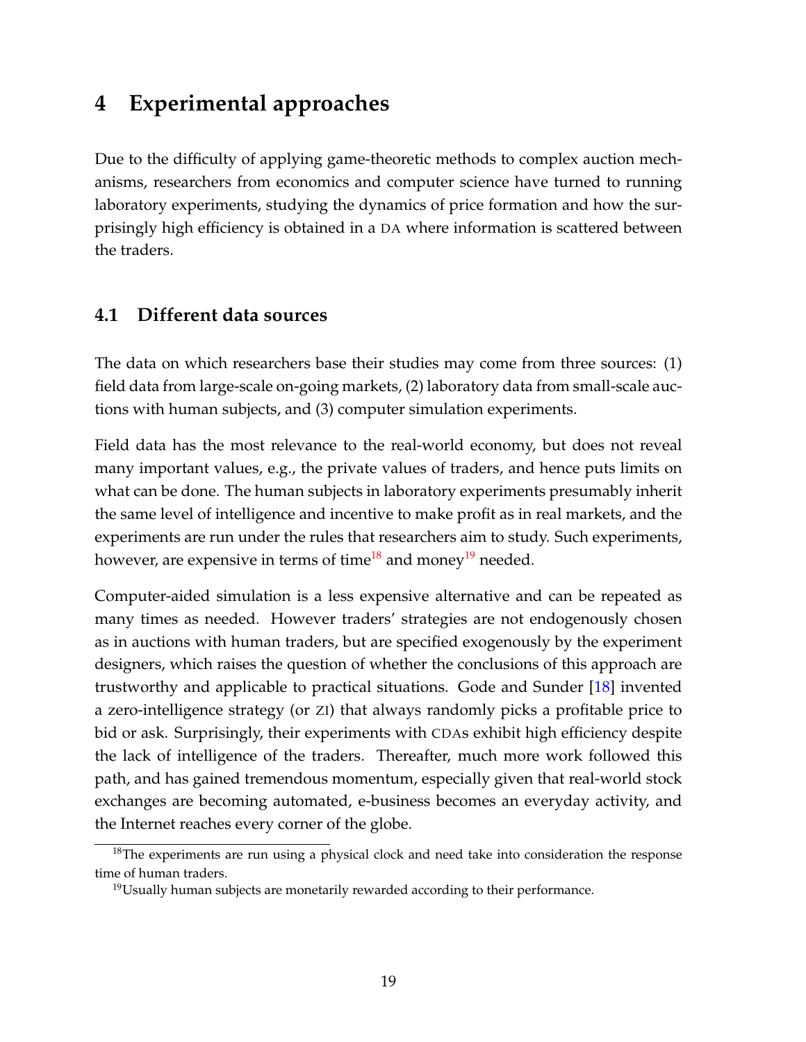# 4 Experimental approaches

Due to the difficulty of applying game-theoretic methods to complex auction mechanisms, researchers from economics and computer science have turned to running laboratory experiments, studying the dynamics of price formation and how the surprisingly high efficiency is obtained in a DA where information is scattered between the traders.

## 4.1 Different data sources

The data on which researchers base their studies may come from three sources: (1) field data from large-scale on-going markets, (2) laboratory data from small-scale auctions with human subjects, and (3) computer simulation experiments.

Field data has the most relevance to the real-world economy, but does not reveal many important values, e.g., the private values of traders, and hence puts limits on what can be done. The human subjects in laboratory experiments presumably inherit the same level of intelligence and incentive to make profit as in real markets, and the experiments are run under the rules that researchers aim to study. Such experiments, however, are expensive in terms of time[18] and money[19] needed.

Computer-aided simulation is a less expensive alternative and can be repeated as many times as needed. However traders' strategies are not endogenously chosen as in auctions with human traders, but are specified exogenously by the experiment designers, which raises the question of whether the conclusions of this approach are trustworthy and applicable to practical situations. Gode and Sunder [18] invented a zero-intelligence strategy (or ZI) that always randomly picks a profitable price to bid or ask. Surprisingly, their experiments with CDAs exhibit high efficiency despite the lack of intelligence of the traders. Thereafter, much more work followed this path, and has gained tremendous momentum, especially given that real-world stock exchanges are becoming automated, e-business becomes an everyday activity, and the Internet reaches every corner of the globe.

[18] The experiments are run using a physical clock and need take into consideration the response time of human traders.

[19] Usually human subjects are monetarily rewarded according to their performance.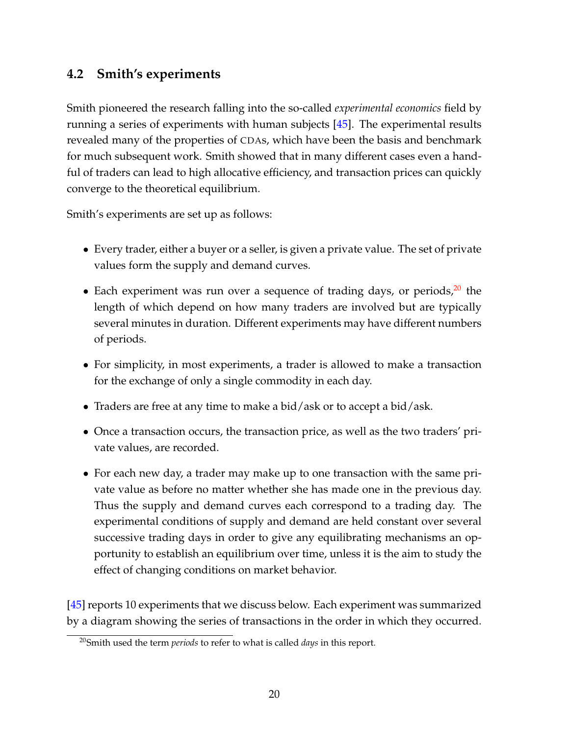## 4.2 Smith's experiments

Smith pioneered the research falling into the so-called *experimental economics* field by running a series of experiments with human subjects [45]. The experimental results revealed many of the properties of CDAs, which have been the basis and benchmark for much subsequent work. Smith showed that in many different cases even a handful of traders can lead to high allocative efficiency, and transaction prices can quickly converge to the theoretical equilibrium.

Smith's experiments are set up as follows:

- Every trader, either a buyer or a seller, is given a private value. The set of private values form the supply and demand curves.
- Each experiment was run over a sequence of trading days, or periods,[20] the length of which depend on how many traders are involved but are typically several minutes in duration. Different experiments may have different numbers of periods.
- For simplicity, in most experiments, a trader is allowed to make a transaction for the exchange of only a single commodity in each day.
- Traders are free at any time to make a bid/ask or to accept a bid/ask.
- Once a transaction occurs, the transaction price, as well as the two traders' private values, are recorded.
- For each new day, a trader may make up to one transaction with the same private value as before no matter whether she has made one in the previous day. Thus the supply and demand curves each correspond to a trading day. The experimental conditions of supply and demand are held constant over several successive trading days in order to give any equilibrating mechanisms an opportunity to establish an equilibrium over time, unless it is the aim to study the effect of changing conditions on market behavior.

[45] reports 10 experiments that we discuss below. Each experiment was summarized by a diagram showing the series of transactions in the order in which they occurred.

[20] Smith used the term *periods* to refer to what is called *days* in this report.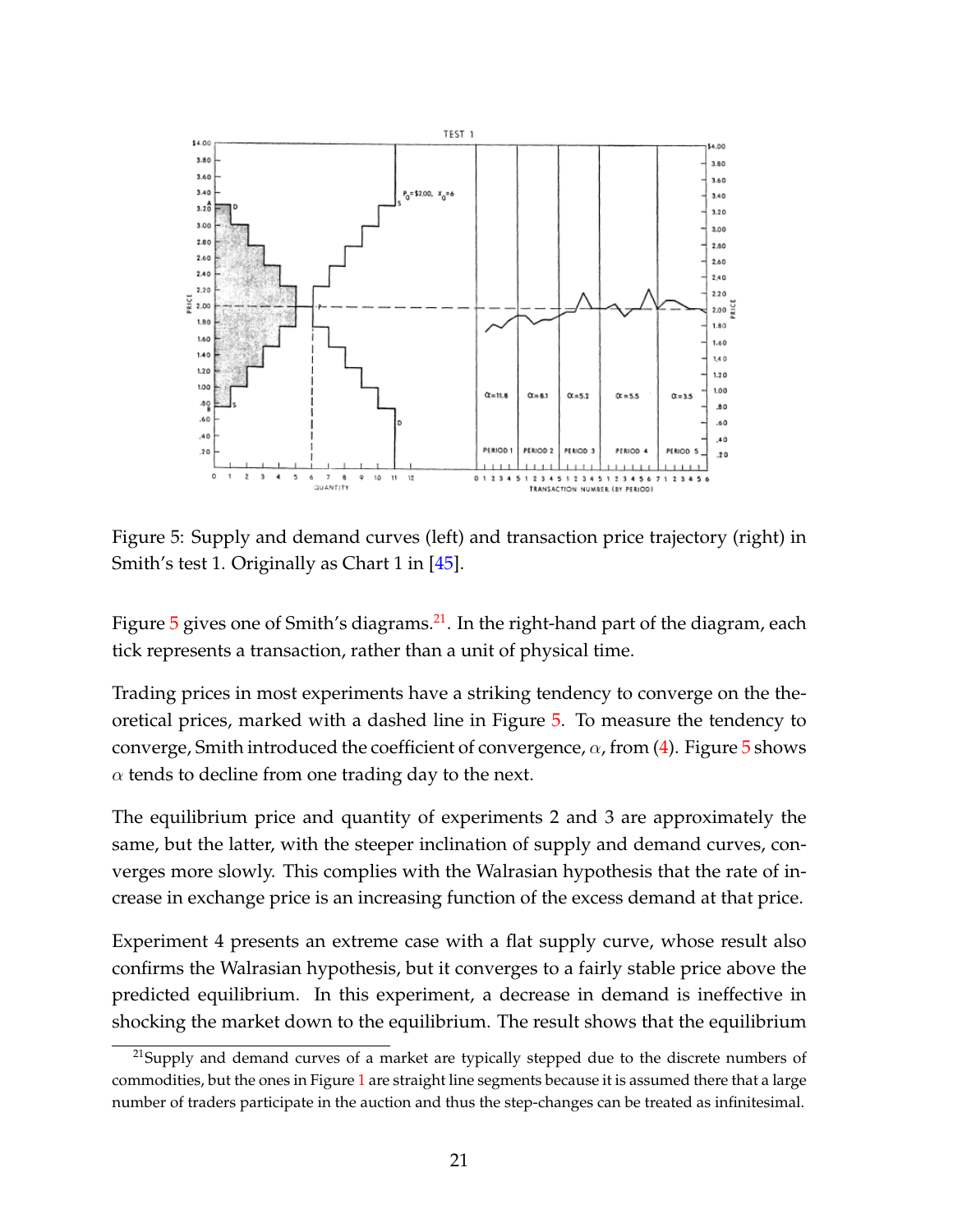Figure 5: Supply and demand curves (left) and transaction price trajectory (right) in Smith's test 1. Originally as Chart 1 in [45].

Figure 5 gives one of Smith's diagrams.[21]. In the right-hand part of the diagram, each tick represents a transaction, rather than a unit of physical time.

Trading prices in most experiments have a striking tendency to converge on the theoretical prices, marked with a dashed line in Figure 5. To measure the tendency to converge, Smith introduced the coefficient of convergence, $\alpha$, from (4). Figure 5 shows $\alpha$ tends to decline from one trading day to the next.

The equilibrium price and quantity of experiments 2 and 3 are approximately the same, but the latter, with the steeper inclination of supply and demand curves, converges more slowly. This complies with the Walrasian hypothesis that the rate of increase in exchange price is an increasing function of the excess demand at that price.

Experiment 4 presents an extreme case with a flat supply curve, whose result also confirms the Walrasian hypothesis, but it converges to a fairly stable price above the predicted equilibrium. In this experiment, a decrease in demand is ineffective in shocking the market down to the equilibrium. The result shows that the equilibrium

[21] Supply and demand curves of a market are typically stepped due to the discrete numbers of commodities, but the ones in Figure 1 are straight line segments because it is assumed there that a large number of traders participate in the auction and thus the step-changes can be treated as infinitesimal.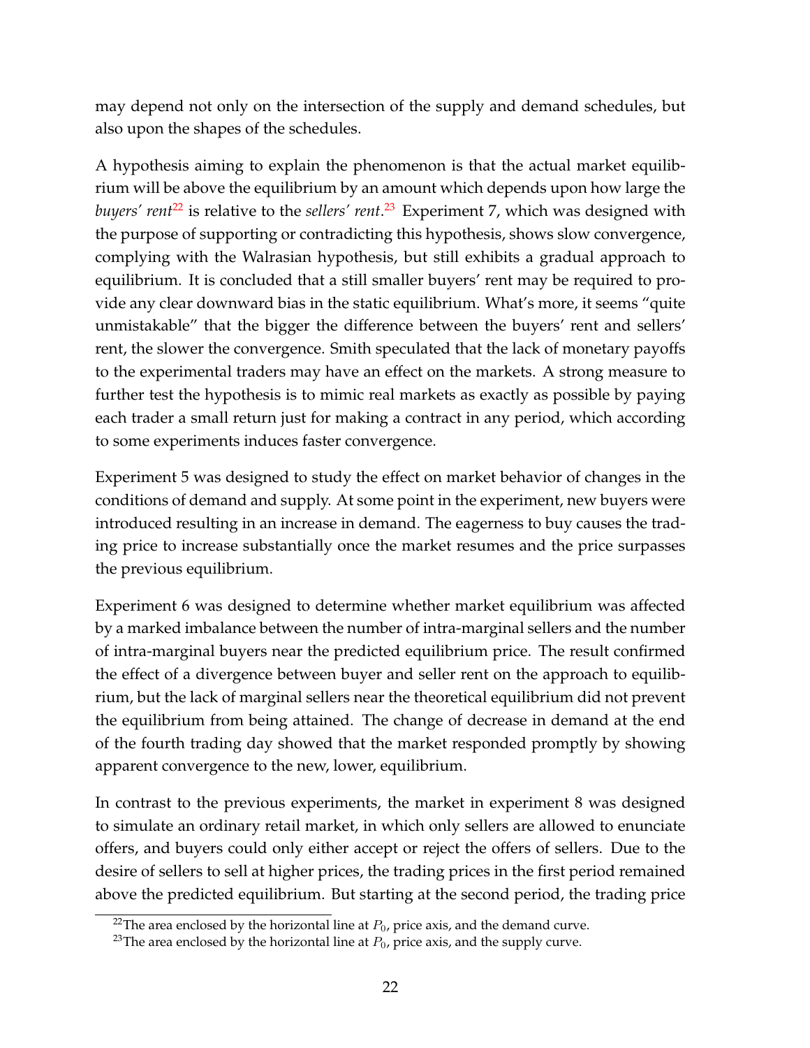may depend not only on the intersection of the supply and demand schedules, but also upon the shapes of the schedules.

A hypothesis aiming to explain the phenomenon is that the actual market equilibrium will be above the equilibrium by an amount which depends upon how large the *buyers' rent*[22] is relative to the *sellers' rent*.[23] Experiment 7, which was designed with the purpose of supporting or contradicting this hypothesis, shows slow convergence, complying with the Walrasian hypothesis, but still exhibits a gradual approach to equilibrium. It is concluded that a still smaller buyers' rent may be required to provide any clear downward bias in the static equilibrium. What's more, it seems "quite unmistakable" that the bigger the difference between the buyers' rent and sellers' rent, the slower the convergence. Smith speculated that the lack of monetary payoffs to the experimental traders may have an effect on the markets. A strong measure to further test the hypothesis is to mimic real markets as exactly as possible by paying each trader a small return just for making a contract in any period, which according to some experiments induces faster convergence.

Experiment 5 was designed to study the effect on market behavior of changes in the conditions of demand and supply. At some point in the experiment, new buyers were introduced resulting in an increase in demand. The eagerness to buy causes the trading price to increase substantially once the market resumes and the price surpasses the previous equilibrium.

Experiment 6 was designed to determine whether market equilibrium was affected by a marked imbalance between the number of intra-marginal sellers and the number of intra-marginal buyers near the predicted equilibrium price. The result confirmed the effect of a divergence between buyer and seller rent on the approach to equilibrium, but the lack of marginal sellers near the theoretical equilibrium did not prevent the equilibrium from being attained. The change of decrease in demand at the end of the fourth trading day showed that the market responded promptly by showing apparent convergence to the new, lower, equilibrium.

In contrast to the previous experiments, the market in experiment 8 was designed to simulate an ordinary retail market, in which only sellers are allowed to enunciate offers, and buyers could only either accept or reject the offers of sellers. Due to the desire of sellers to sell at higher prices, the trading prices in the first period remained above the predicted equilibrium. But starting at the second period, the trading price

[22] The area enclosed by the horizontal line at $P_0$, price axis, and the demand curve.

[23] The area enclosed by the horizontal line at $P_0$, price axis, and the supply curve.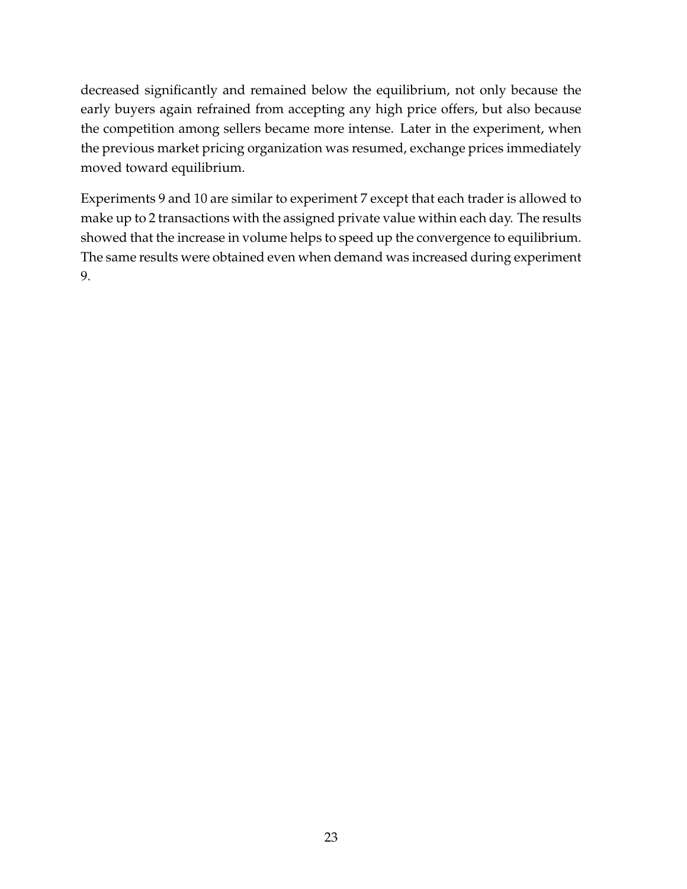decreased significantly and remained below the equilibrium, not only because the early buyers again refrained from accepting any high price offers, but also because the competition among sellers became more intense. Later in the experiment, when the previous market pricing organization was resumed, exchange prices immediately moved toward equilibrium.

Experiments 9 and 10 are similar to experiment 7 except that each trader is allowed to make up to 2 transactions with the assigned private value within each day. The results showed that the increase in volume helps to speed up the convergence to equilibrium. The same results were obtained even when demand was increased during experiment 9.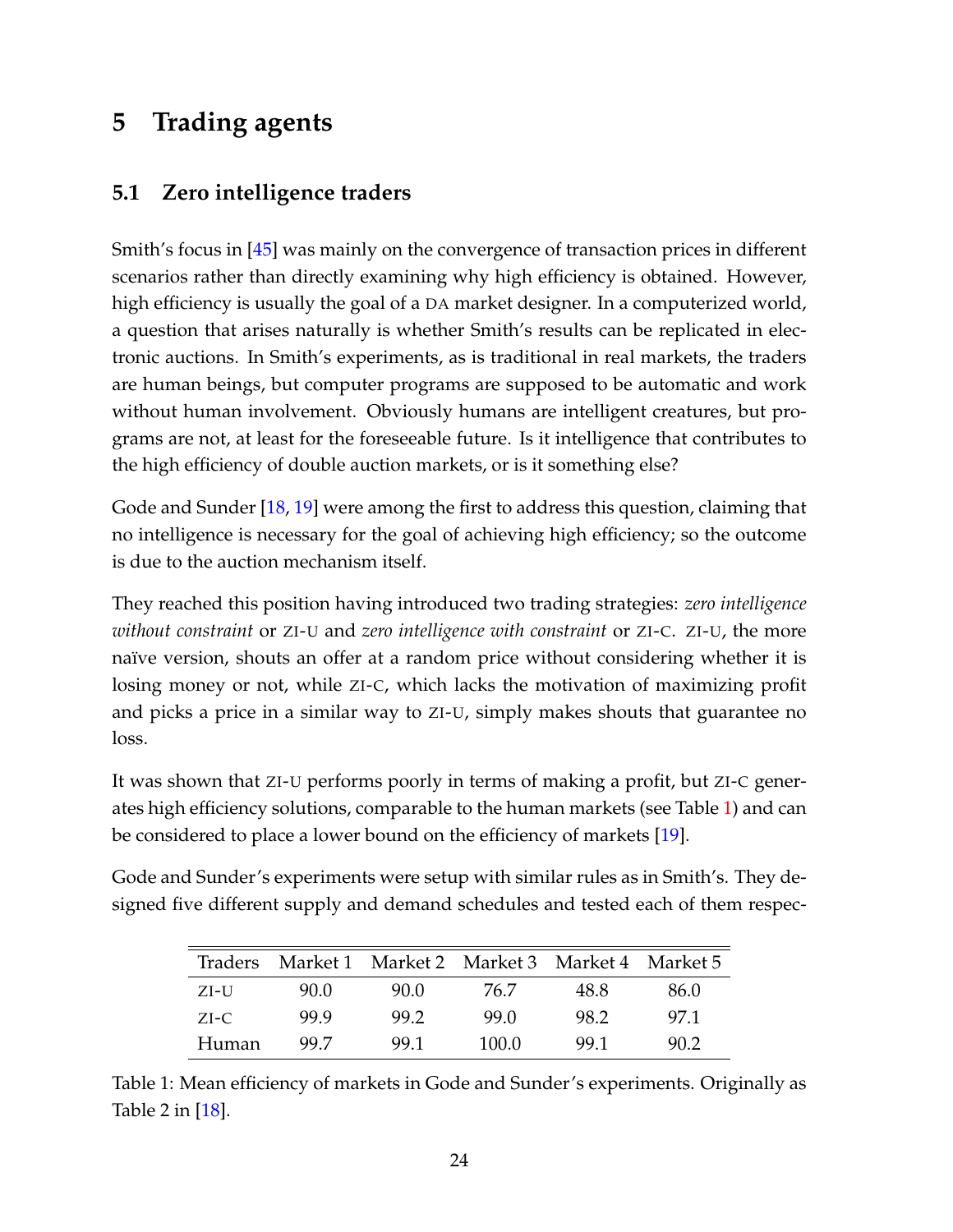# 5 Trading agents

## 5.1 Zero intelligence traders

Smith's focus in [45] was mainly on the convergence of transaction prices in different scenarios rather than directly examining why high efficiency is obtained. However, high efficiency is usually the goal of a DA market designer. In a computerized world, a question that arises naturally is whether Smith's results can be replicated in electronic auctions. In Smith's experiments, as is traditional in real markets, the traders are human beings, but computer programs are supposed to be automatic and work without human involvement. Obviously humans are intelligent creatures, but programs are not, at least for the foreseeable future. Is it intelligence that contributes to the high efficiency of double auction markets, or is it something else?

Gode and Sunder [18, 19] were among the first to address this question, claiming that no intelligence is necessary for the goal of achieving high efficiency; so the outcome is due to the auction mechanism itself.

They reached this position having introduced two trading strategies: *zero intelligence without constraint* or ZI-U and *zero intelligence with constraint* or ZI-C. ZI-U, the more naïve version, shouts an offer at a random price without considering whether it is losing money or not, while ZI-C, which lacks the motivation of maximizing profit and picks a price in a similar way to ZI-U, simply makes shouts that guarantee no loss.

It was shown that ZI-U performs poorly in terms of making a profit, but ZI-C generates high efficiency solutions, comparable to the human markets (see Table 1) and can be considered to place a lower bound on the efficiency of markets [19].

Gode and Sunder's experiments were setup with similar rules as in Smith's. They designed five different supply and demand schedules and tested each of them respec-

| Traders | Market 1 | Market 2 | Market 3 | Market 4 | Market 5 |
|---|---|---|---|---|---|
| ZI-U | 90.0 | 90.0 | 76.7 | 48.8 | 86.0 |
| ZI-C | 99.9 | 99.2 | 99.0 | 98.2 | 97.1 |
| Human | 99.7 | 99.1 | 100.0 | 99.1 | 90.2 |

Table 1: Mean efficiency of markets in Gode and Sunder's experiments. Originally as Table 2 in [18].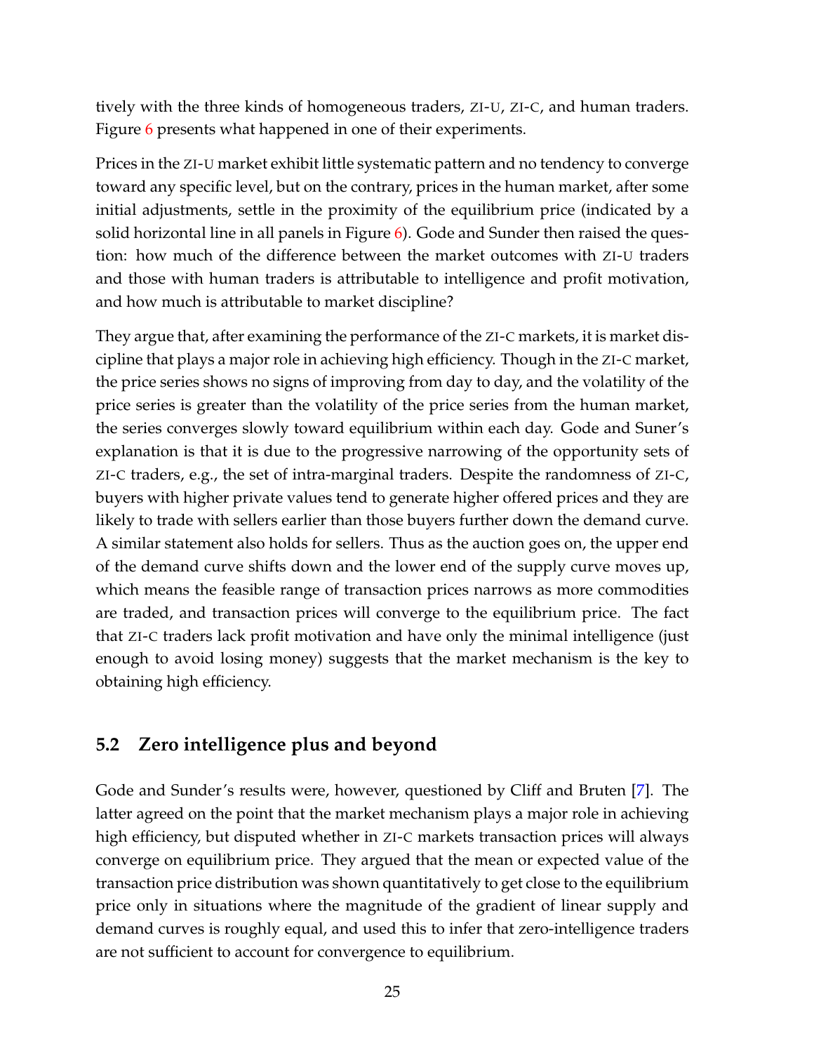tively with the three kinds of homogeneous traders, ZI-U, ZI-C, and human traders. Figure 6 presents what happened in one of their experiments.

Prices in the ZI-U market exhibit little systematic pattern and no tendency to converge toward any specific level, but on the contrary, prices in the human market, after some initial adjustments, settle in the proximity of the equilibrium price (indicated by a solid horizontal line in all panels in Figure 6). Gode and Sunder then raised the question: how much of the difference between the market outcomes with ZI-U traders and those with human traders is attributable to intelligence and profit motivation, and how much is attributable to market discipline?

They argue that, after examining the performance of the ZI-C markets, it is market discipline that plays a major role in achieving high efficiency. Though in the ZI-C market, the price series shows no signs of improving from day to day, and the volatility of the price series is greater than the volatility of the price series from the human market, the series converges slowly toward equilibrium within each day. Gode and Suner's explanation is that it is due to the progressive narrowing of the opportunity sets of ZI-C traders, e.g., the set of intra-marginal traders. Despite the randomness of ZI-C, buyers with higher private values tend to generate higher offered prices and they are likely to trade with sellers earlier than those buyers further down the demand curve. A similar statement also holds for sellers. Thus as the auction goes on, the upper end of the demand curve shifts down and the lower end of the supply curve moves up, which means the feasible range of transaction prices narrows as more commodities are traded, and transaction prices will converge to the equilibrium price. The fact that ZI-C traders lack profit motivation and have only the minimal intelligence (just enough to avoid losing money) suggests that the market mechanism is the key to obtaining high efficiency.

## 5.2 Zero intelligence plus and beyond

Gode and Sunder's results were, however, questioned by Cliff and Bruten [7]. The latter agreed on the point that the market mechanism plays a major role in achieving high efficiency, but disputed whether in ZI-C markets transaction prices will always converge on equilibrium price. They argued that the mean or expected value of the transaction price distribution was shown quantitatively to get close to the equilibrium price only in situations where the magnitude of the gradient of linear supply and demand curves is roughly equal, and used this to infer that zero-intelligence traders are not sufficient to account for convergence to equilibrium.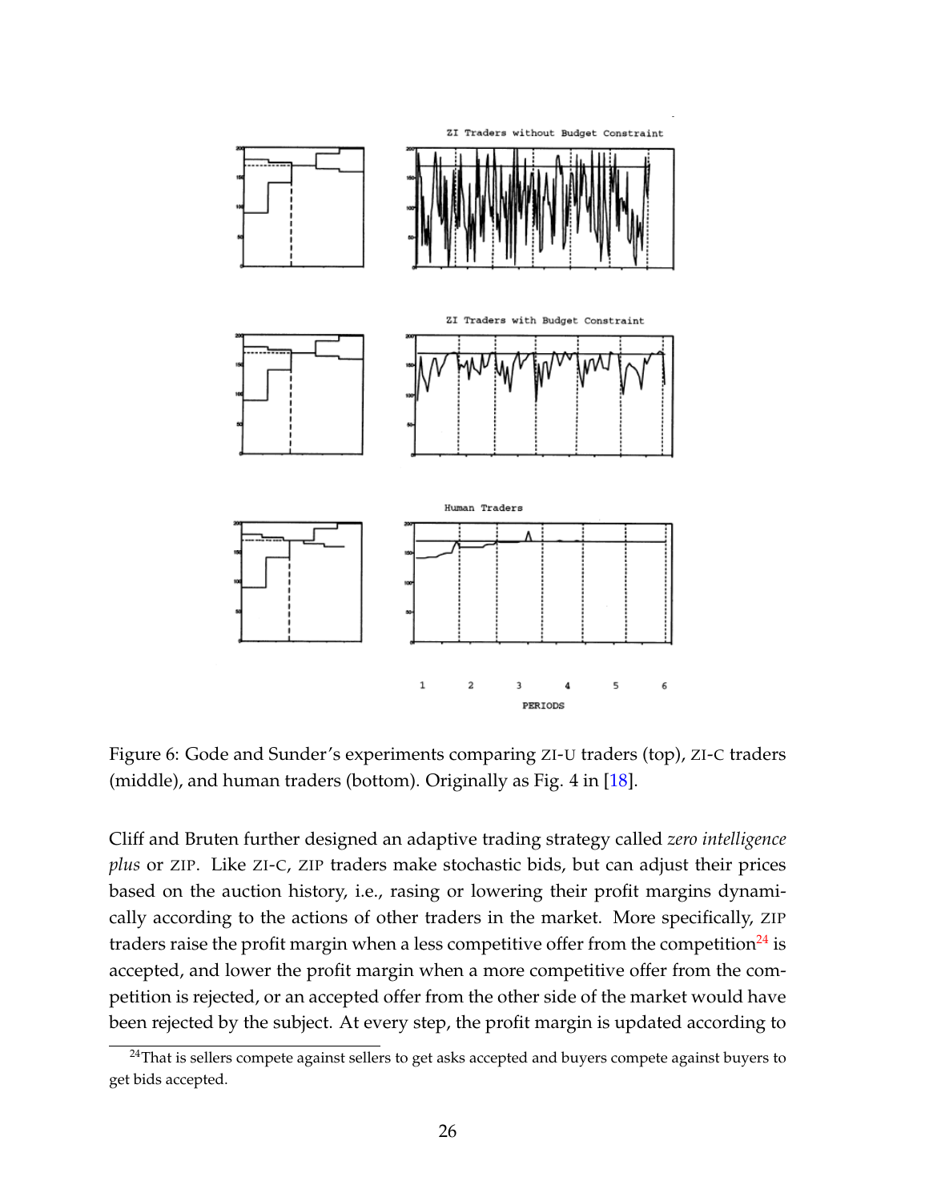Figure 6: Gode and Sunder's experiments comparing ZI-U traders (top), ZI-C traders (middle), and human traders (bottom). Originally as Fig. 4 in [18].

Cliff and Bruten further designed an adaptive trading strategy called *zero intelligence plus* or ZIP. Like ZI-C, ZIP traders make stochastic bids, but can adjust their prices based on the auction history, i.e., rasing or lowering their profit margins dynamically according to the actions of other traders in the market. More specifically, ZIP traders raise the profit margin when a less competitive offer from the competition[24] is accepted, and lower the profit margin when a more competitive offer from the competition is rejected, or an accepted offer from the other side of the market would have been rejected by the subject. At every step, the profit margin is updated according to

[24] That is sellers compete against sellers to get asks accepted and buyers compete against buyers to get bids accepted.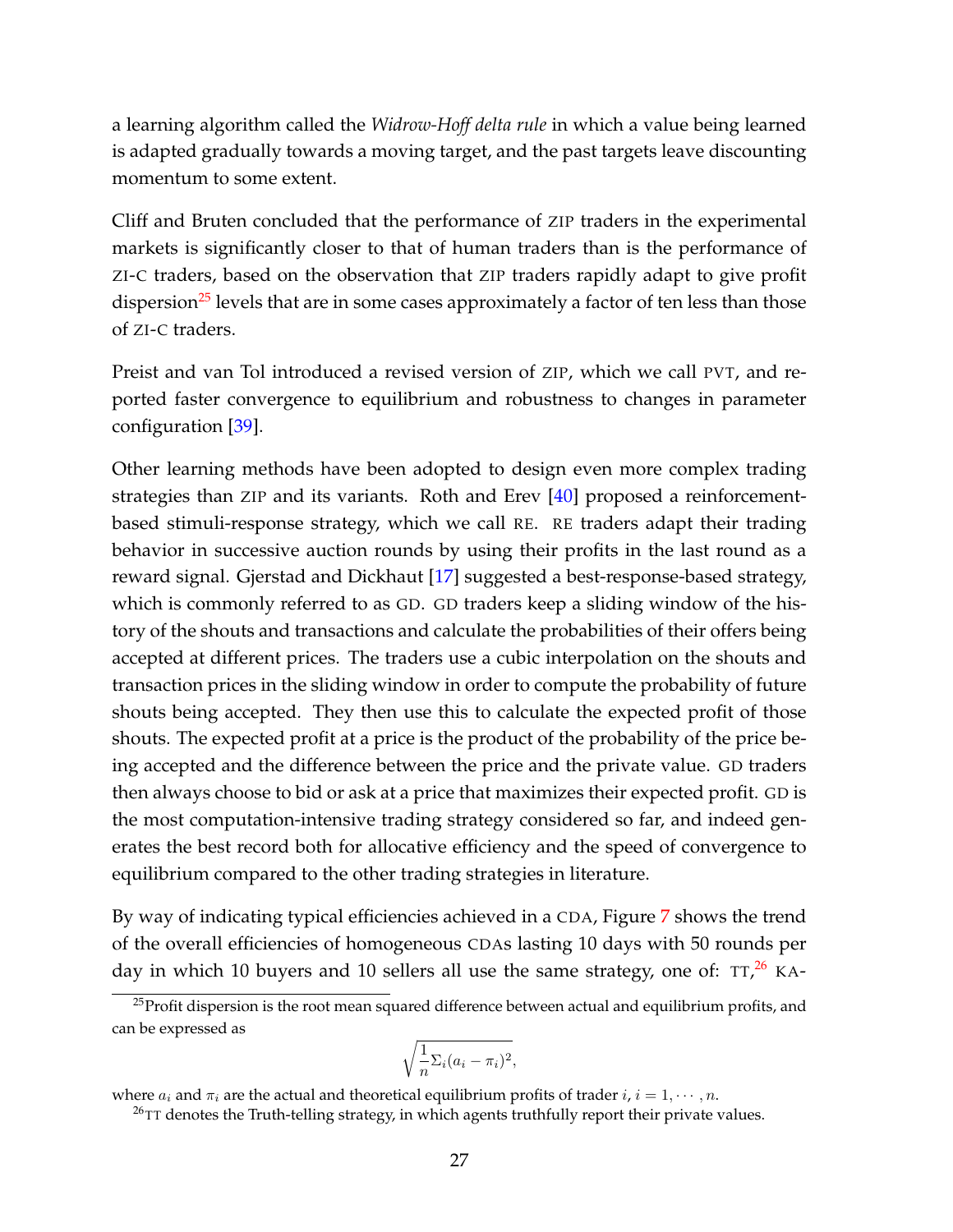a learning algorithm called the *Widrow-Hoff delta rule* in which a value being learned is adapted gradually towards a moving target, and the past targets leave discounting momentum to some extent.

Cliff and Bruten concluded that the performance of ZIP traders in the experimental markets is significantly closer to that of human traders than is the performance of ZI-C traders, based on the observation that ZIP traders rapidly adapt to give profit dispersion[25] levels that are in some cases approximately a factor of ten less than those of ZI-C traders.

Preist and van Tol introduced a revised version of ZIP, which we call PVT, and reported faster convergence to equilibrium and robustness to changes in parameter configuration [39].

Other learning methods have been adopted to design even more complex trading strategies than ZIP and its variants. Roth and Erev [40] proposed a reinforcement-based stimuli-response strategy, which we call RE. RE traders adapt their trading behavior in successive auction rounds by using their profits in the last round as a reward signal. Gjerstad and Dickhaut [17] suggested a best-response-based strategy, which is commonly referred to as GD. GD traders keep a sliding window of the history of the shouts and transactions and calculate the probabilities of their offers being accepted at different prices. The traders use a cubic interpolation on the shouts and transaction prices in the sliding window in order to compute the probability of future shouts being accepted. They then use this to calculate the expected profit of those shouts. The expected profit at a price is the product of the probability of the price being accepted and the difference between the price and the private value. GD traders then always choose to bid or ask at a price that maximizes their expected profit. GD is the most computation-intensive trading strategy considered so far, and indeed generates the best record both for allocative efficiency and the speed of convergence to equilibrium compared to the other trading strategies in literature.

By way of indicating typical efficiencies achieved in a CDA, Figure 7 shows the trend of the overall efficiencies of homogeneous CDAs lasting 10 days with 50 rounds per day in which 10 buyers and 10 sellers all use the same strategy, one of: TT,[26] KA-

---

[25] Profit dispersion is the root mean squared difference between actual and equilibrium profits, and can be expressed as

$$\sqrt{\frac{1}{n}\Sigma_i(a_i - \pi_i)^2},$$

where $a_i$ and $\pi_i$ are the actual and theoretical equilibrium profits of trader $i$, $i = 1, \cdots, n$.

[26] TT denotes the Truth-telling strategy, in which agents truthfully report their private values.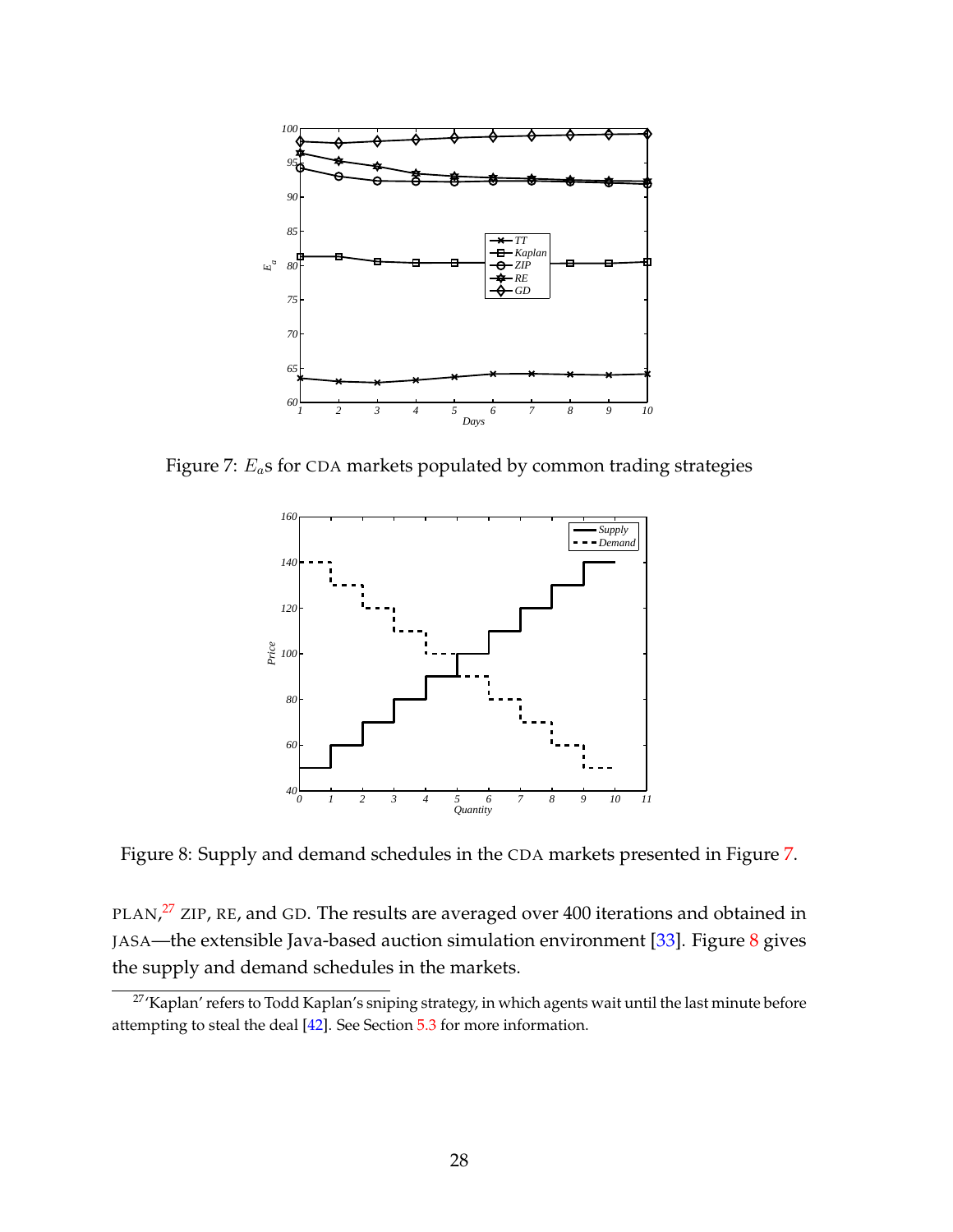Figure 7: $E_a$s for CDA markets populated by common trading strategies

Figure 8: Supply and demand schedules in the CDA markets presented in Figure 7.

PLAN,[27] ZIP, RE, and GD. The results are averaged over 400 iterations and obtained in JASA—the extensible Java-based auction simulation environment [33]. Figure 8 gives the supply and demand schedules in the markets.

[27] 'Kaplan' refers to Todd Kaplan's sniping strategy, in which agents wait until the last minute before attempting to steal the deal [42]. See Section 5.3 for more information.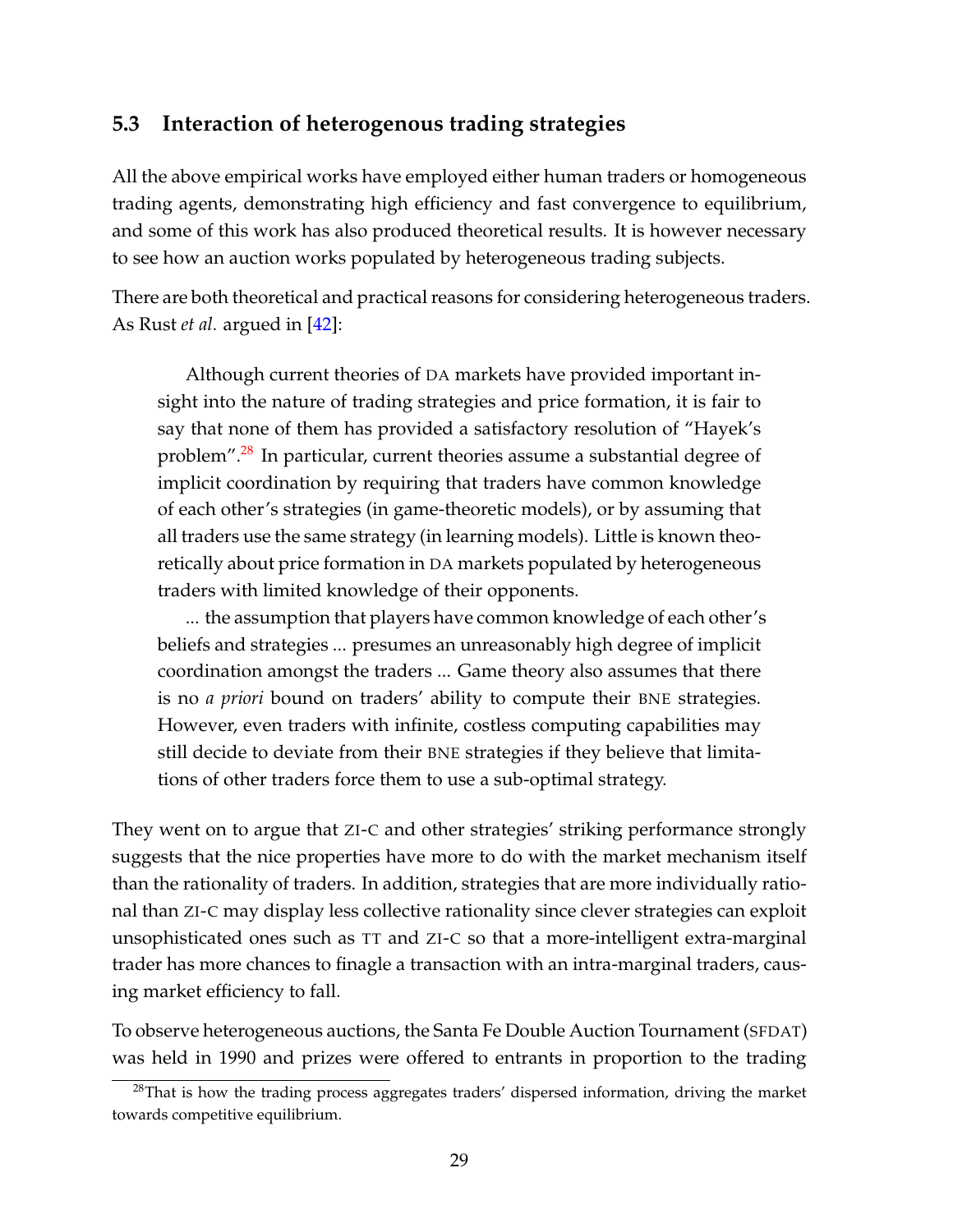### 5.3 Interaction of heterogenous trading strategies

All the above empirical works have employed either human traders or homogeneous trading agents, demonstrating high efficiency and fast convergence to equilibrium, and some of this work has also produced theoretical results. It is however necessary to see how an auction works populated by heterogeneous trading subjects.

There are both theoretical and practical reasons for considering heterogeneous traders. As Rust *et al.* argued in [42]:

> Although current theories of DA markets have provided important insight into the nature of trading strategies and price formation, it is fair to say that none of them has provided a satisfactory resolution of "Hayek's problem".[28] In particular, current theories assume a substantial degree of implicit coordination by requiring that traders have common knowledge of each other's strategies (in game-theoretic models), or by assuming that all traders use the same strategy (in learning models). Little is known theoretically about price formation in DA markets populated by heterogeneous traders with limited knowledge of their opponents.
>
> ... the assumption that players have common knowledge of each other's beliefs and strategies ... presumes an unreasonably high degree of implicit coordination amongst the traders ... Game theory also assumes that there is no *a priori* bound on traders' ability to compute their BNE strategies. However, even traders with infinite, costless computing capabilities may still decide to deviate from their BNE strategies if they believe that limitations of other traders force them to use a sub-optimal strategy.

They went on to argue that ZI-C and other strategies' striking performance strongly suggests that the nice properties have more to do with the market mechanism itself than the rationality of traders. In addition, strategies that are more individually rational than ZI-C may display less collective rationality since clever strategies can exploit unsophisticated ones such as TT and ZI-C so that a more-intelligent extra-marginal trader has more chances to finagle a transaction with an intra-marginal traders, causing market efficiency to fall.

To observe heterogeneous auctions, the Santa Fe Double Auction Tournament (SFDAT) was held in 1990 and prizes were offered to entrants in proportion to the trading

[28] That is how the trading process aggregates traders' dispersed information, driving the market towards competitive equilibrium.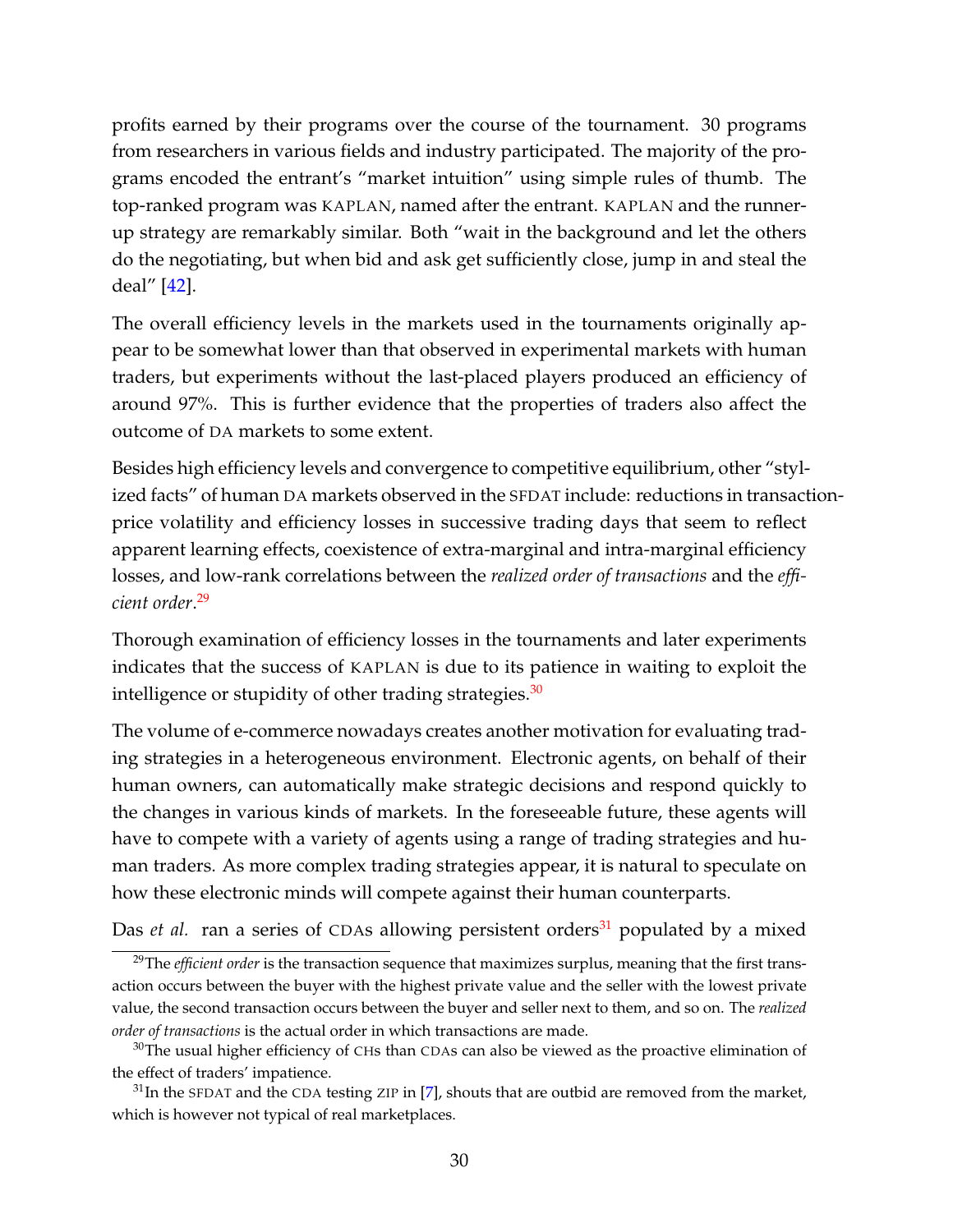profits earned by their programs over the course of the tournament. 30 programs from researchers in various fields and industry participated. The majority of the programs encoded the entrant's "market intuition" using simple rules of thumb. The top-ranked program was KAPLAN, named after the entrant. KAPLAN and the runner-up strategy are remarkably similar. Both "wait in the background and let the others do the negotiating, but when bid and ask get sufficiently close, jump in and steal the deal" [42].

The overall efficiency levels in the markets used in the tournaments originally appear to be somewhat lower than that observed in experimental markets with human traders, but experiments without the last-placed players produced an efficiency of around 97%. This is further evidence that the properties of traders also affect the outcome of DA markets to some extent.

Besides high efficiency levels and convergence to competitive equilibrium, other "stylized facts" of human DA markets observed in the SFDAT include: reductions in transaction-price volatility and efficiency losses in successive trading days that seem to reflect apparent learning effects, coexistence of extra-marginal and intra-marginal efficiency losses, and low-rank correlations between the *realized order of transactions* and the *efficient order*.[29]

Thorough examination of efficiency losses in the tournaments and later experiments indicates that the success of KAPLAN is due to its patience in waiting to exploit the intelligence or stupidity of other trading strategies.[30]

The volume of e-commerce nowadays creates another motivation for evaluating trading strategies in a heterogeneous environment. Electronic agents, on behalf of their human owners, can automatically make strategic decisions and respond quickly to the changes in various kinds of markets. In the foreseeable future, these agents will have to compete with a variety of agents using a range of trading strategies and human traders. As more complex trading strategies appear, it is natural to speculate on how these electronic minds will compete against their human counterparts.

Das *et al.* ran a series of CDAs allowing persistent orders[31] populated by a mixed

---

[29] The *efficient order* is the transaction sequence that maximizes surplus, meaning that the first transaction occurs between the buyer with the highest private value and the seller with the lowest private value, the second transaction occurs between the buyer and seller next to them, and so on. The *realized order of transactions* is the actual order in which transactions are made.

[30] The usual higher efficiency of CHs than CDAs can also be viewed as the proactive elimination of the effect of traders' impatience.

[31] In the SFDAT and the CDA testing ZIP in [7], shouts that are outbid are removed from the market, which is however not typical of real marketplaces.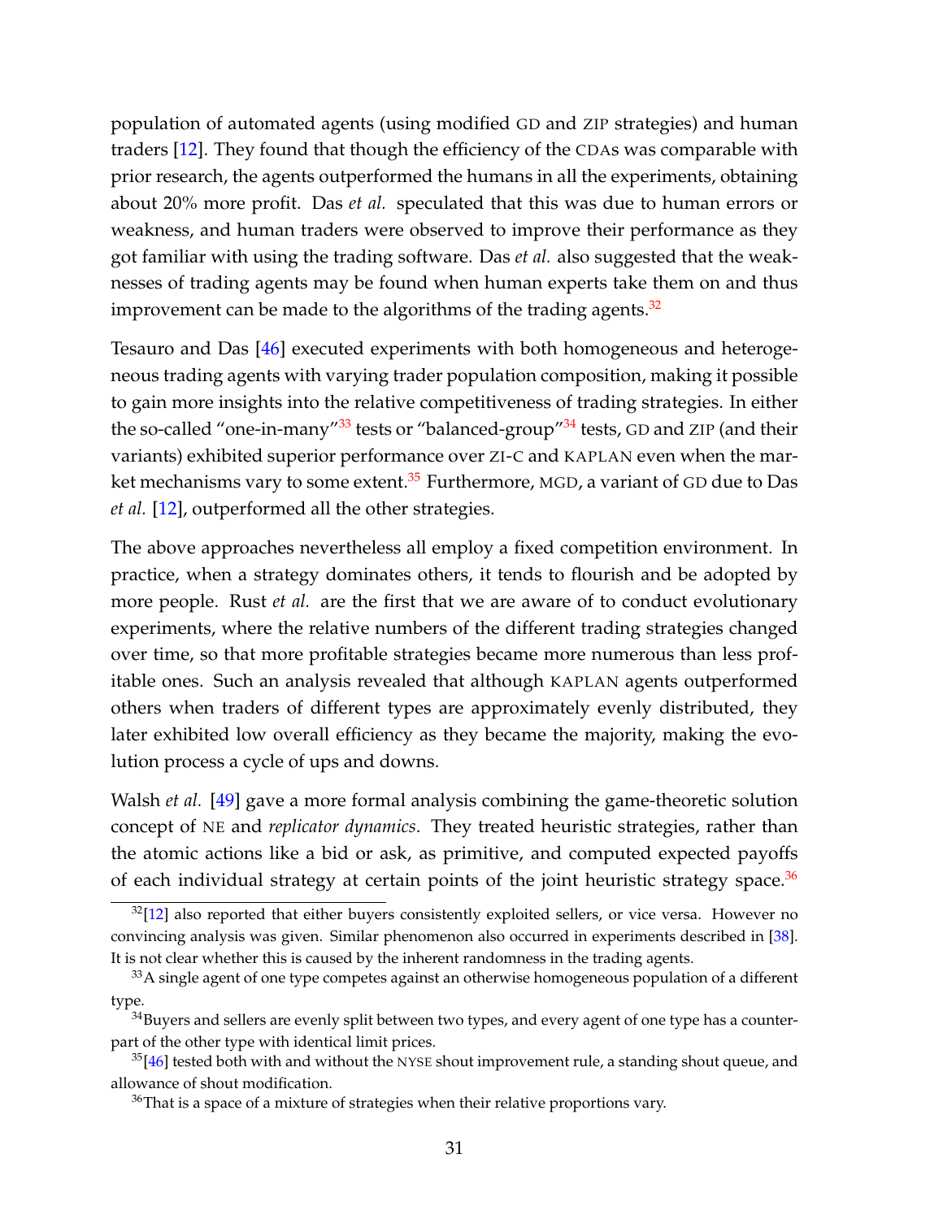population of automated agents (using modified GD and ZIP strategies) and human traders [12]. They found that though the efficiency of the CDAs was comparable with prior research, the agents outperformed the humans in all the experiments, obtaining about 20% more profit. Das *et al.* speculated that this was due to human errors or weakness, and human traders were observed to improve their performance as they got familiar with using the trading software. Das *et al.* also suggested that the weaknesses of trading agents may be found when human experts take them on and thus improvement can be made to the algorithms of the trading agents.[32]

Tesauro and Das [46] executed experiments with both homogeneous and heterogeneous trading agents with varying trader population composition, making it possible to gain more insights into the relative competitiveness of trading strategies. In either the so-called "one-in-many"[33] tests or "balanced-group"[34] tests, GD and ZIP (and their variants) exhibited superior performance over ZI-C and KAPLAN even when the market mechanisms vary to some extent.[35] Furthermore, MGD, a variant of GD due to Das *et al.* [12], outperformed all the other strategies.

The above approaches nevertheless all employ a fixed competition environment. In practice, when a strategy dominates others, it tends to flourish and be adopted by more people. Rust *et al.* are the first that we are aware of to conduct evolutionary experiments, where the relative numbers of the different trading strategies changed over time, so that more profitable strategies became more numerous than less profitable ones. Such an analysis revealed that although KAPLAN agents outperformed others when traders of different types are approximately evenly distributed, they later exhibited low overall efficiency as they became the majority, making the evolution process a cycle of ups and downs.

Walsh *et al.* [49] gave a more formal analysis combining the game-theoretic solution concept of NE and *replicator dynamics*. They treated heuristic strategies, rather than the atomic actions like a bid or ask, as primitive, and computed expected payoffs of each individual strategy at certain points of the joint heuristic strategy space.[36]

[32] [12] also reported that either buyers consistently exploited sellers, or vice versa. However no convincing analysis was given. Similar phenomenon also occurred in experiments described in [38]. It is not clear whether this is caused by the inherent randomness in the trading agents.

[33] A single agent of one type competes against an otherwise homogeneous population of a different type.

[34] Buyers and sellers are evenly split between two types, and every agent of one type has a counterpart of the other type with identical limit prices.

[35] [46] tested both with and without the NYSE shout improvement rule, a standing shout queue, and allowance of shout modification.

[36] That is a space of a mixture of strategies when their relative proportions vary.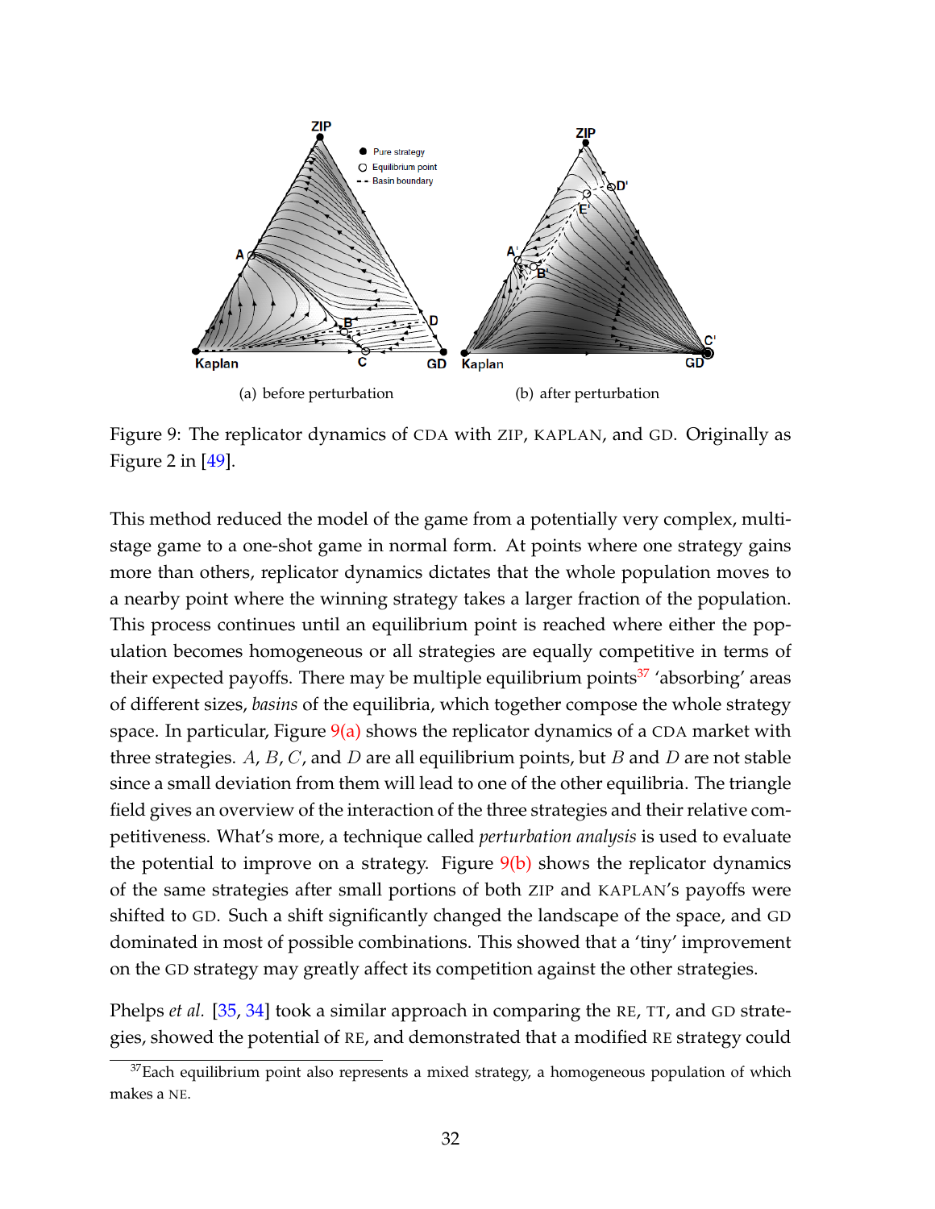(a) before perturbation

(b) after perturbation

Figure 9: The replicator dynamics of CDA with ZIP, KAPLAN, and GD. Originally as Figure 2 in [49].

This method reduced the model of the game from a potentially very complex, multi-stage game to a one-shot game in normal form. At points where one strategy gains more than others, replicator dynamics dictates that the whole population moves to a nearby point where the winning strategy takes a larger fraction of the population. This process continues until an equilibrium point is reached where either the population becomes homogeneous or all strategies are equally competitive in terms of their expected payoffs. There may be multiple equilibrium points[37] 'absorbing' areas of different sizes, *basins* of the equilibria, which together compose the whole strategy space. In particular, Figure 9(a) shows the replicator dynamics of a CDA market with three strategies. $A$, $B$, $C$, and $D$ are all equilibrium points, but $B$ and $D$ are not stable since a small deviation from them will lead to one of the other equilibria. The triangle field gives an overview of the interaction of the three strategies and their relative competitiveness. What's more, a technique called *perturbation analysis* is used to evaluate the potential to improve on a strategy. Figure 9(b) shows the replicator dynamics of the same strategies after small portions of both ZIP and KAPLAN's payoffs were shifted to GD. Such a shift significantly changed the landscape of the space, and GD dominated in most of possible combinations. This showed that a 'tiny' improvement on the GD strategy may greatly affect its competition against the other strategies.

Phelps *et al.* [35, 34] took a similar approach in comparing the RE, TT, and GD strategies, showed the potential of RE, and demonstrated that a modified RE strategy could

[37] Each equilibrium point also represents a mixed strategy, a homogeneous population of which makes a NE.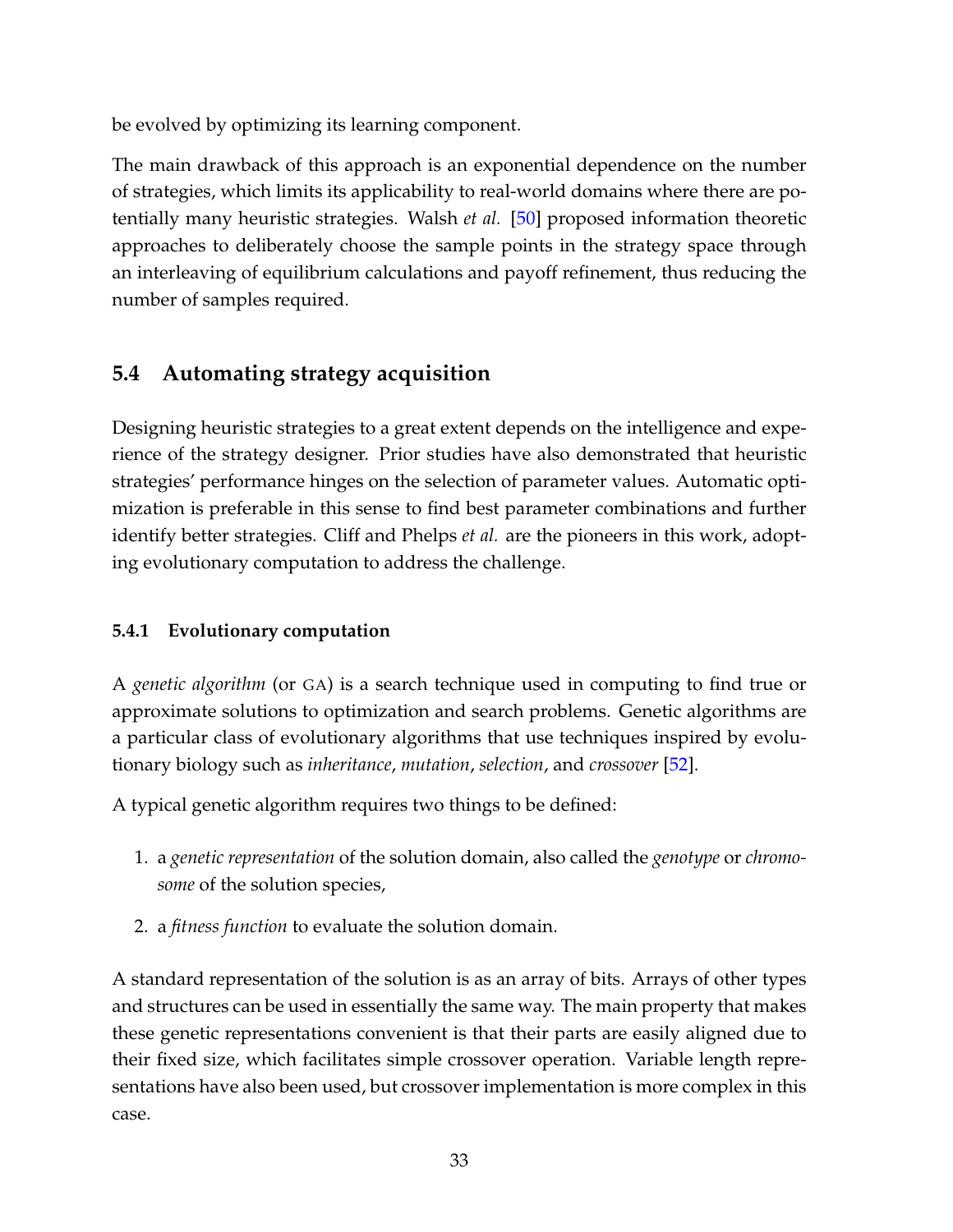be evolved by optimizing its learning component.

The main drawback of this approach is an exponential dependence on the number of strategies, which limits its applicability to real-world domains where there are potentially many heuristic strategies. Walsh *et al.* [50] proposed information theoretic approaches to deliberately choose the sample points in the strategy space through an interleaving of equilibrium calculations and payoff refinement, thus reducing the number of samples required.

## 5.4 Automating strategy acquisition

Designing heuristic strategies to a great extent depends on the intelligence and experience of the strategy designer. Prior studies have also demonstrated that heuristic strategies' performance hinges on the selection of parameter values. Automatic optimization is preferable in this sense to find best parameter combinations and further identify better strategies. Cliff and Phelps *et al.* are the pioneers in this work, adopting evolutionary computation to address the challenge.

### 5.4.1 Evolutionary computation

A *genetic algorithm* (or GA) is a search technique used in computing to find true or approximate solutions to optimization and search problems. Genetic algorithms are a particular class of evolutionary algorithms that use techniques inspired by evolutionary biology such as *inheritance*, *mutation*, *selection*, and *crossover* [52].

A typical genetic algorithm requires two things to be defined:

1. a *genetic representation* of the solution domain, also called the *genotype* or *chromosome* of the solution species,
2. a *fitness function* to evaluate the solution domain.

A standard representation of the solution is as an array of bits. Arrays of other types and structures can be used in essentially the same way. The main property that makes these genetic representations convenient is that their parts are easily aligned due to their fixed size, which facilitates simple crossover operation. Variable length representations have also been used, but crossover implementation is more complex in this case.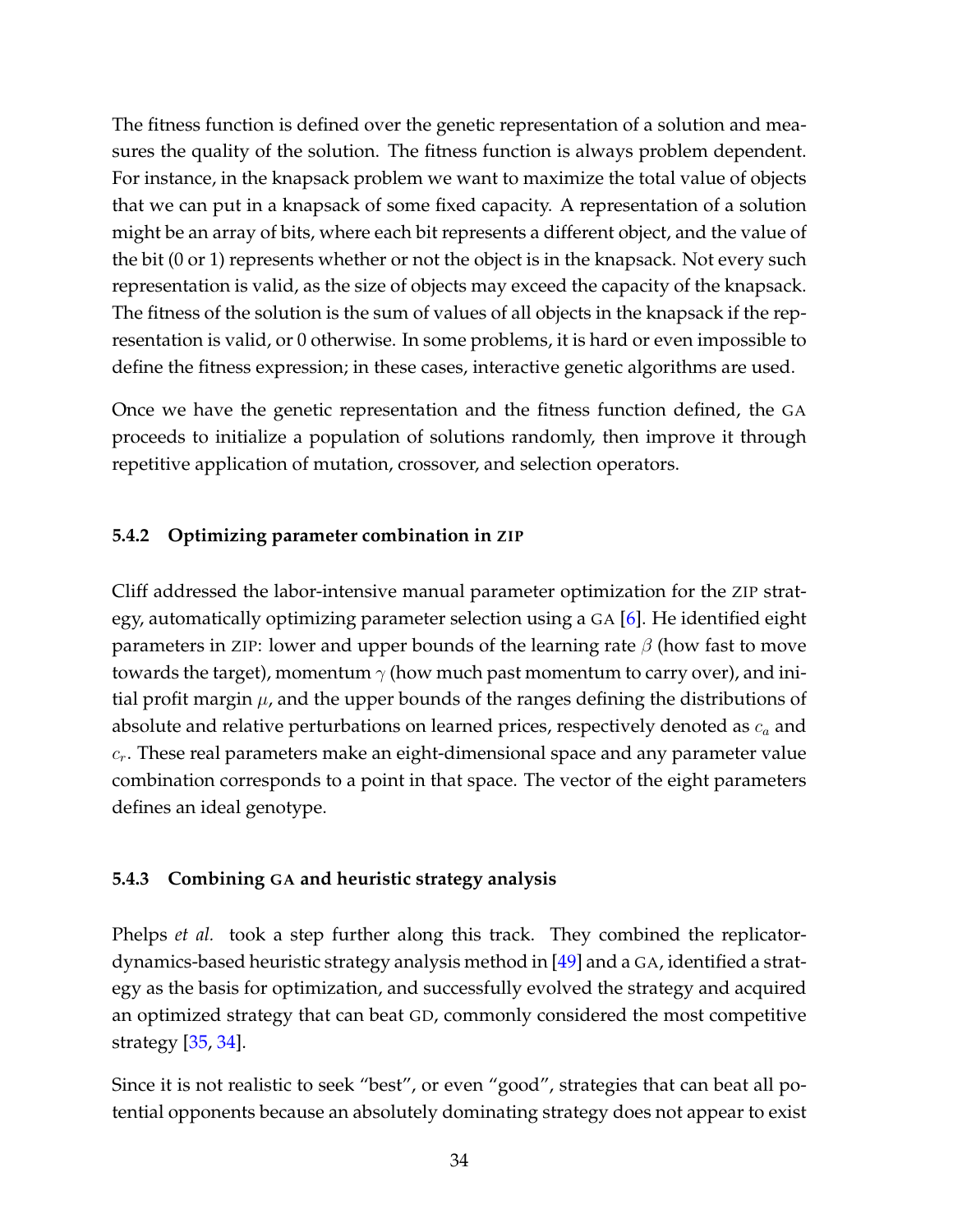The fitness function is defined over the genetic representation of a solution and measures the quality of the solution. The fitness function is always problem dependent. For instance, in the knapsack problem we want to maximize the total value of objects that we can put in a knapsack of some fixed capacity. A representation of a solution might be an array of bits, where each bit represents a different object, and the value of the bit (0 or 1) represents whether or not the object is in the knapsack. Not every such representation is valid, as the size of objects may exceed the capacity of the knapsack. The fitness of the solution is the sum of values of all objects in the knapsack if the representation is valid, or 0 otherwise. In some problems, it is hard or even impossible to define the fitness expression; in these cases, interactive genetic algorithms are used.

Once we have the genetic representation and the fitness function defined, the GA proceeds to initialize a population of solutions randomly, then improve it through repetitive application of mutation, crossover, and selection operators.

### 5.4.2 Optimizing parameter combination in ZIP

Cliff addressed the labor-intensive manual parameter optimization for the ZIP strategy, automatically optimizing parameter selection using a GA [6]. He identified eight parameters in ZIP: lower and upper bounds of the learning rate $\beta$ (how fast to move towards the target), momentum $\gamma$ (how much past momentum to carry over), and initial profit margin $\mu$, and the upper bounds of the ranges defining the distributions of absolute and relative perturbations on learned prices, respectively denoted as $c_a$ and $c_r$. These real parameters make an eight-dimensional space and any parameter value combination corresponds to a point in that space. The vector of the eight parameters defines an ideal genotype.

### 5.4.3 Combining GA and heuristic strategy analysis

Phelps *et al.* took a step further along this track. They combined the replicator-dynamics-based heuristic strategy analysis method in [49] and a GA, identified a strategy as the basis for optimization, and successfully evolved the strategy and acquired an optimized strategy that can beat GD, commonly considered the most competitive strategy [35, 34].

Since it is not realistic to seek "best", or even "good", strategies that can beat all potential opponents because an absolutely dominating strategy does not appear to exist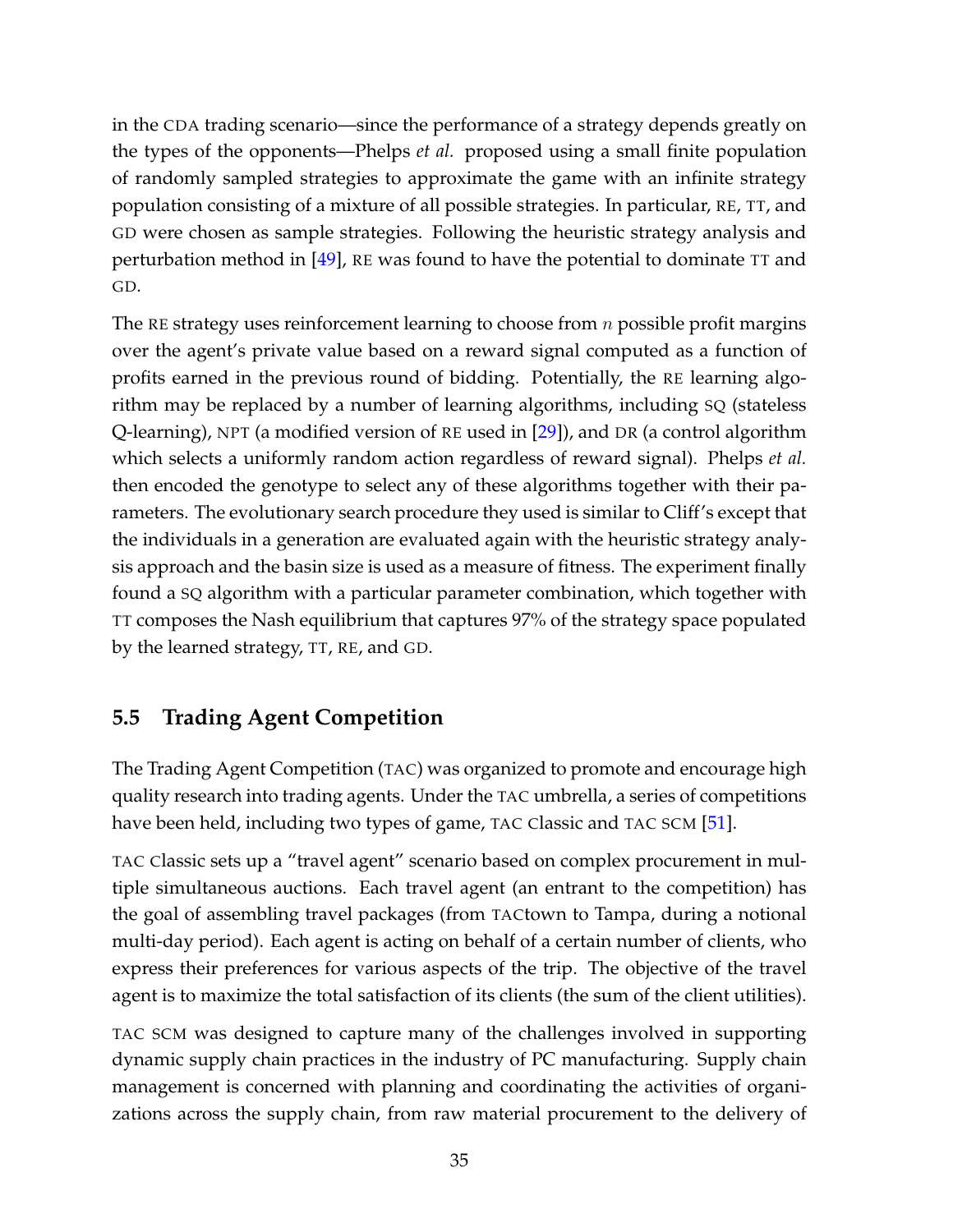in the CDA trading scenario—since the performance of a strategy depends greatly on the types of the opponents—Phelps *et al.* proposed using a small finite population of randomly sampled strategies to approximate the game with an infinite strategy population consisting of a mixture of all possible strategies. In particular, RE, TT, and GD were chosen as sample strategies. Following the heuristic strategy analysis and perturbation method in [49], RE was found to have the potential to dominate TT and GD.

The RE strategy uses reinforcement learning to choose from $n$ possible profit margins over the agent's private value based on a reward signal computed as a function of profits earned in the previous round of bidding. Potentially, the RE learning algorithm may be replaced by a number of learning algorithms, including SQ (stateless Q-learning), NPT (a modified version of RE used in [29]), and DR (a control algorithm which selects a uniformly random action regardless of reward signal). Phelps *et al.* then encoded the genotype to select any of these algorithms together with their parameters. The evolutionary search procedure they used is similar to Cliff's except that the individuals in a generation are evaluated again with the heuristic strategy analysis approach and the basin size is used as a measure of fitness. The experiment finally found a SQ algorithm with a particular parameter combination, which together with TT composes the Nash equilibrium that captures 97% of the strategy space populated by the learned strategy, TT, RE, and GD.

## 5.5 Trading Agent Competition

The Trading Agent Competition (TAC) was organized to promote and encourage high quality research into trading agents. Under the TAC umbrella, a series of competitions have been held, including two types of game, TAC Classic and TAC SCM [51].

TAC Classic sets up a "travel agent" scenario based on complex procurement in multiple simultaneous auctions. Each travel agent (an entrant to the competition) has the goal of assembling travel packages (from TACtown to Tampa, during a notional multi-day period). Each agent is acting on behalf of a certain number of clients, who express their preferences for various aspects of the trip. The objective of the travel agent is to maximize the total satisfaction of its clients (the sum of the client utilities).

TAC SCM was designed to capture many of the challenges involved in supporting dynamic supply chain practices in the industry of PC manufacturing. Supply chain management is concerned with planning and coordinating the activities of organizations across the supply chain, from raw material procurement to the delivery of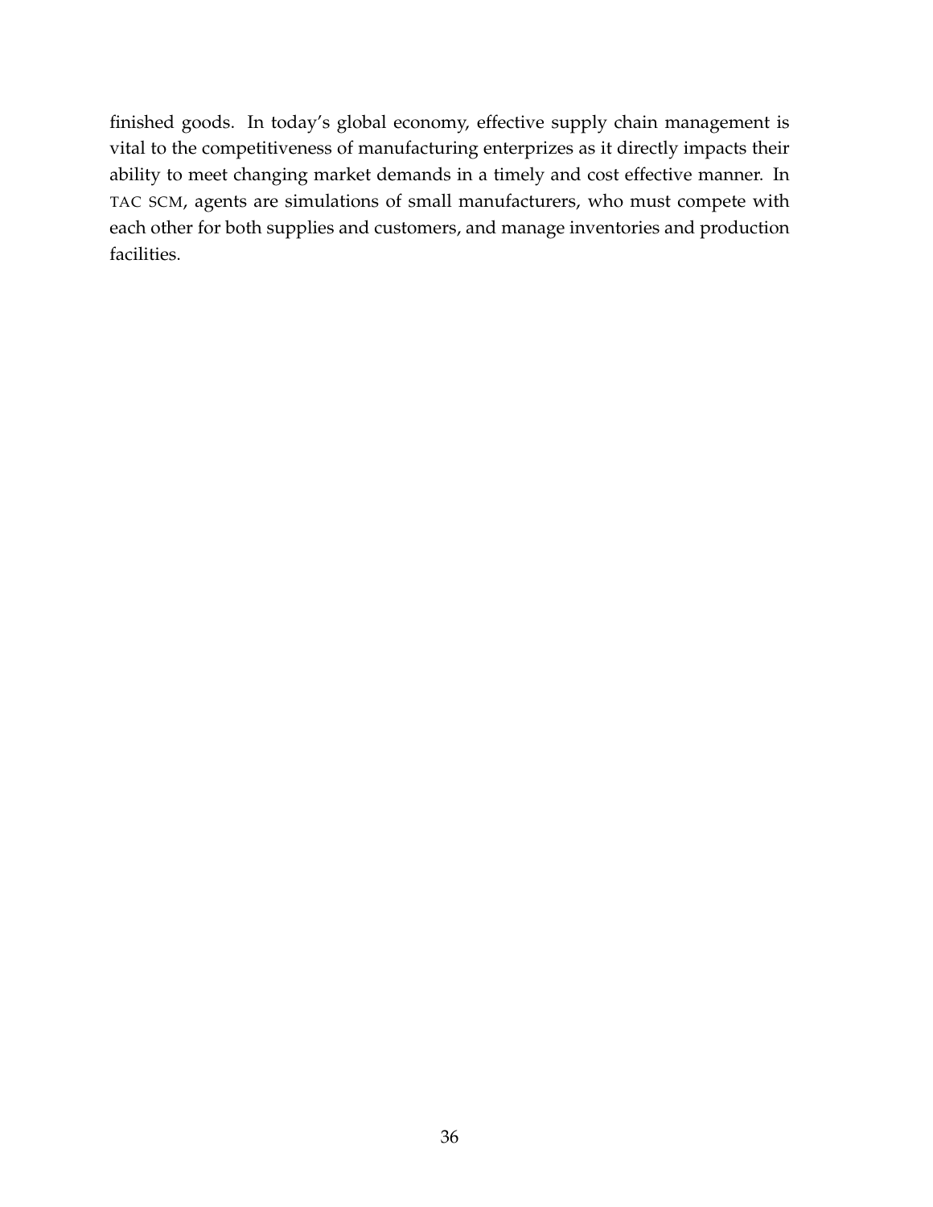finished goods. In today's global economy, effective supply chain management is vital to the competitiveness of manufacturing enterprizes as it directly impacts their ability to meet changing market demands in a timely and cost effective manner. In TAC SCM, agents are simulations of small manufacturers, who must compete with each other for both supplies and customers, and manage inventories and production facilities.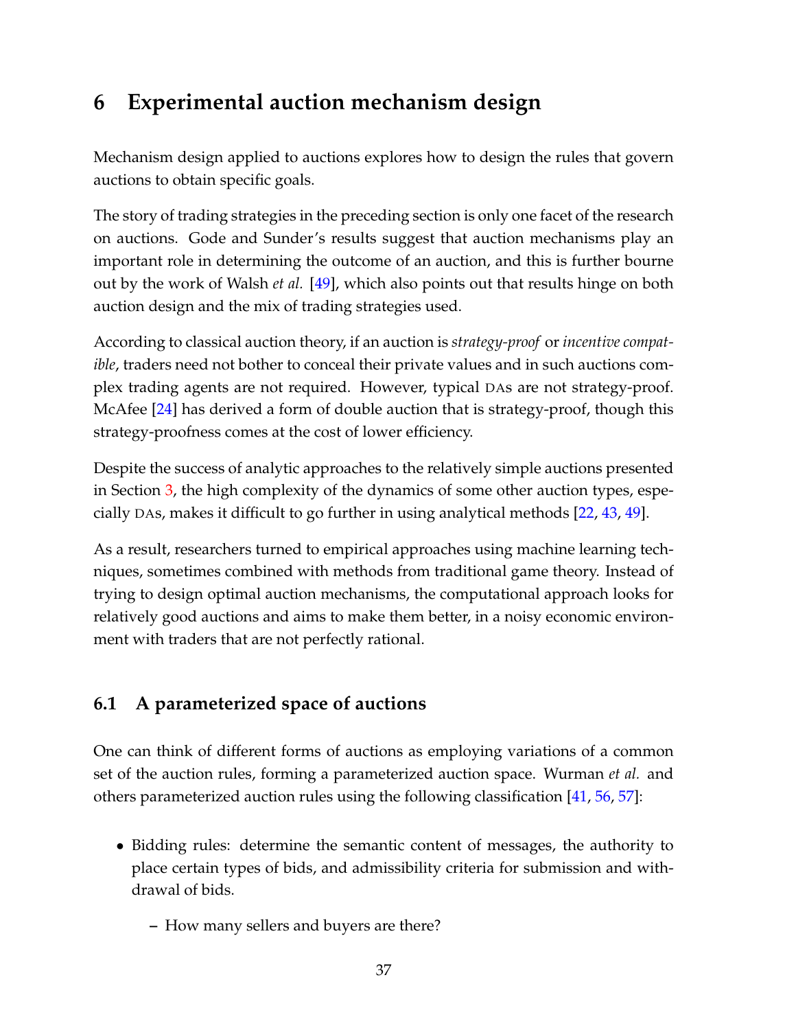# 6 Experimental auction mechanism design

Mechanism design applied to auctions explores how to design the rules that govern auctions to obtain specific goals.

The story of trading strategies in the preceding section is only one facet of the research on auctions. Gode and Sunder's results suggest that auction mechanisms play an important role in determining the outcome of an auction, and this is further bourne out by the work of Walsh *et al.* [49], which also points out that results hinge on both auction design and the mix of trading strategies used.

According to classical auction theory, if an auction is *strategy-proof* or *incentive compatible*, traders need not bother to conceal their private values and in such auctions complex trading agents are not required. However, typical DAs are not strategy-proof. McAfee [24] has derived a form of double auction that is strategy-proof, though this strategy-proofness comes at the cost of lower efficiency.

Despite the success of analytic approaches to the relatively simple auctions presented in Section 3, the high complexity of the dynamics of some other auction types, especially DAs, makes it difficult to go further in using analytical methods [22, 43, 49].

As a result, researchers turned to empirical approaches using machine learning techniques, sometimes combined with methods from traditional game theory. Instead of trying to design optimal auction mechanisms, the computational approach looks for relatively good auctions and aims to make them better, in a noisy economic environment with traders that are not perfectly rational.

## 6.1 A parameterized space of auctions

One can think of different forms of auctions as employing variations of a common set of the auction rules, forming a parameterized auction space. Wurman *et al.* and others parameterized auction rules using the following classification [41, 56, 57]:

- Bidding rules: determine the semantic content of messages, the authority to place certain types of bids, and admissibility criteria for submission and withdrawal of bids.
  - How many sellers and buyers are there?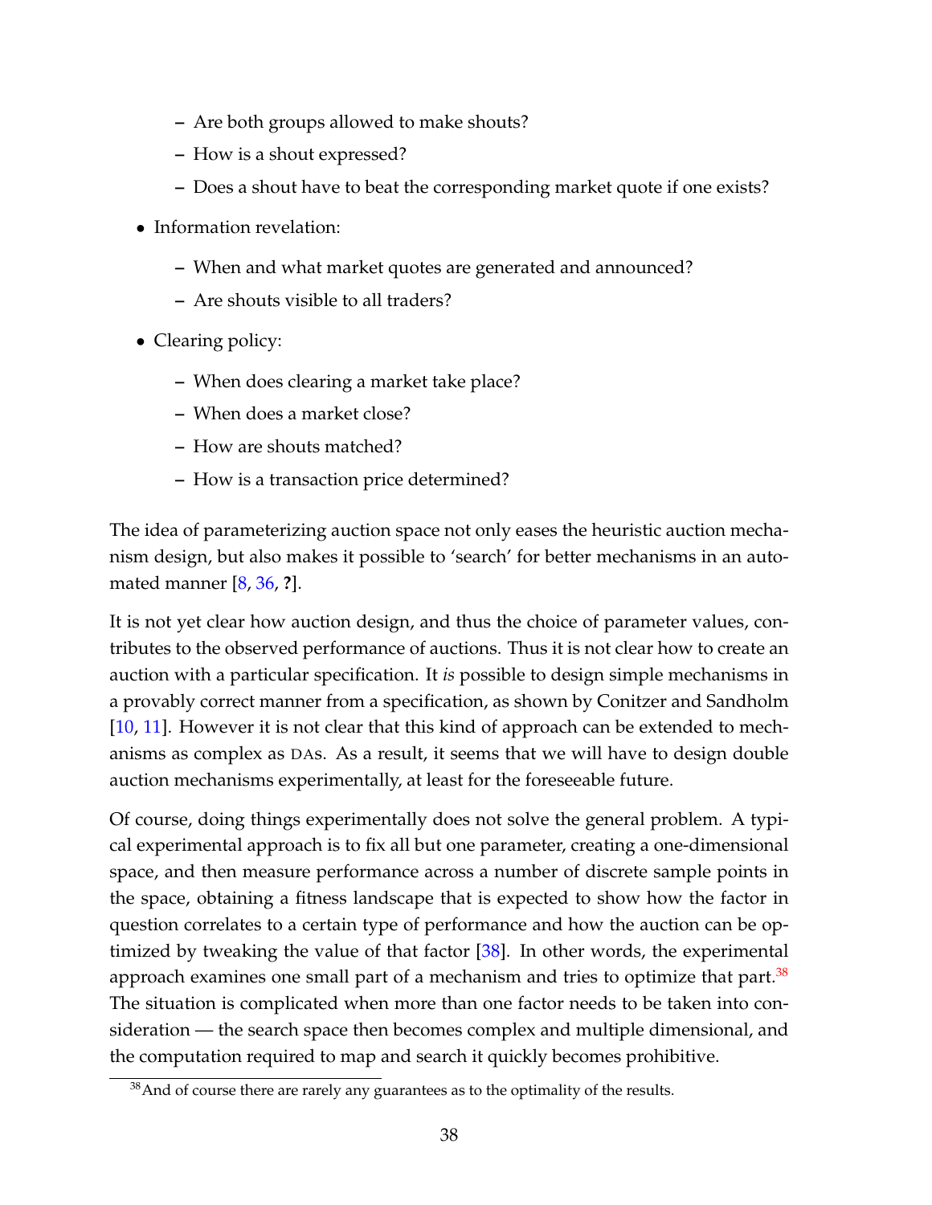- Are both groups allowed to make shouts?
  - How is a shout expressed?
  - Does a shout have to beat the corresponding market quote if one exists?

- Information revelation:
  - When and what market quotes are generated and announced?
  - Are shouts visible to all traders?

- Clearing policy:
  - When does clearing a market take place?
  - When does a market close?
  - How are shouts matched?
  - How is a transaction price determined?

The idea of parameterizing auction space not only eases the heuristic auction mechanism design, but also makes it possible to 'search' for better mechanisms in an automated manner [8, 36, **?**].

It is not yet clear how auction design, and thus the choice of parameter values, contributes to the observed performance of auctions. Thus it is not clear how to create an auction with a particular specification. It *is* possible to design simple mechanisms in a provably correct manner from a specification, as shown by Conitzer and Sandholm [10, 11]. However it is not clear that this kind of approach can be extended to mechanisms as complex as DAs. As a result, it seems that we will have to design double auction mechanisms experimentally, at least for the foreseeable future.

Of course, doing things experimentally does not solve the general problem. A typical experimental approach is to fix all but one parameter, creating a one-dimensional space, and then measure performance across a number of discrete sample points in the space, obtaining a fitness landscape that is expected to show how the factor in question correlates to a certain type of performance and how the auction can be optimized by tweaking the value of that factor [38]. In other words, the experimental approach examines one small part of a mechanism and tries to optimize that part.[38] The situation is complicated when more than one factor needs to be taken into consideration — the search space then becomes complex and multiple dimensional, and the computation required to map and search it quickly becomes prohibitive.

[38] And of course there are rarely any guarantees as to the optimality of the results.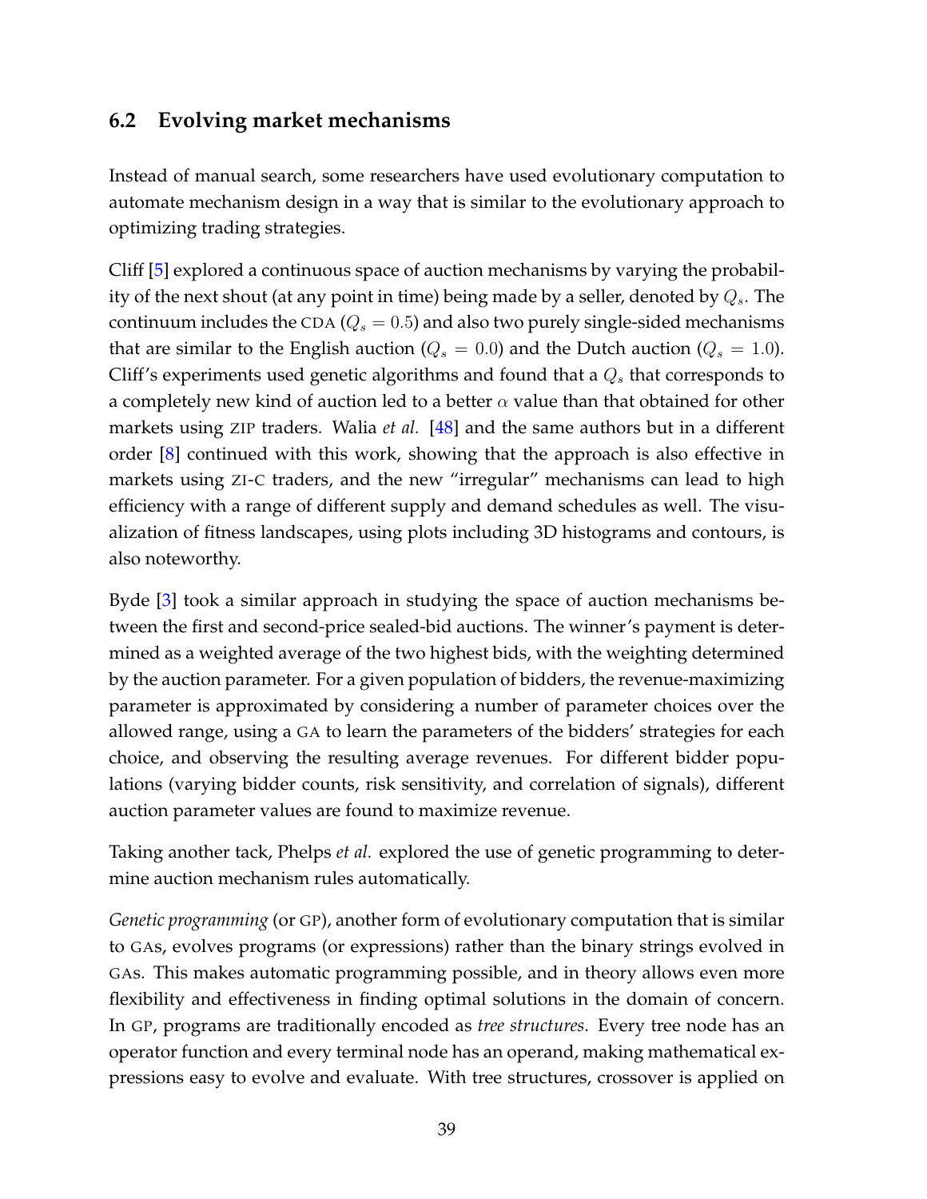## 6.2 Evolving market mechanisms

Instead of manual search, some researchers have used evolutionary computation to automate mechanism design in a way that is similar to the evolutionary approach to optimizing trading strategies.

Cliff [5] explored a continuous space of auction mechanisms by varying the probability of the next shout (at any point in time) being made by a seller, denoted by $Q_s$. The continuum includes the CDA ($Q_s = 0.5$) and also two purely single-sided mechanisms that are similar to the English auction ($Q_s = 0.0$) and the Dutch auction ($Q_s = 1.0$). Cliff's experiments used genetic algorithms and found that a $Q_s$ that corresponds to a completely new kind of auction led to a better $\alpha$ value than that obtained for other markets using ZIP traders. Walia *et al.* [48] and the same authors but in a different order [8] continued with this work, showing that the approach is also effective in markets using ZI-C traders, and the new "irregular" mechanisms can lead to high efficiency with a range of different supply and demand schedules as well. The visualization of fitness landscapes, using plots including 3D histograms and contours, is also noteworthy.

Byde [3] took a similar approach in studying the space of auction mechanisms between the first and second-price sealed-bid auctions. The winner's payment is determined as a weighted average of the two highest bids, with the weighting determined by the auction parameter. For a given population of bidders, the revenue-maximizing parameter is approximated by considering a number of parameter choices over the allowed range, using a GA to learn the parameters of the bidders' strategies for each choice, and observing the resulting average revenues. For different bidder populations (varying bidder counts, risk sensitivity, and correlation of signals), different auction parameter values are found to maximize revenue.

Taking another tack, Phelps *et al.* explored the use of genetic programming to determine auction mechanism rules automatically.

*Genetic programming* (or GP), another form of evolutionary computation that is similar to GAs, evolves programs (or expressions) rather than the binary strings evolved in GAs. This makes automatic programming possible, and in theory allows even more flexibility and effectiveness in finding optimal solutions in the domain of concern. In GP, programs are traditionally encoded as *tree structures*. Every tree node has an operator function and every terminal node has an operand, making mathematical expressions easy to evolve and evaluate. With tree structures, crossover is applied on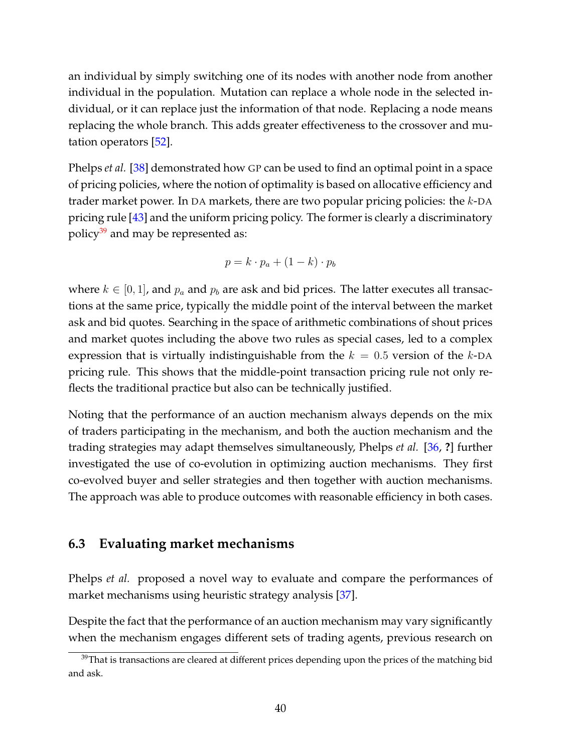an individual by simply switching one of its nodes with another node from another individual in the population. Mutation can replace a whole node in the selected individual, or it can replace just the information of that node. Replacing a node means replacing the whole branch. This adds greater effectiveness to the crossover and mutation operators [52].

Phelps *et al.* [38] demonstrated how GP can be used to find an optimal point in a space of pricing policies, where the notion of optimality is based on allocative efficiency and trader market power. In DA markets, there are two popular pricing policies: the $k$-DA pricing rule [43] and the uniform pricing policy. The former is clearly a discriminatory policy[39] and may be represented as:

$$p = k \cdot p_a + (1 - k) \cdot p_b$$

where $k \in [0, 1]$, and $p_a$ and $p_b$ are ask and bid prices. The latter executes all transactions at the same price, typically the middle point of the interval between the market ask and bid quotes. Searching in the space of arithmetic combinations of shout prices and market quotes including the above two rules as special cases, led to a complex expression that is virtually indistinguishable from the $k = 0.5$ version of the $k$-DA pricing rule. This shows that the middle-point transaction pricing rule not only reflects the traditional practice but also can be technically justified.

Noting that the performance of an auction mechanism always depends on the mix of traders participating in the mechanism, and both the auction mechanism and the trading strategies may adapt themselves simultaneously, Phelps *et al.* [36, **?**] further investigated the use of co-evolution in optimizing auction mechanisms. They first co-evolved buyer and seller strategies and then together with auction mechanisms. The approach was able to produce outcomes with reasonable efficiency in both cases.

### 6.3 Evaluating market mechanisms

Phelps *et al.* proposed a novel way to evaluate and compare the performances of market mechanisms using heuristic strategy analysis [37].

Despite the fact that the performance of an auction mechanism may vary significantly when the mechanism engages different sets of trading agents, previous research on

[39] That is transactions are cleared at different prices depending upon the prices of the matching bid and ask.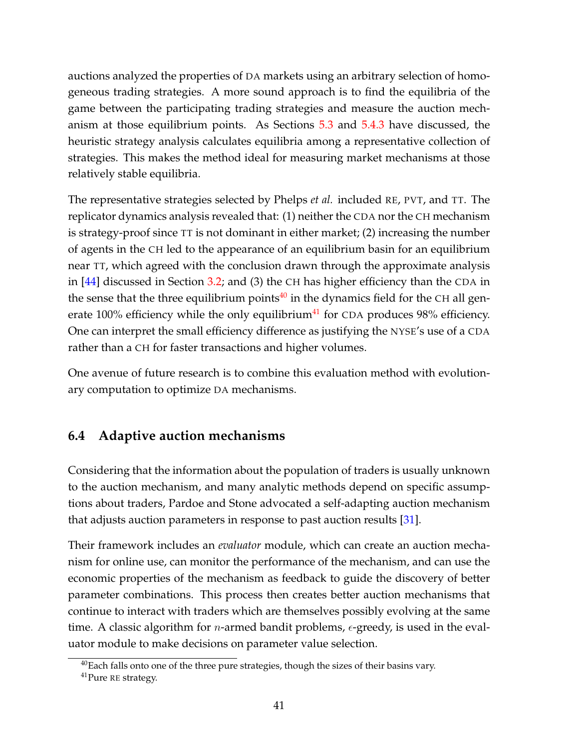auctions analyzed the properties of DA markets using an arbitrary selection of homogeneous trading strategies. A more sound approach is to find the equilibria of the game between the participating trading strategies and measure the auction mechanism at those equilibrium points. As Sections 5.3 and 5.4.3 have discussed, the heuristic strategy analysis calculates equilibria among a representative collection of strategies. This makes the method ideal for measuring market mechanisms at those relatively stable equilibria.

The representative strategies selected by Phelps *et al.* included RE, PVT, and TT. The replicator dynamics analysis revealed that: (1) neither the CDA nor the CH mechanism is strategy-proof since TT is not dominant in either market; (2) increasing the number of agents in the CH led to the appearance of an equilibrium basin for an equilibrium near TT, which agreed with the conclusion drawn through the approximate analysis in [44] discussed in Section 3.2; and (3) the CH has higher efficiency than the CDA in the sense that the three equilibrium points[40] in the dynamics field for the CH all generate 100% efficiency while the only equilibrium[41] for CDA produces 98% efficiency. One can interpret the small efficiency difference as justifying the NYSE's use of a CDA rather than a CH for faster transactions and higher volumes.

One avenue of future research is to combine this evaluation method with evolutionary computation to optimize DA mechanisms.

## 6.4 Adaptive auction mechanisms

Considering that the information about the population of traders is usually unknown to the auction mechanism, and many analytic methods depend on specific assumptions about traders, Pardoe and Stone advocated a self-adapting auction mechanism that adjusts auction parameters in response to past auction results [31].

Their framework includes an *evaluator* module, which can create an auction mechanism for online use, can monitor the performance of the mechanism, and can use the economic properties of the mechanism as feedback to guide the discovery of better parameter combinations. This process then creates better auction mechanisms that continue to interact with traders which are themselves possibly evolving at the same time. A classic algorithm for $n$-armed bandit problems, $\epsilon$-greedy, is used in the evaluator module to make decisions on parameter value selection.

[40] Each falls onto one of the three pure strategies, though the sizes of their basins vary.

[41] Pure RE strategy.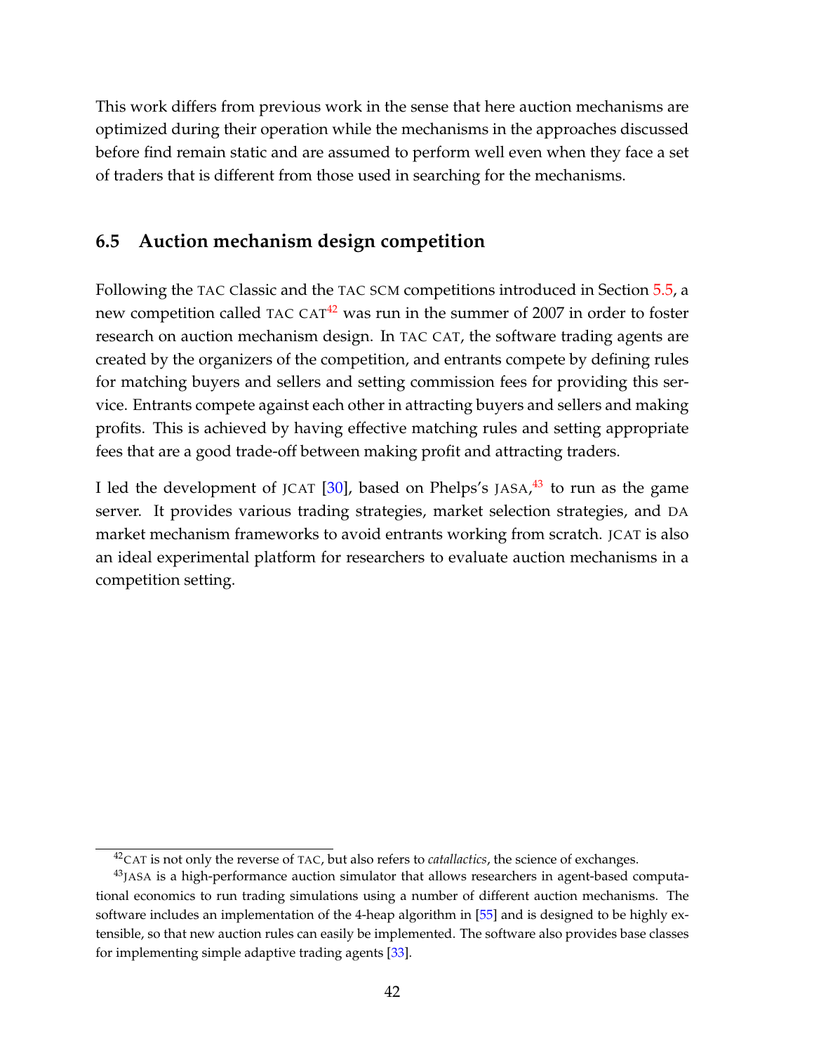This work differs from previous work in the sense that here auction mechanisms are optimized during their operation while the mechanisms in the approaches discussed before find remain static and are assumed to perform well even when they face a set of traders that is different from those used in searching for the mechanisms.

## 6.5 Auction mechanism design competition

Following the TAC Classic and the TAC SCM competitions introduced in Section 5.5, a new competition called TAC CAT[42] was run in the summer of 2007 in order to foster research on auction mechanism design. In TAC CAT, the software trading agents are created by the organizers of the competition, and entrants compete by defining rules for matching buyers and sellers and setting commission fees for providing this service. Entrants compete against each other in attracting buyers and sellers and making profits. This is achieved by having effective matching rules and setting appropriate fees that are a good trade-off between making profit and attracting traders.

I led the development of JCAT [30], based on Phelps's JASA,[43] to run as the game server. It provides various trading strategies, market selection strategies, and DA market mechanism frameworks to avoid entrants working from scratch. JCAT is also an ideal experimental platform for researchers to evaluate auction mechanisms in a competition setting.

---

[42] CAT is not only the reverse of TAC, but also refers to *catallactics*, the science of exchanges.

[43] JASA is a high-performance auction simulator that allows researchers in agent-based computational economics to run trading simulations using a number of different auction mechanisms. The software includes an implementation of the 4-heap algorithm in [55] and is designed to be highly extensible, so that new auction rules can easily be implemented. The software also provides base classes for implementing simple adaptive trading agents [33].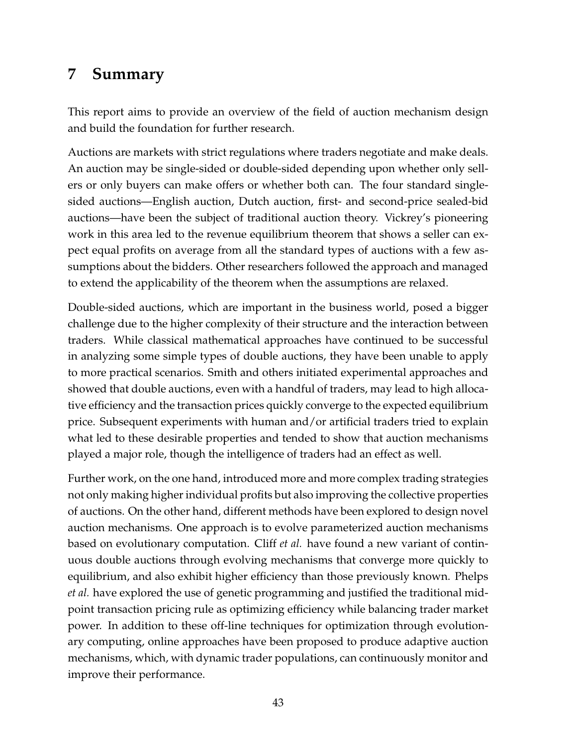# 7 Summary

This report aims to provide an overview of the field of auction mechanism design and build the foundation for further research.

Auctions are markets with strict regulations where traders negotiate and make deals. An auction may be single-sided or double-sided depending upon whether only sellers or only buyers can make offers or whether both can. The four standard single-sided auctions—English auction, Dutch auction, first- and second-price sealed-bid auctions—have been the subject of traditional auction theory. Vickrey's pioneering work in this area led to the revenue equilibrium theorem that shows a seller can expect equal profits on average from all the standard types of auctions with a few assumptions about the bidders. Other researchers followed the approach and managed to extend the applicability of the theorem when the assumptions are relaxed.

Double-sided auctions, which are important in the business world, posed a bigger challenge due to the higher complexity of their structure and the interaction between traders. While classical mathematical approaches have continued to be successful in analyzing some simple types of double auctions, they have been unable to apply to more practical scenarios. Smith and others initiated experimental approaches and showed that double auctions, even with a handful of traders, may lead to high allocative efficiency and the transaction prices quickly converge to the expected equilibrium price. Subsequent experiments with human and/or artificial traders tried to explain what led to these desirable properties and tended to show that auction mechanisms played a major role, though the intelligence of traders had an effect as well.

Further work, on the one hand, introduced more and more complex trading strategies not only making higher individual profits but also improving the collective properties of auctions. On the other hand, different methods have been explored to design novel auction mechanisms. One approach is to evolve parameterized auction mechanisms based on evolutionary computation. Cliff *et al.* have found a new variant of continuous double auctions through evolving mechanisms that converge more quickly to equilibrium, and also exhibit higher efficiency than those previously known. Phelps *et al.* have explored the use of genetic programming and justified the traditional mid-point transaction pricing rule as optimizing efficiency while balancing trader market power. In addition to these off-line techniques for optimization through evolutionary computing, online approaches have been proposed to produce adaptive auction mechanisms, which, with dynamic trader populations, can continuously monitor and improve their performance.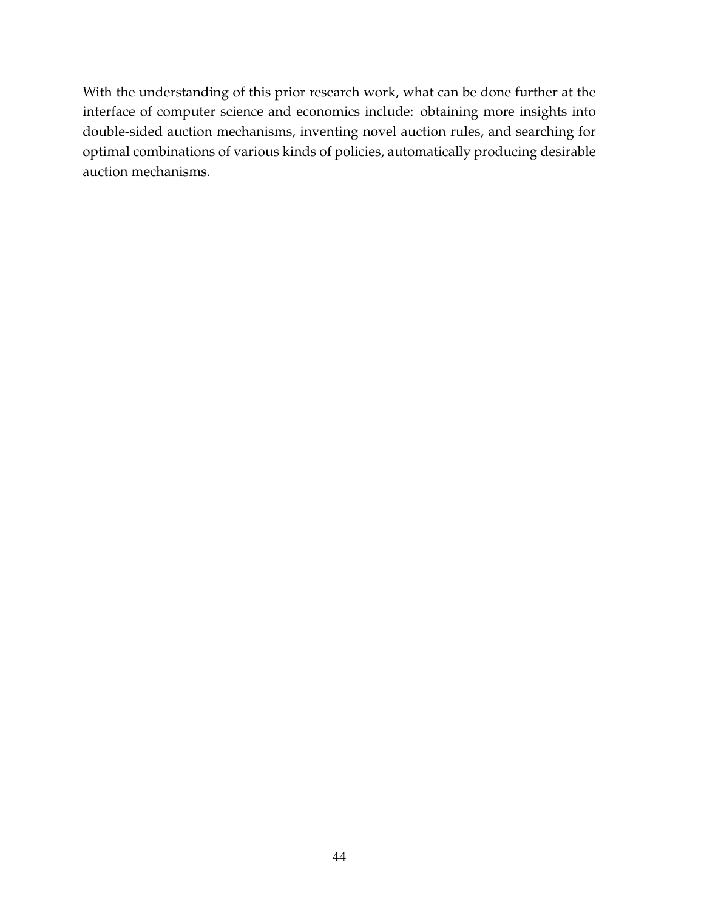With the understanding of this prior research work, what can be done further at the interface of computer science and economics include: obtaining more insights into double-sided auction mechanisms, inventing novel auction rules, and searching for optimal combinations of various kinds of policies, automatically producing desirable auction mechanisms.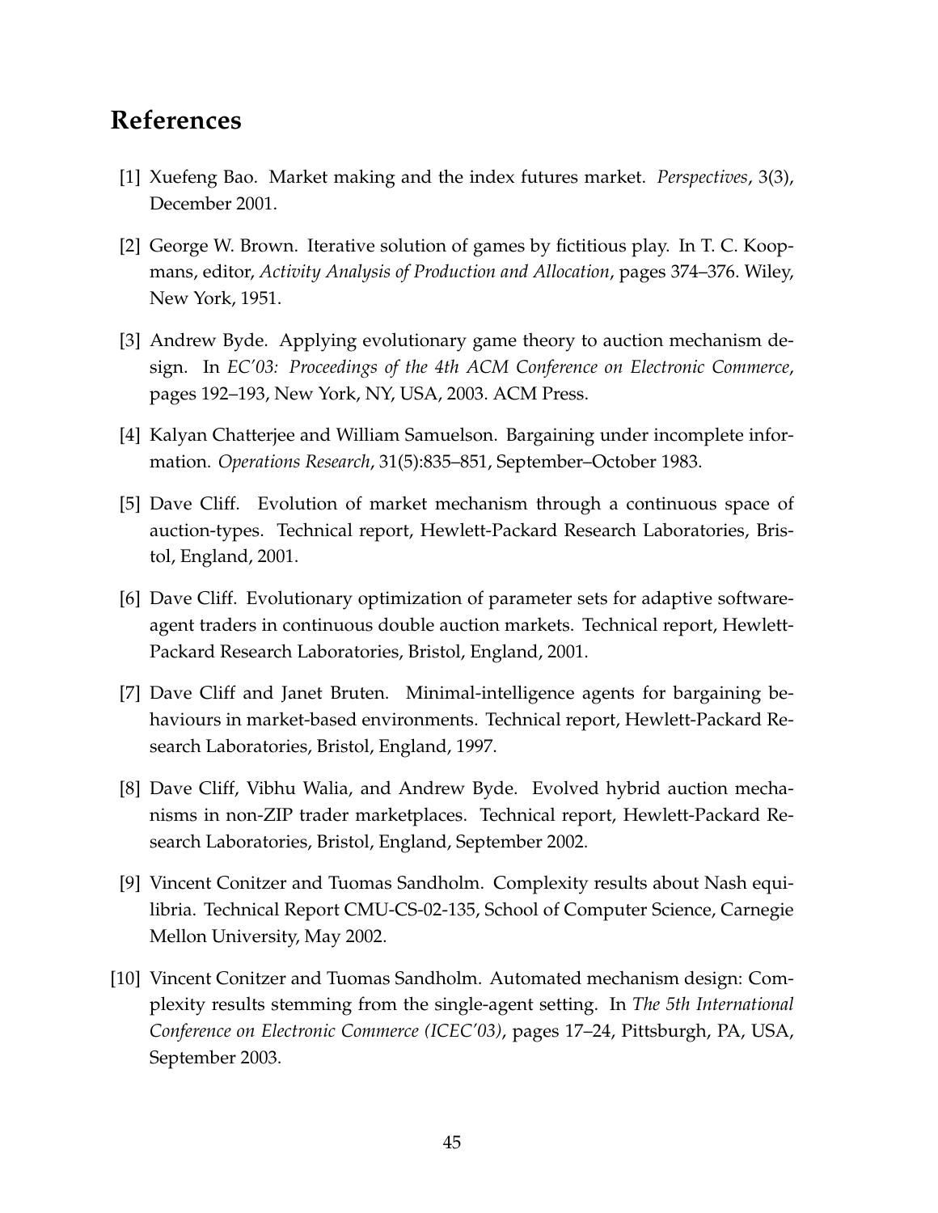# References

[1] Xuefeng Bao. Market making and the index futures market. *Perspectives*, 3(3), December 2001.

[2] George W. Brown. Iterative solution of games by fictitious play. In T. C. Koopmans, editor, *Activity Analysis of Production and Allocation*, pages 374–376. Wiley, New York, 1951.

[3] Andrew Byde. Applying evolutionary game theory to auction mechanism design. In *EC'03: Proceedings of the 4th ACM Conference on Electronic Commerce*, pages 192–193, New York, NY, USA, 2003. ACM Press.

[4] Kalyan Chatterjee and William Samuelson. Bargaining under incomplete information. *Operations Research*, 31(5):835–851, September–October 1983.

[5] Dave Cliff. Evolution of market mechanism through a continuous space of auction-types. Technical report, Hewlett-Packard Research Laboratories, Bristol, England, 2001.

[6] Dave Cliff. Evolutionary optimization of parameter sets for adaptive software-agent traders in continuous double auction markets. Technical report, Hewlett-Packard Research Laboratories, Bristol, England, 2001.

[7] Dave Cliff and Janet Bruten. Minimal-intelligence agents for bargaining behaviours in market-based environments. Technical report, Hewlett-Packard Research Laboratories, Bristol, England, 1997.

[8] Dave Cliff, Vibhu Walia, and Andrew Byde. Evolved hybrid auction mechanisms in non-ZIP trader marketplaces. Technical report, Hewlett-Packard Research Laboratories, Bristol, England, September 2002.

[9] Vincent Conitzer and Tuomas Sandholm. Complexity results about Nash equilibria. Technical Report CMU-CS-02-135, School of Computer Science, Carnegie Mellon University, May 2002.

[10] Vincent Conitzer and Tuomas Sandholm. Automated mechanism design: Complexity results stemming from the single-agent setting. In *The 5th International Conference on Electronic Commerce (ICEC'03)*, pages 17–24, Pittsburgh, PA, USA, September 2003.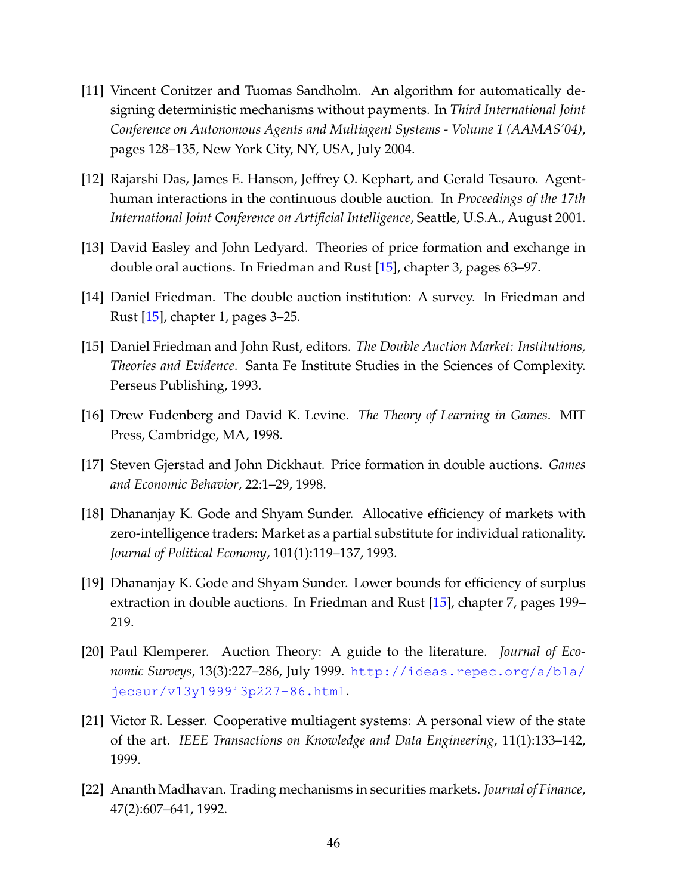[11] Vincent Conitzer and Tuomas Sandholm. An algorithm for automatically designing deterministic mechanisms without payments. In *Third International Joint Conference on Autonomous Agents and Multiagent Systems - Volume 1 (AAMAS'04)*, pages 128–135, New York City, NY, USA, July 2004.

[12] Rajarshi Das, James E. Hanson, Jeffrey O. Kephart, and Gerald Tesauro. Agent-human interactions in the continuous double auction. In *Proceedings of the 17th International Joint Conference on Artificial Intelligence*, Seattle, U.S.A., August 2001.

[13] David Easley and John Ledyard. Theories of price formation and exchange in double oral auctions. In Friedman and Rust [15], chapter 3, pages 63–97.

[14] Daniel Friedman. The double auction institution: A survey. In Friedman and Rust [15], chapter 1, pages 3–25.

[15] Daniel Friedman and John Rust, editors. *The Double Auction Market: Institutions, Theories and Evidence*. Santa Fe Institute Studies in the Sciences of Complexity. Perseus Publishing, 1993.

[16] Drew Fudenberg and David K. Levine. *The Theory of Learning in Games*. MIT Press, Cambridge, MA, 1998.

[17] Steven Gjerstad and John Dickhaut. Price formation in double auctions. *Games and Economic Behavior*, 22:1–29, 1998.

[18] Dhananjay K. Gode and Shyam Sunder. Allocative efficiency of markets with zero-intelligence traders: Market as a partial substitute for individual rationality. *Journal of Political Economy*, 101(1):119–137, 1993.

[19] Dhananjay K. Gode and Shyam Sunder. Lower bounds for efficiency of surplus extraction in double auctions. In Friedman and Rust [15], chapter 7, pages 199–219.

[20] Paul Klemperer. Auction Theory: A guide to the literature. *Journal of Economic Surveys*, 13(3):227–286, July 1999. http://ideas.repec.org/a/bla/jecsur/v13y1999i3p227-86.html.

[21] Victor R. Lesser. Cooperative multiagent systems: A personal view of the state of the art. *IEEE Transactions on Knowledge and Data Engineering*, 11(1):133–142, 1999.

[22] Ananth Madhavan. Trading mechanisms in securities markets. *Journal of Finance*, 47(2):607–641, 1992.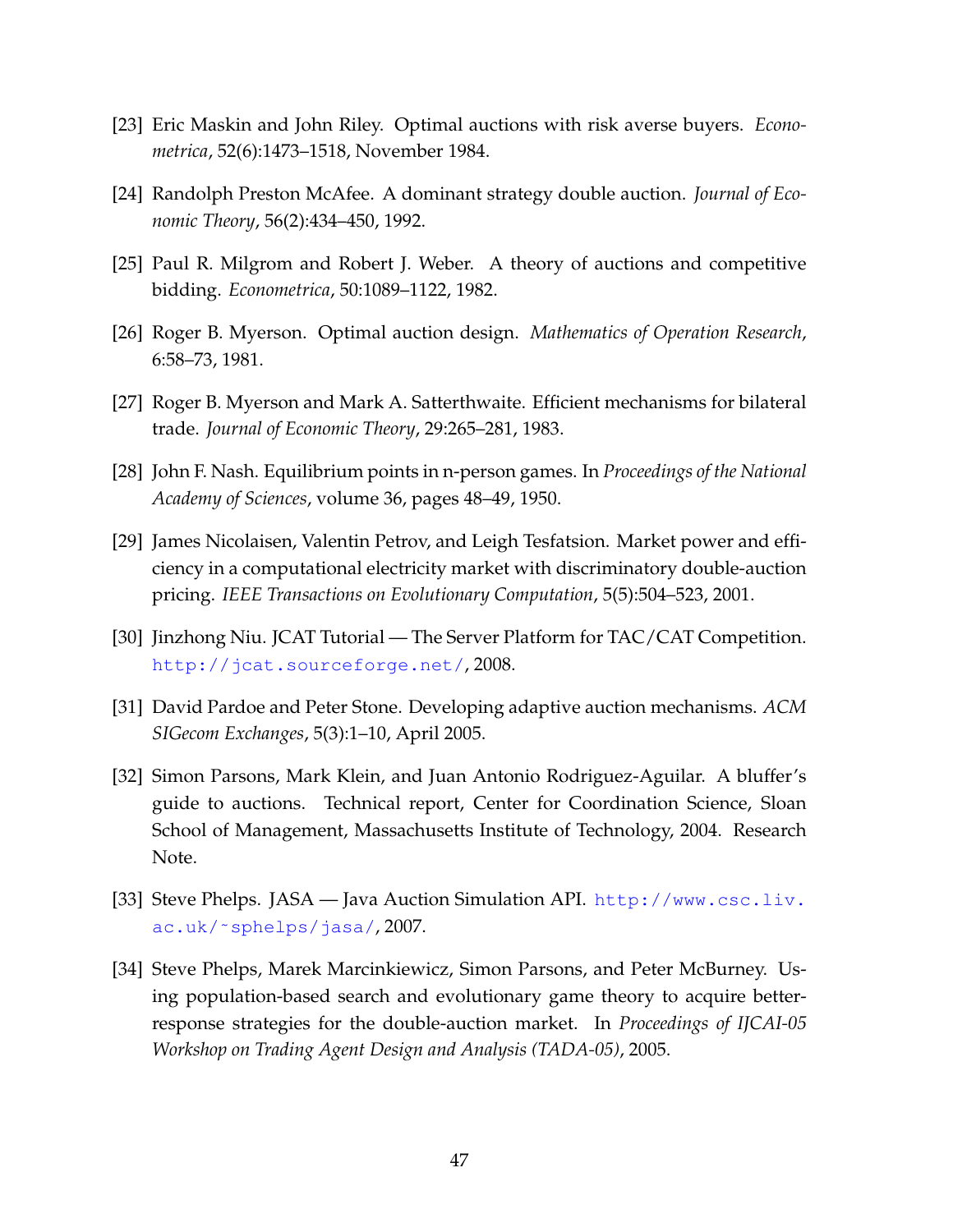[23] Eric Maskin and John Riley. Optimal auctions with risk averse buyers. *Econometrica*, 52(6):1473–1518, November 1984.

[24] Randolph Preston McAfee. A dominant strategy double auction. *Journal of Economic Theory*, 56(2):434–450, 1992.

[25] Paul R. Milgrom and Robert J. Weber. A theory of auctions and competitive bidding. *Econometrica*, 50:1089–1122, 1982.

[26] Roger B. Myerson. Optimal auction design. *Mathematics of Operation Research*, 6:58–73, 1981.

[27] Roger B. Myerson and Mark A. Satterthwaite. Efficient mechanisms for bilateral trade. *Journal of Economic Theory*, 29:265–281, 1983.

[28] John F. Nash. Equilibrium points in n-person games. In *Proceedings of the National Academy of Sciences*, volume 36, pages 48–49, 1950.

[29] James Nicolaisen, Valentin Petrov, and Leigh Tesfatsion. Market power and efficiency in a computational electricity market with discriminatory double-auction pricing. *IEEE Transactions on Evolutionary Computation*, 5(5):504–523, 2001.

[30] Jinzhong Niu. JCAT Tutorial — The Server Platform for TAC/CAT Competition. http://jcat.sourceforge.net/, 2008.

[31] David Pardoe and Peter Stone. Developing adaptive auction mechanisms. *ACM SIGecom Exchanges*, 5(3):1–10, April 2005.

[32] Simon Parsons, Mark Klein, and Juan Antonio Rodriguez-Aguilar. A bluffer's guide to auctions. Technical report, Center for Coordination Science, Sloan School of Management, Massachusetts Institute of Technology, 2004. Research Note.

[33] Steve Phelps. JASA — Java Auction Simulation API. http://www.csc.liv.ac.uk/~sphelps/jasa/, 2007.

[34] Steve Phelps, Marek Marcinkiewicz, Simon Parsons, and Peter McBurney. Using population-based search and evolutionary game theory to acquire better-response strategies for the double-auction market. In *Proceedings of IJCAI-05 Workshop on Trading Agent Design and Analysis (TADA-05)*, 2005.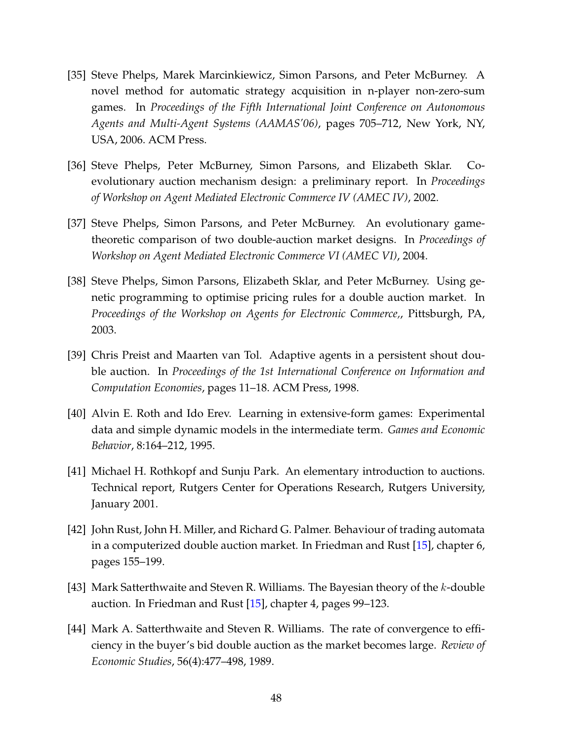[35] Steve Phelps, Marek Marcinkiewicz, Simon Parsons, and Peter McBurney. A novel method for automatic strategy acquisition in n-player non-zero-sum games. In *Proceedings of the Fifth International Joint Conference on Autonomous Agents and Multi-Agent Systems (AAMAS'06)*, pages 705–712, New York, NY, USA, 2006. ACM Press.

[36] Steve Phelps, Peter McBurney, Simon Parsons, and Elizabeth Sklar. Co-evolutionary auction mechanism design: a preliminary report. In *Proceedings of Workshop on Agent Mediated Electronic Commerce IV (AMEC IV)*, 2002.

[37] Steve Phelps, Simon Parsons, and Peter McBurney. An evolutionary game-theoretic comparison of two double-auction market designs. In *Proceedings of Workshop on Agent Mediated Electronic Commerce VI (AMEC VI)*, 2004.

[38] Steve Phelps, Simon Parsons, Elizabeth Sklar, and Peter McBurney. Using genetic programming to optimise pricing rules for a double auction market. In *Proceedings of the Workshop on Agents for Electronic Commerce,*, Pittsburgh, PA, 2003.

[39] Chris Preist and Maarten van Tol. Adaptive agents in a persistent shout double auction. In *Proceedings of the 1st International Conference on Information and Computation Economies*, pages 11–18. ACM Press, 1998.

[40] Alvin E. Roth and Ido Erev. Learning in extensive-form games: Experimental data and simple dynamic models in the intermediate term. *Games and Economic Behavior*, 8:164–212, 1995.

[41] Michael H. Rothkopf and Sunju Park. An elementary introduction to auctions. Technical report, Rutgers Center for Operations Research, Rutgers University, January 2001.

[42] John Rust, John H. Miller, and Richard G. Palmer. Behaviour of trading automata in a computerized double auction market. In Friedman and Rust [15], chapter 6, pages 155–199.

[43] Mark Satterthwaite and Steven R. Williams. The Bayesian theory of the $k$-double auction. In Friedman and Rust [15], chapter 4, pages 99–123.

[44] Mark A. Satterthwaite and Steven R. Williams. The rate of convergence to efficiency in the buyer's bid double auction as the market becomes large. *Review of Economic Studies*, 56(4):477–498, 1989.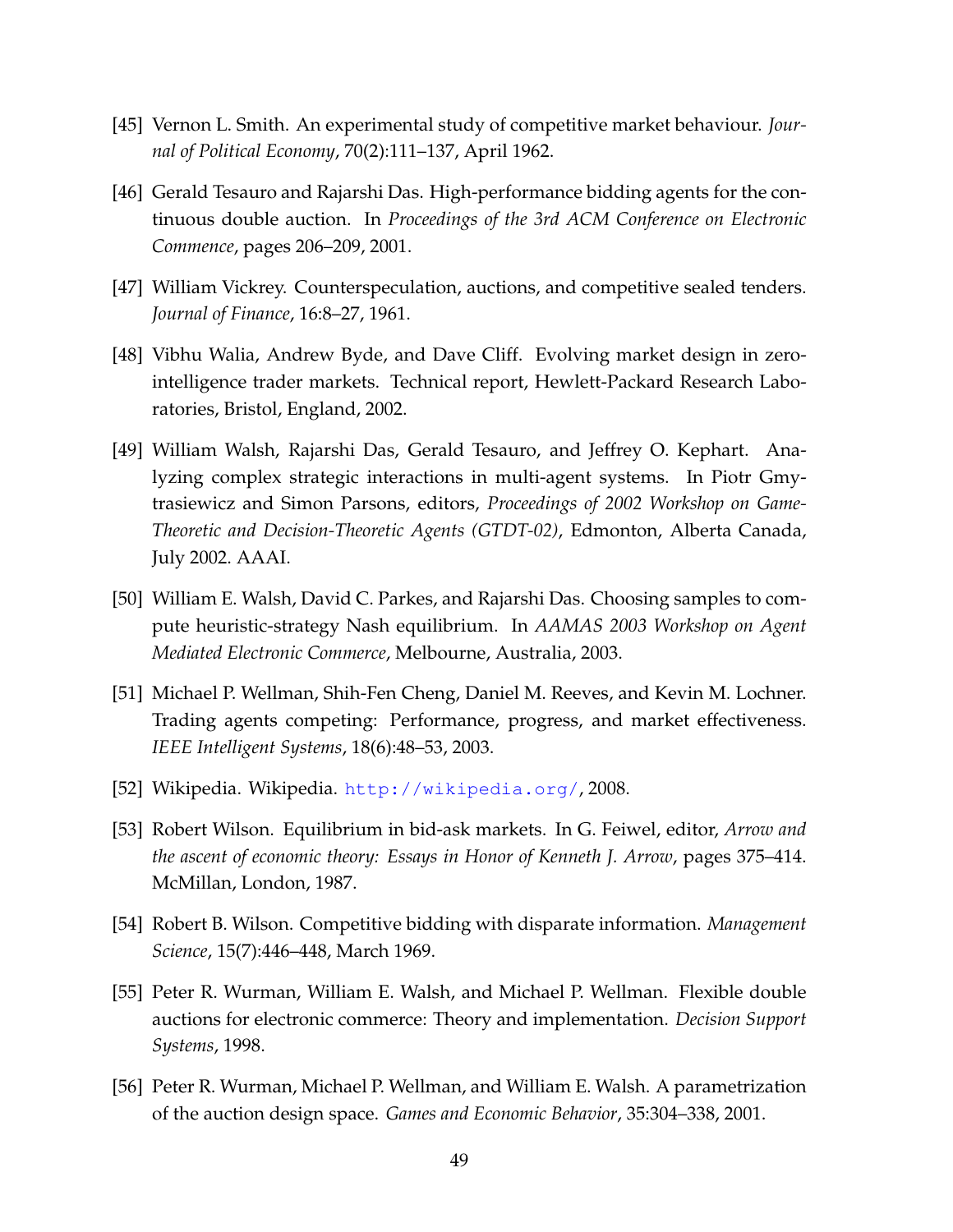[45] Vernon L. Smith. An experimental study of competitive market behaviour. *Journal of Political Economy*, 70(2):111–137, April 1962.

[46] Gerald Tesauro and Rajarshi Das. High-performance bidding agents for the continuous double auction. In *Proceedings of the 3rd ACM Conference on Electronic Commence*, pages 206–209, 2001.

[47] William Vickrey. Counterspeculation, auctions, and competitive sealed tenders. *Journal of Finance*, 16:8–27, 1961.

[48] Vibhu Walia, Andrew Byde, and Dave Cliff. Evolving market design in zero-intelligence trader markets. Technical report, Hewlett-Packard Research Laboratories, Bristol, England, 2002.

[49] William Walsh, Rajarshi Das, Gerald Tesauro, and Jeffrey O. Kephart. Analyzing complex strategic interactions in multi-agent systems. In Piotr Gmytrasiewicz and Simon Parsons, editors, *Proceedings of 2002 Workshop on Game-Theoretic and Decision-Theoretic Agents (GTDT-02)*, Edmonton, Alberta Canada, July 2002. AAAI.

[50] William E. Walsh, David C. Parkes, and Rajarshi Das. Choosing samples to compute heuristic-strategy Nash equilibrium. In *AAMAS 2003 Workshop on Agent Mediated Electronic Commerce*, Melbourne, Australia, 2003.

[51] Michael P. Wellman, Shih-Fen Cheng, Daniel M. Reeves, and Kevin M. Lochner. Trading agents competing: Performance, progress, and market effectiveness. *IEEE Intelligent Systems*, 18(6):48–53, 2003.

[52] Wikipedia. Wikipedia. http://wikipedia.org/, 2008.

[53] Robert Wilson. Equilibrium in bid-ask markets. In G. Feiwel, editor, *Arrow and the ascent of economic theory: Essays in Honor of Kenneth J. Arrow*, pages 375–414. McMillan, London, 1987.

[54] Robert B. Wilson. Competitive bidding with disparate information. *Management Science*, 15(7):446–448, March 1969.

[55] Peter R. Wurman, William E. Walsh, and Michael P. Wellman. Flexible double auctions for electronic commerce: Theory and implementation. *Decision Support Systems*, 1998.

[56] Peter R. Wurman, Michael P. Wellman, and William E. Walsh. A parametrization of the auction design space. *Games and Economic Behavior*, 35:304–338, 2001.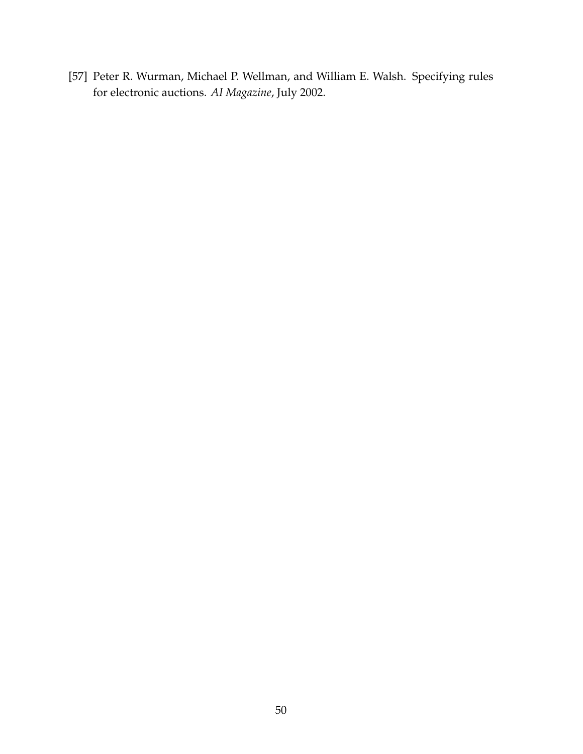[57] Peter R. Wurman, Michael P. Wellman, and William E. Walsh. Specifying rules for electronic auctions. *AI Magazine*, July 2002.